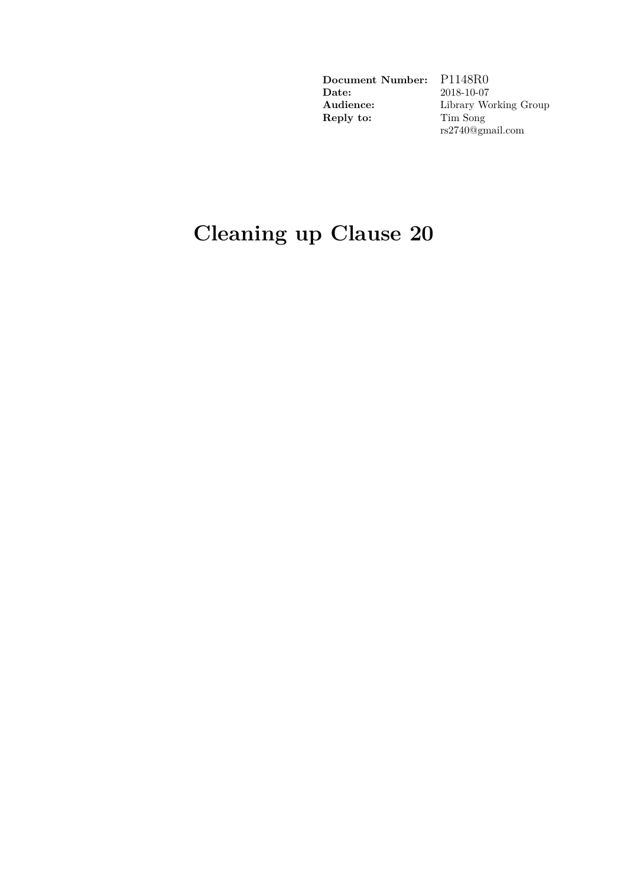| | |
|---|---|
| **Document Number:** | P1148R0 |
| **Date:** | 2018-10-07 |
| **Audience:** | Library Working Group |
| **Reply to:** | Tim Song |
| | rs2740@gmail.com |

# Cleaning up Clause 20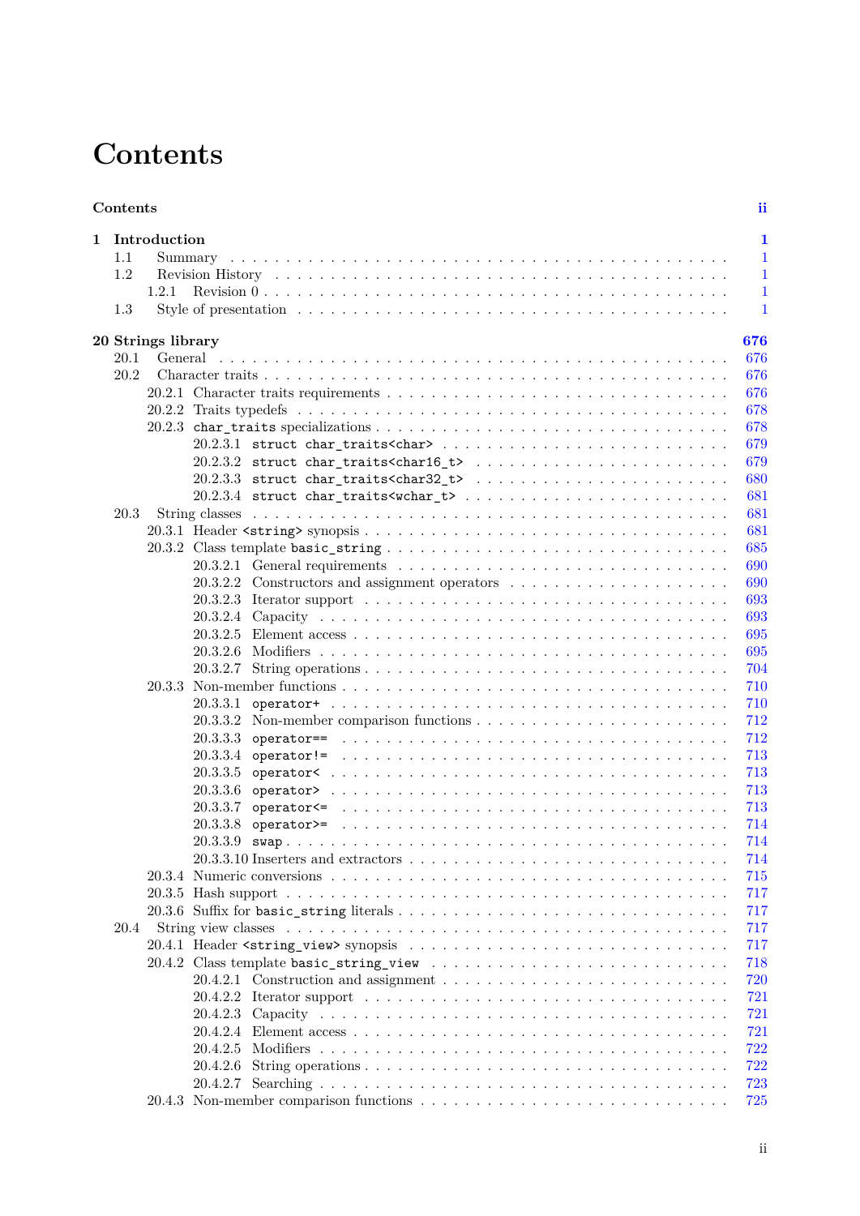# Contents

**Contents** **ii**

**1 Introduction** **1**

- 1.1 Summary . . . 1
- 1.2 Revision History . . . 1
  - 1.2.1 Revision 0 . . . 1
- 1.3 Style of presentation . . . 1

**20 Strings library** **676**

- 20.1 General . . . 676
- 20.2 Character traits . . . 676
  - 20.2.1 Character traits requirements . . . 676
  - 20.2.2 Traits typedefs . . . 678
  - 20.2.3 `char_traits` specializations . . . 678
    - 20.2.3.1 `struct char_traits<char>` . . . 679
    - 20.2.3.2 `struct char_traits<char16_t>` . . . 679
    - 20.2.3.3 `struct char_traits<char32_t>` . . . 680
    - 20.2.3.4 `struct char_traits<wchar_t>` . . . 681
- 20.3 String classes . . . 681
  - 20.3.1 Header `<string>` synopsis . . . 681
  - 20.3.2 Class template `basic_string` . . . 685
    - 20.3.2.1 General requirements . . . 690
    - 20.3.2.2 Constructors and assignment operators . . . 690
    - 20.3.2.3 Iterator support . . . 693
    - 20.3.2.4 Capacity . . . 693
    - 20.3.2.5 Element access . . . 695
    - 20.3.2.6 Modifiers . . . 695
    - 20.3.2.7 String operations . . . 704
  - 20.3.3 Non-member functions . . . 710
    - 20.3.3.1 `operator+` . . . 710
    - 20.3.3.2 Non-member comparison functions . . . 712
    - 20.3.3.3 `operator==` . . . 712
    - 20.3.3.4 `operator!=` . . . 713
    - 20.3.3.5 `operator<` . . . 713
    - 20.3.3.6 `operator>` . . . 713
    - 20.3.3.7 `operator<=` . . . 713
    - 20.3.3.8 `operator>=` . . . 714
    - 20.3.3.9 `swap` . . . 714
    - 20.3.3.10 Inserters and extractors . . . 714
  - 20.3.4 Numeric conversions . . . 715
  - 20.3.5 Hash support . . . 717
  - 20.3.6 Suffix for `basic_string` literals . . . 717
- 20.4 String view classes . . . 717
  - 20.4.1 Header `<string_view>` synopsis . . . 717
  - 20.4.2 Class template `basic_string_view` . . . 718
    - 20.4.2.1 Construction and assignment . . . 720
    - 20.4.2.2 Iterator support . . . 721
    - 20.4.2.3 Capacity . . . 721
    - 20.4.2.4 Element access . . . 721
    - 20.4.2.5 Modifiers . . . 722
    - 20.4.2.6 String operations . . . 722
    - 20.4.2.7 Searching . . . 723
  - 20.4.3 Non-member comparison functions . . . 725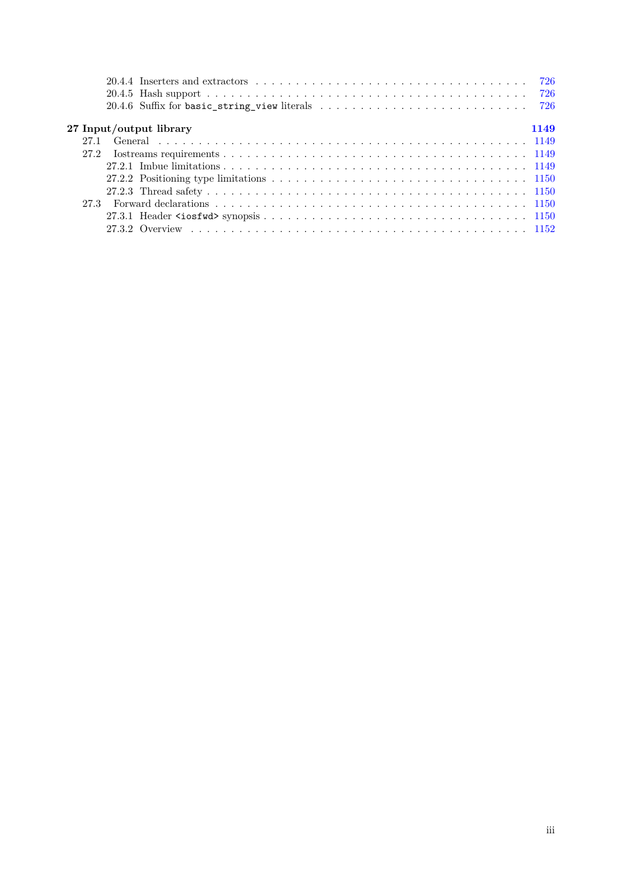20.4.4 Inserters and extractors . . . . . . . . . . . . . . . . . . . . . . . . . . . . . . . . . . . 726
20.4.5 Hash support . . . . . . . . . . . . . . . . . . . . . . . . . . . . . . . . . . . . . . . . . 726
20.4.6 Suffix for `basic_string_view` literals . . . . . . . . . . . . . . . . . . . . . . . . . . 726

**27 Input/output library** **1149**

27.1 General . . . . . . . . . . . . . . . . . . . . . . . . . . . . . . . . . . . . . . . . . . . 1149
27.2 Iostreams requirements . . . . . . . . . . . . . . . . . . . . . . . . . . . . . . . . . . 1149
27.2.1 Imbue limitations . . . . . . . . . . . . . . . . . . . . . . . . . . . . . . . . . . . . . 1149
27.2.2 Positioning type limitations . . . . . . . . . . . . . . . . . . . . . . . . . . . . . . . 1150
27.2.3 Thread safety . . . . . . . . . . . . . . . . . . . . . . . . . . . . . . . . . . . . . . . . 1150
27.3 Forward declarations . . . . . . . . . . . . . . . . . . . . . . . . . . . . . . . . . . . 1150
27.3.1 Header `<iosfwd>` synopsis . . . . . . . . . . . . . . . . . . . . . . . . . . . . . . . 1150
27.3.2 Overview . . . . . . . . . . . . . . . . . . . . . . . . . . . . . . . . . . . . . . . . . . . 1152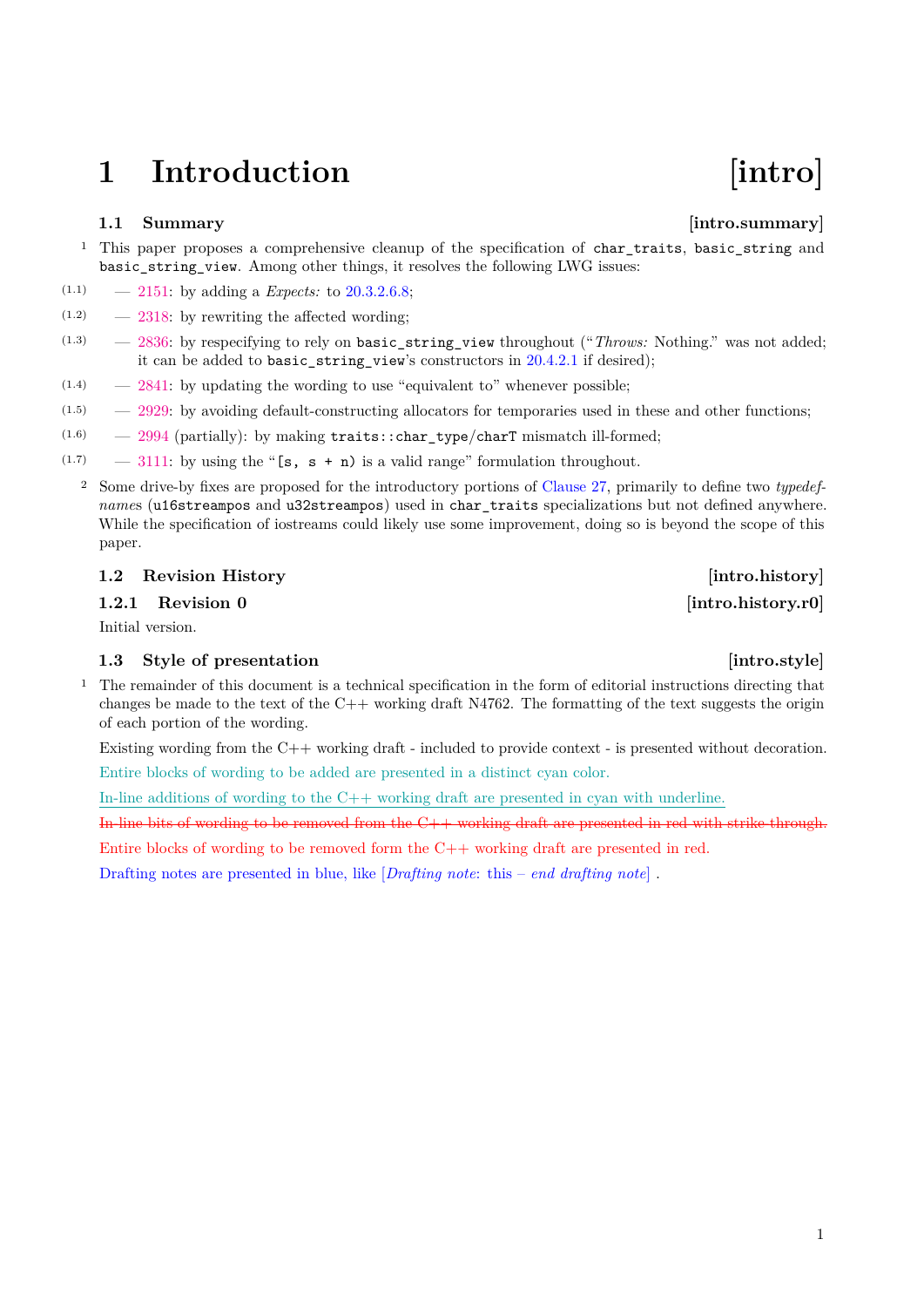# 1 Introduction [intro]

## 1.1 Summary [intro.summary]

1 This paper proposes a comprehensive cleanup of the specification of `char_traits`, `basic_string` and `basic_string_view`. Among other things, it resolves the following LWG issues:

(1.1) — 2151: by adding a *Expects:* to 20.3.2.6.8;

(1.2) — 2318: by rewriting the affected wording;

(1.3) — 2836: by respecifying to rely on `basic_string_view` throughout ("*Throws:* Nothing." was not added; it can be added to `basic_string_view`'s constructors in 20.4.2.1 if desired);

(1.4) — 2841: by updating the wording to use "equivalent to" whenever possible;

(1.5) — 2929: by avoiding default-constructing allocators for temporaries used in these and other functions;

(1.6) — 2994 (partially): by making `traits::char_type`/`charT` mismatch ill-formed;

(1.7) — 3111: by using the "`[s, s + n)` is a valid range" formulation throughout.

2 Some drive-by fixes are proposed for the introductory portions of Clause 27, primarily to define two *typedef-names* (`u16streampos` and `u32streampos`) used in `char_traits` specializations but not defined anywhere. While the specification of iostreams could likely use some improvement, doing so is beyond the scope of this paper.

## 1.2 Revision History [intro.history]

### 1.2.1 Revision 0 [intro.history.r0]

Initial version.

## 1.3 Style of presentation [intro.style]

1 The remainder of this document is a technical specification in the form of editorial instructions directing that changes be made to the text of the C++ working draft N4762. The formatting of the text suggests the origin of each portion of the wording.

Existing wording from the C++ working draft - included to provide context - is presented without decoration.

Entire blocks of wording to be added are presented in a distinct cyan color.

In-line additions of wording to the C++ working draft are presented in cyan with underline.

~~In-line bits of wording to be removed from the C++ working draft are presented in red with strike-through.~~

Entire blocks of wording to be removed form the C++ working draft are presented in red.

Drafting notes are presented in blue, like [*Drafting note*: this – *end drafting note*] .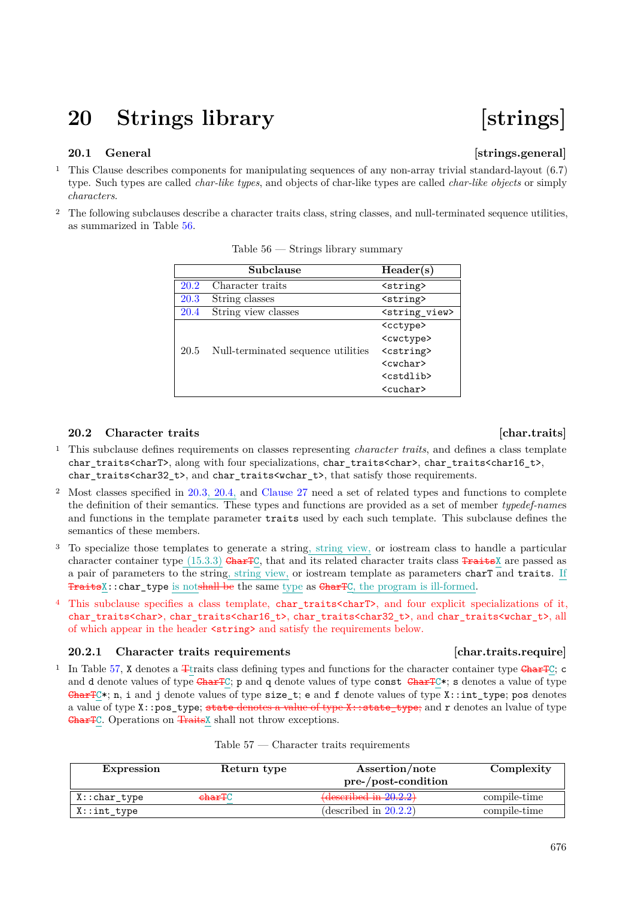# 20 Strings library [strings]

## 20.1 General [strings.general]

1 This Clause describes components for manipulating sequences of any non-array trivial standard-layout (6.7) type. Such types are called *char-like types*, and objects of char-like types are called *char-like objects* or simply *characters*.

2 The following subclauses describe a character traits class, string classes, and null-terminated sequence utilities, as summarized in Table 56.

Table 56 — Strings library summary

| | Subclause | Header(s) |
|---|---|---|
| 20.2 | Character traits | `<string>` |
| 20.3 | String classes | `<string>` |
| 20.4 | String view classes | `<string_view>` |
| 20.5 | Null-terminated sequence utilities | `<cctype>` `<cwctype>` `<cstring>` `<cwchar>` `<cstdlib>` `<cuchar>` |

## 20.2 Character traits [char.traits]

1 This subclause defines requirements on classes representing *character traits*, and defines a class template `char_traits<charT>`, along with four specializations, `char_traits<char>`, `char_traits<char16_t>`, `char_traits<char32_t>`, and `char_traits<wchar_t>`, that satisfy those requirements.

2 Most classes specified in 20.3, 20.4, and Clause 27 need a set of related types and functions to complete the definition of their semantics. These types and functions are provided as a set of member *typedef-names* and functions in the template parameter `traits` used by each such template. This subclause defines the semantics of these members.

3 To specialize those templates to generate a string, string view, or iostream class to handle a particular character container type (15.3.3) ~~`CharT`~~`C`, that and its related character traits class ~~`Traits`~~`X` are passed as a pair of parameters to the string, string view, or iostream template as parameters `charT` and `traits`. If ~~`Traits`~~`X::char_type` is not~~shall be~~ the same type as ~~`CharT`~~`C`, the program is ill-formed.

4 ~~This subclause specifies a class template, `char_traits<charT>`, and four explicit specializations of it, `char_traits<char>`, `char_traits<char16_t>`, `char_traits<char32_t>`, and `char_traits<wchar_t>`, all of which appear in the header `<string>` and satisfy the requirements below.~~

### 20.2.1 Character traits requirements [char.traits.require]

1 In Table 57, `X` denotes a ~~T~~traits class defining types and functions for the character container type ~~`CharT`~~`C`; `c` and `d` denote values of type ~~`CharT`~~`C`; `p` and `q` denote values of type `const` ~~`CharT`~~`C*`; `s` denotes a value of type ~~`CharT`~~`C*`; `n`, `i` and `j` denote values of type `size_t`; `e` and `f` denote values of type `X::int_type`; `pos` denotes a value of type `X::pos_type`; ~~`state` denotes a value of type `X::state_type`;~~ and `r` denotes an lvalue of type ~~`CharT`~~`C`. Operations on ~~`Traits`~~`X` shall not throw exceptions.

Table 57 — Character traits requirements

| Expression | Return type | Assertion/note pre-/post-condition | Complexity |
|---|---|---|---|
| `X::char_type` | ~~`charT`~~`C` | ~~(described in 20.2.2)~~ | compile-time |
| `X::int_type` | | (described in 20.2.2) | compile-time |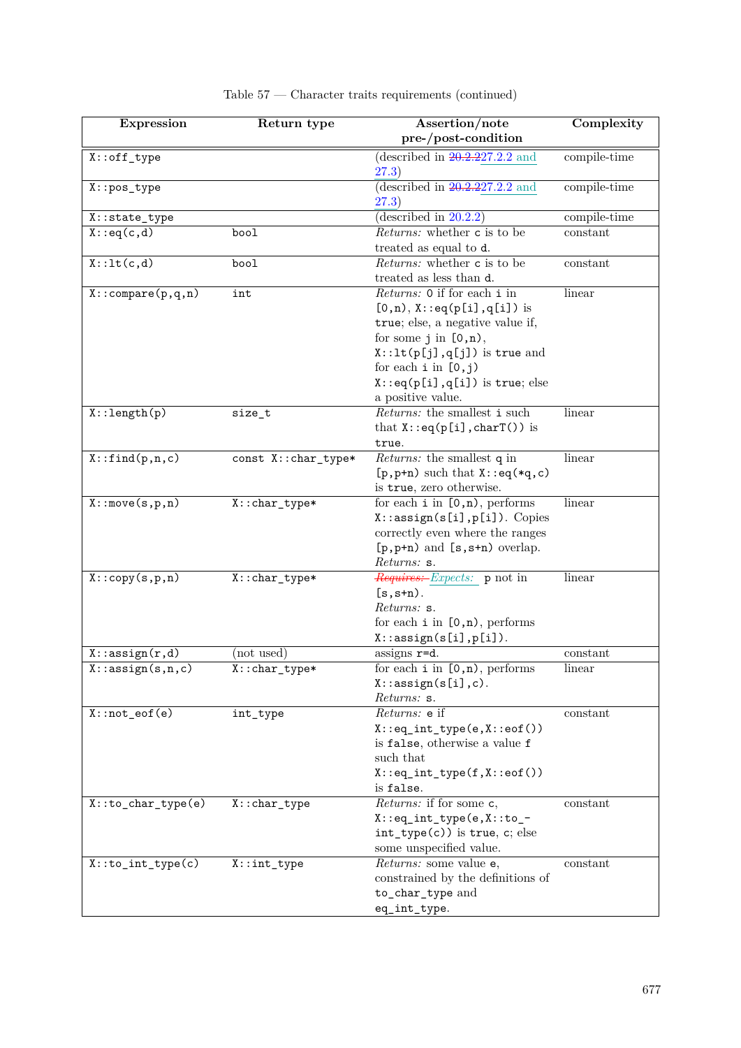Table 57 — Character traits requirements (continued)

| Expression | Return type | Assertion/note pre-/post-condition | Complexity |
|---|---|---|---|
| `X::off_type` | | (described in ~~20.2.2~~27.2.2 and 27.3) | compile-time |
| `X::pos_type` | | (described in ~~20.2.2~~27.2.2 and 27.3) | compile-time |
| `X::state_type` | | (described in 20.2.2) | compile-time |
| `X::eq(c,d)` | `bool` | *Returns:* whether `c` is to be treated as equal to `d`. | constant |
| `X::lt(c,d)` | `bool` | *Returns:* whether `c` is to be treated as less than `d`. | constant |
| `X::compare(p,q,n)` | `int` | *Returns:* `0` if for each `i` in `[0,n)`, `X::eq(p[i],q[i])` is `true`; else, a negative value if, for some `j` in `[0,n)`, `X::lt(p[j],q[j])` is `true` and for each `i` in `[0,j)` `X::eq(p[i],q[i])` is `true`; else a positive value. | linear |
| `X::length(p)` | `size_t` | *Returns:* the smallest `i` such that `X::eq(p[i],charT())` is `true`. | linear |
| `X::find(p,n,c)` | `const X::char_type*` | *Returns:* the smallest `q` in `[p,p+n)` such that `X::eq(*q,c)` is `true`, zero otherwise. | linear |
| `X::move(s,p,n)` | `X::char_type*` | for each `i` in `[0,n)`, performs `X::assign(s[i],p[i])`. Copies correctly even where the ranges `[p,p+n)` and `[s,s+n)` overlap. *Returns:* `s`. | linear |
| `X::copy(s,p,n)` | `X::char_type*` | ~~*Requires:*~~ *Expects:* `p` not in `[s,s+n)`. *Returns:* `s`. for each `i` in `[0,n)`, performs `X::assign(s[i],p[i])`. | linear |
| `X::assign(r,d)` | (not used) | assigns `r=d`. | constant |
| `X::assign(s,n,c)` | `X::char_type*` | for each `i` in `[0,n)`, performs `X::assign(s[i],c)`. *Returns:* `s`. | linear |
| `X::not_eof(e)` | `int_type` | *Returns:* `e` if `X::eq_int_type(e,X::eof())` is `false`, otherwise a value `f` such that `X::eq_int_type(f,X::eof())` is `false`. | constant |
| `X::to_char_type(e)` | `X::char_type` | *Returns:* if for some `c`, `X::eq_int_type(e,X::to_int_type(c))` is `true`, `c`; else some unspecified value. | constant |
| `X::to_int_type(c)` | `X::int_type` | *Returns:* some value `e`, constrained by the definitions of `to_char_type` and `eq_int_type`. | constant |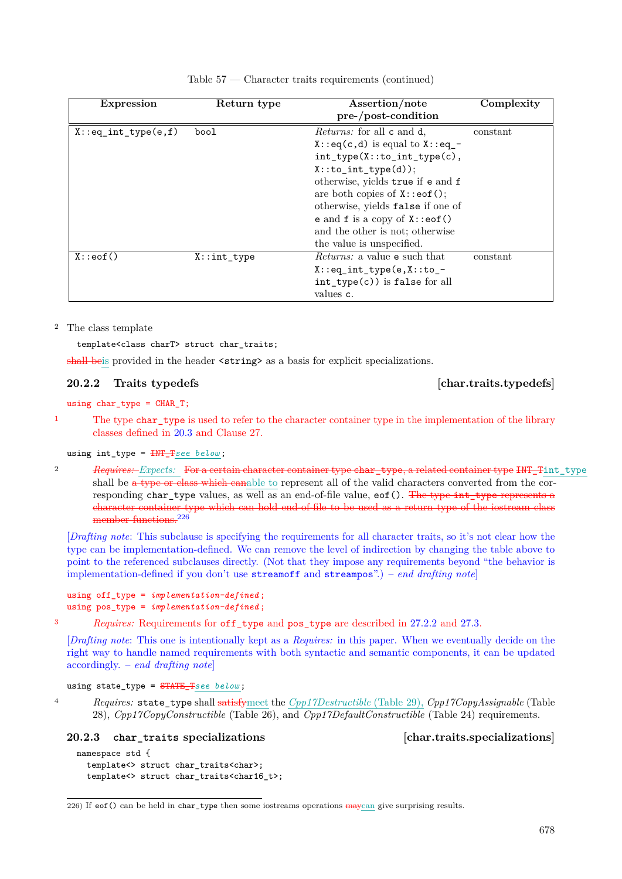Table 57 — Character traits requirements (continued)

| Expression | Return type | Assertion/note pre-/post-condition | Complexity |
|---|---|---|---|
| `X::eq_int_type(e,f)` | `bool` | *Returns:* for all `c` and `d`, `X::eq(c,d)` is equal to `X::eq_int_type(X::to_int_type(c), X::to_int_type(d))`; otherwise, yields `true` if `e` and `f` are both copies of `X::eof()`; otherwise, yields `false` if one of `e` and `f` is a copy of `X::eof()` and the other is not; otherwise the value is unspecified. | constant |
| `X::eof()` | `X::int_type` | *Returns:* a value `e` such that `X::eq_int_type(e,X::to_int_type(c))` is `false` for all values `c`. | constant |

2 The class template

```
template<class charT> struct char_traits;
```

~~shall be~~is provided in the header `<string>` as a basis for explicit specializations.

### 20.2.2 Traits typedefs [char.traits.typedefs]

```
using char_type = CHAR_T;
```

1 The type `char_type` is used to refer to the character container type in the implementation of the library classes defined in 20.3 and Clause 27.

```
using int_type = INT_Tsee below;
```

(`INT_T` struck out, replaced by *`see below`*)

2 ~~*Requires:*~~ *Expects:* ~~For a certain character container type `char_type`, a related container type `INT_T`~~`int_type` shall be ~~a type or class which can~~able to represent all of the valid characters converted from the corresponding `char_type` values, as well as an end-of-file value, `eof()`. ~~The type `int_type` represents a character container type which can hold end-of-file to be used as a return type of the iostream class member functions.~~[226]

[*Drafting note*: This subclause is specifying the requirements for all character traits, so it's not clear how the type can be implementation-defined. We can remove the level of indirection by changing the table above to point to the referenced subclauses directly. (Not that they impose any requirements beyond "the behavior is implementation-defined if you don't use `streamoff` and `streampos`".) – *end drafting note*]

```
using off_type = implementation-defined;
using pos_type = implementation-defined;
```

3 *Requires:* Requirements for `off_type` and `pos_type` are described in 27.2.2 and 27.3.

[*Drafting note*: This one is intentionally kept as a *Requires:* in this paper. When we eventually decide on the right way to handle named requirements with both syntactic and semantic components, it can be updated accordingly. – *end drafting note*]

```
using state_type = STATE_Tsee below;
```

(`STATE_T` struck out, replaced by *`see below`*)

4 *Requires:* `state_type` shall ~~satisfy~~meet the *Cpp17Destructible* (Table 29), *Cpp17CopyAssignable* (Table 28), *Cpp17CopyConstructible* (Table 26), and *Cpp17DefaultConstructible* (Table 24) requirements.

### 20.2.3 `char_traits` specializations [char.traits.specializations]

```
namespace std {
  template<> struct char_traits<char>;
  template<> struct char_traits<char16_t>;
```

226) If `eof()` can be held in `char_type` then some iostreams operations ~~may~~can give surprising results.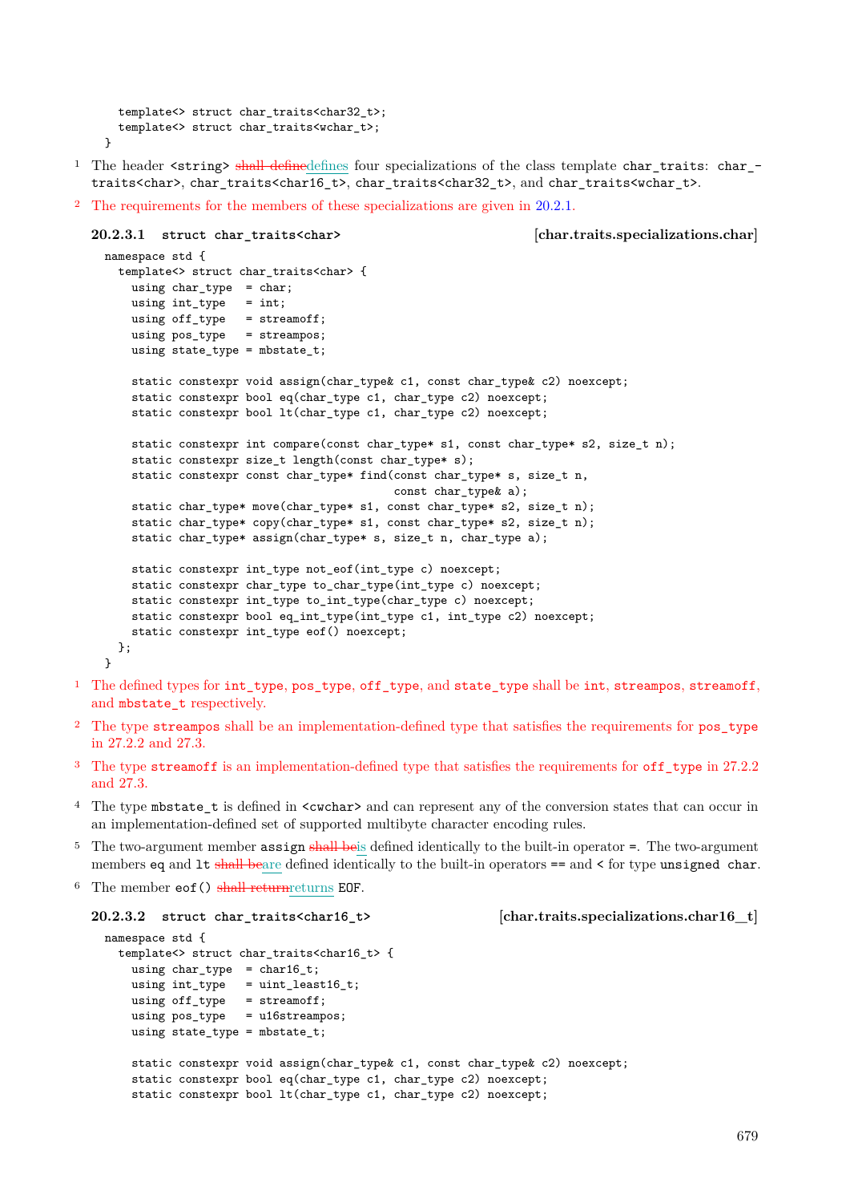```
    template<> struct char_traits<char32_t>;
    template<> struct char_traits<wchar_t>;
  }
```

[1] The header `<string>` ~~shall define~~defines four specializations of the class template `char_traits`: `char_traits<char>`, `char_traits<char16_t>`, `char_traits<char32_t>`, and `char_traits<wchar_t>`.

[2] The requirements for the members of these specializations are given in 20.2.1.

### 20.2.3.1 `struct char_traits<char>` [char.traits.specializations.char]

```
namespace std {
  template<> struct char_traits<char> {
    using char_type  = char;
    using int_type   = int;
    using off_type   = streamoff;
    using pos_type   = streampos;
    using state_type = mbstate_t;

    static constexpr void assign(char_type& c1, const char_type& c2) noexcept;
    static constexpr bool eq(char_type c1, char_type c2) noexcept;
    static constexpr bool lt(char_type c1, char_type c2) noexcept;

    static constexpr int compare(const char_type* s1, const char_type* s2, size_t n);
    static constexpr size_t length(const char_type* s);
    static constexpr const char_type* find(const char_type* s, size_t n,
                                           const char_type& a);
    static char_type* move(char_type* s1, const char_type* s2, size_t n);
    static char_type* copy(char_type* s1, const char_type* s2, size_t n);
    static char_type* assign(char_type* s, size_t n, char_type a);

    static constexpr int_type not_eof(int_type c) noexcept;
    static constexpr char_type to_char_type(int_type c) noexcept;
    static constexpr int_type to_int_type(char_type c) noexcept;
    static constexpr bool eq_int_type(int_type c1, int_type c2) noexcept;
    static constexpr int_type eof() noexcept;
  };
}
```

[1] The defined types for `int_type`, `pos_type`, `off_type`, and `state_type` shall be `int`, `streampos`, `streamoff`, and `mbstate_t` respectively.

[2] The type `streampos` shall be an implementation-defined type that satisfies the requirements for `pos_type` in 27.2.2 and 27.3.

[3] The type `streamoff` is an implementation-defined type that satisfies the requirements for `off_type` in 27.2.2 and 27.3.

[4] The type `mbstate_t` is defined in `<cwchar>` and can represent any of the conversion states that can occur in an implementation-defined set of supported multibyte character encoding rules.

[5] The two-argument member `assign` ~~shall be~~is defined identically to the built-in operator `=`. The two-argument members `eq` and `lt` ~~shall be~~are defined identically to the built-in operators `==` and `<` for type `unsigned char`.

[6] The member `eof()` ~~shall return~~returns `EOF`.

### 20.2.3.2 `struct char_traits<char16_t>` [char.traits.specializations.char16_t]

```
namespace std {
  template<> struct char_traits<char16_t> {
    using char_type  = char16_t;
    using int_type   = uint_least16_t;
    using off_type   = streamoff;
    using pos_type   = u16streampos;
    using state_type = mbstate_t;

    static constexpr void assign(char_type& c1, const char_type& c2) noexcept;
    static constexpr bool eq(char_type c1, char_type c2) noexcept;
    static constexpr bool lt(char_type c1, char_type c2) noexcept;
```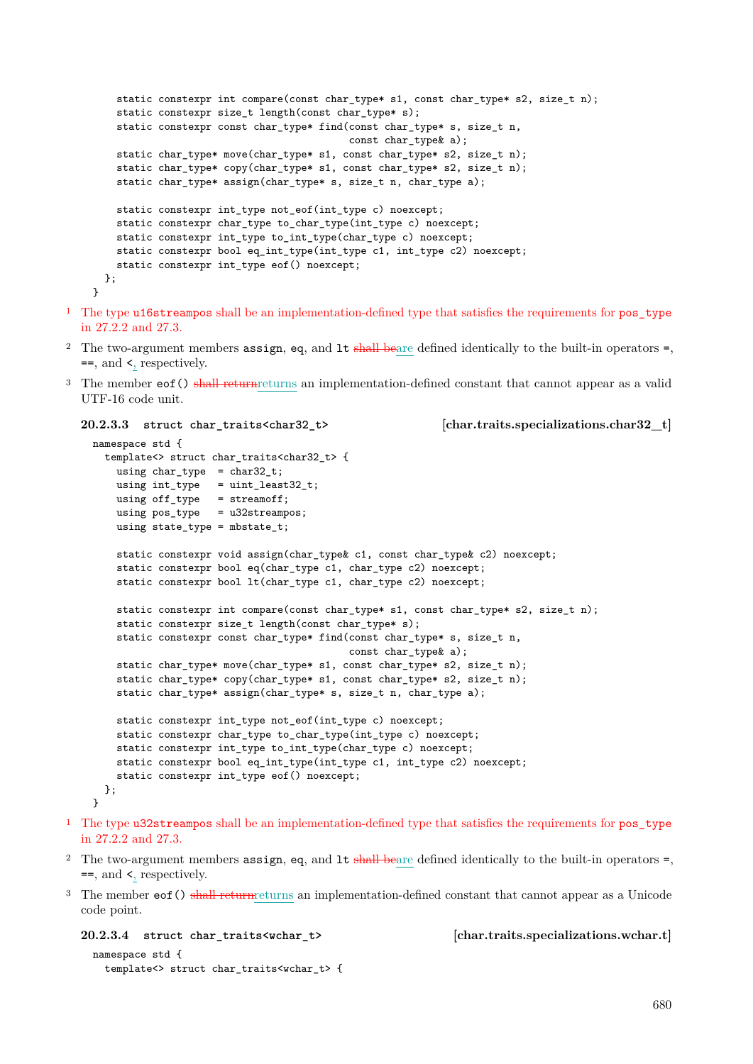```
    static constexpr int compare(const char_type* s1, const char_type* s2, size_t n);
    static constexpr size_t length(const char_type* s);
    static constexpr const char_type* find(const char_type* s, size_t n,
                                           const char_type& a);
    static char_type* move(char_type* s1, const char_type* s2, size_t n);
    static char_type* copy(char_type* s1, const char_type* s2, size_t n);
    static char_type* assign(char_type* s, size_t n, char_type a);

    static constexpr int_type not_eof(int_type c) noexcept;
    static constexpr char_type to_char_type(int_type c) noexcept;
    static constexpr int_type to_int_type(char_type c) noexcept;
    static constexpr bool eq_int_type(int_type c1, int_type c2) noexcept;
    static constexpr int_type eof() noexcept;
  };
}
```

[1] The type `u16streampos` shall be an implementation-defined type that satisfies the requirements for `pos_type` in 27.2.2 and 27.3.

[2] The two-argument members `assign`, `eq`, and `lt` ~~shall be~~are defined identically to the built-in operators `=`, `==`, and `<`, respectively.

[3] The member `eof()` ~~shall return~~returns an implementation-defined constant that cannot appear as a valid UTF-16 code unit.

### 20.2.3.3 struct char_traits<char32_t> [char.traits.specializations.char32__t]

```
namespace std {
  template<> struct char_traits<char32_t> {
    using char_type  = char32_t;
    using int_type   = uint_least32_t;
    using off_type   = streamoff;
    using pos_type   = u32streampos;
    using state_type = mbstate_t;

    static constexpr void assign(char_type& c1, const char_type& c2) noexcept;
    static constexpr bool eq(char_type c1, char_type c2) noexcept;
    static constexpr bool lt(char_type c1, char_type c2) noexcept;

    static constexpr int compare(const char_type* s1, const char_type* s2, size_t n);
    static constexpr size_t length(const char_type* s);
    static constexpr const char_type* find(const char_type* s, size_t n,
                                           const char_type& a);
    static char_type* move(char_type* s1, const char_type* s2, size_t n);
    static char_type* copy(char_type* s1, const char_type* s2, size_t n);
    static char_type* assign(char_type* s, size_t n, char_type a);

    static constexpr int_type not_eof(int_type c) noexcept;
    static constexpr char_type to_char_type(int_type c) noexcept;
    static constexpr int_type to_int_type(char_type c) noexcept;
    static constexpr bool eq_int_type(int_type c1, int_type c2) noexcept;
    static constexpr int_type eof() noexcept;
  };
}
```

[1] The type `u32streampos` shall be an implementation-defined type that satisfies the requirements for `pos_type` in 27.2.2 and 27.3.

[2] The two-argument members `assign`, `eq`, and `lt` ~~shall be~~are defined identically to the built-in operators `=`, `==`, and `<`, respectively.

[3] The member `eof()` ~~shall return~~returns an implementation-defined constant that cannot appear as a Unicode code point.

### 20.2.3.4 struct char_traits<wchar_t> [char.traits.specializations.wchar.t]

```
namespace std {
  template<> struct char_traits<wchar_t> {
```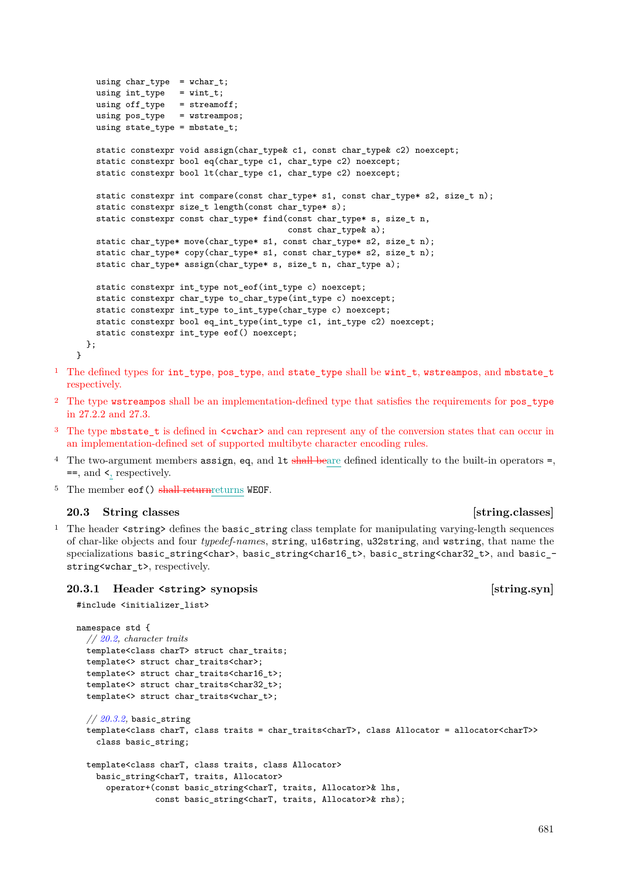```
    using char_type  = wchar_t;
    using int_type   = wint_t;
    using off_type   = streamoff;
    using pos_type   = wstreampos;
    using state_type = mbstate_t;

    static constexpr void assign(char_type& c1, const char_type& c2) noexcept;
    static constexpr bool eq(char_type c1, char_type c2) noexcept;
    static constexpr bool lt(char_type c1, char_type c2) noexcept;

    static constexpr int compare(const char_type* s1, const char_type* s2, size_t n);
    static constexpr size_t length(const char_type* s);
    static constexpr const char_type* find(const char_type* s, size_t n,
                                           const char_type& a);
    static char_type* move(char_type* s1, const char_type* s2, size_t n);
    static char_type* copy(char_type* s1, const char_type* s2, size_t n);
    static char_type* assign(char_type* s, size_t n, char_type a);

    static constexpr int_type not_eof(int_type c) noexcept;
    static constexpr char_type to_char_type(int_type c) noexcept;
    static constexpr int_type to_int_type(char_type c) noexcept;
    static constexpr bool eq_int_type(int_type c1, int_type c2) noexcept;
    static constexpr int_type eof() noexcept;
  };
}
```

1 The defined types for `int_type`, `pos_type`, and `state_type` shall be `wint_t`, `wstreampos`, and `mbstate_t` respectively.

2 The type `wstreampos` shall be an implementation-defined type that satisfies the requirements for `pos_type` in 27.2.2 and 27.3.

3 The type `mbstate_t` is defined in `<cwchar>` and can represent any of the conversion states that can occur in an implementation-defined set of supported multibyte character encoding rules.

4 The two-argument members `assign`, `eq`, and `lt` ~~shall be~~are defined identically to the built-in operators `=`, `==`, and `<`, respectively.

5 The member `eof()` ~~shall return~~returns `WEOF`.

## 20.3 String classes [string.classes]

1 The header `<string>` defines the `basic_string` class template for manipulating varying-length sequences of char-like objects and four *typedef-names*, `string`, `u16string`, `u32string`, and `wstring`, that name the specializations `basic_string<char>`, `basic_string<char16_t>`, `basic_string<char32_t>`, and `basic_string<wchar_t>`, respectively.

### 20.3.1 Header `<string>` synopsis [string.syn]

```
#include <initializer_list>

namespace std {
  // 20.2, character traits
  template<class charT> struct char_traits;
  template<> struct char_traits<char>;
  template<> struct char_traits<char16_t>;
  template<> struct char_traits<char32_t>;
  template<> struct char_traits<wchar_t>;

  // 20.3.2, basic_string
  template<class charT, class traits = char_traits<charT>, class Allocator = allocator<charT>>
    class basic_string;

  template<class charT, class traits, class Allocator>
    basic_string<charT, traits, Allocator>
      operator+(const basic_string<charT, traits, Allocator>& lhs,
                const basic_string<charT, traits, Allocator>& rhs);
```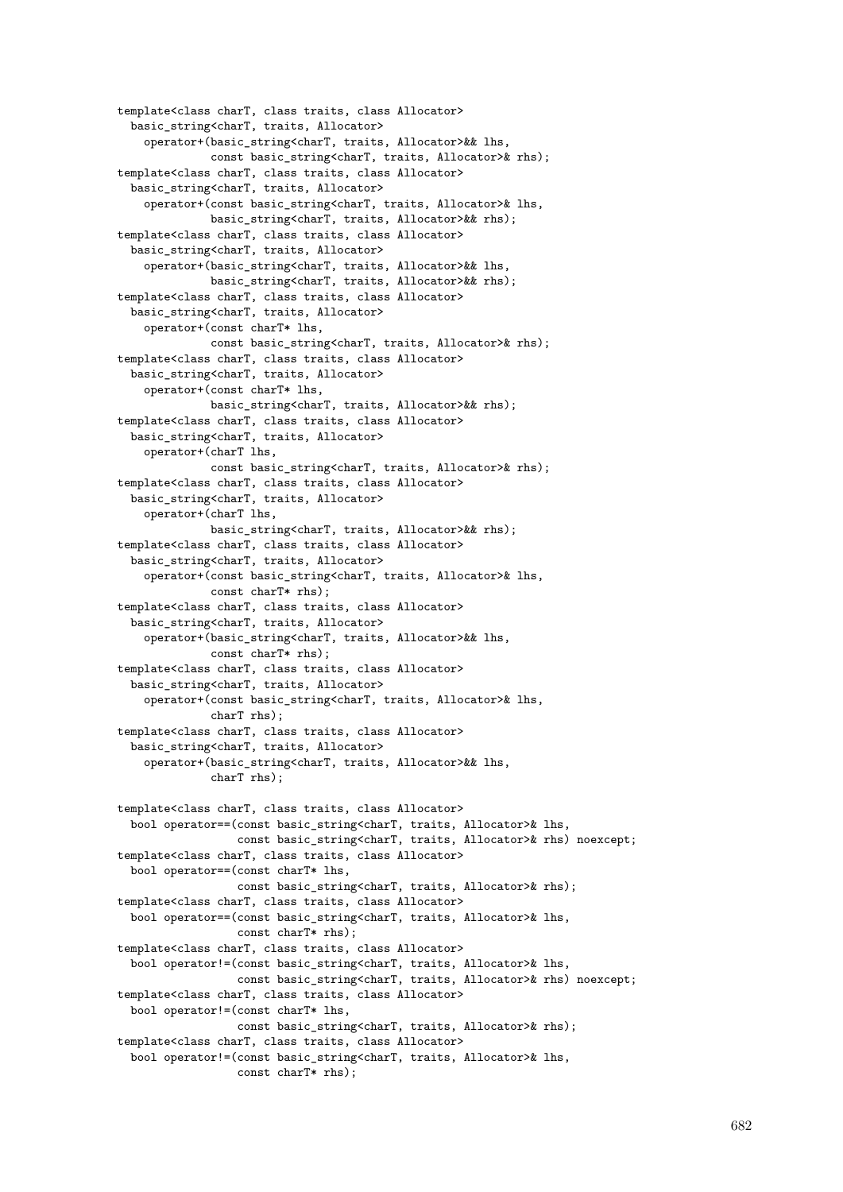```
template<class charT, class traits, class Allocator>
  basic_string<charT, traits, Allocator>
    operator+(basic_string<charT, traits, Allocator>&& lhs,
              const basic_string<charT, traits, Allocator>& rhs);
template<class charT, class traits, class Allocator>
  basic_string<charT, traits, Allocator>
    operator+(const basic_string<charT, traits, Allocator>& lhs,
              basic_string<charT, traits, Allocator>&& rhs);
template<class charT, class traits, class Allocator>
  basic_string<charT, traits, Allocator>
    operator+(basic_string<charT, traits, Allocator>&& lhs,
              basic_string<charT, traits, Allocator>&& rhs);
template<class charT, class traits, class Allocator>
  basic_string<charT, traits, Allocator>
    operator+(const charT* lhs,
              const basic_string<charT, traits, Allocator>& rhs);
template<class charT, class traits, class Allocator>
  basic_string<charT, traits, Allocator>
    operator+(const charT* lhs,
              basic_string<charT, traits, Allocator>&& rhs);
template<class charT, class traits, class Allocator>
  basic_string<charT, traits, Allocator>
    operator+(charT lhs,
              const basic_string<charT, traits, Allocator>& rhs);
template<class charT, class traits, class Allocator>
  basic_string<charT, traits, Allocator>
    operator+(charT lhs,
              basic_string<charT, traits, Allocator>&& rhs);
template<class charT, class traits, class Allocator>
  basic_string<charT, traits, Allocator>
    operator+(const basic_string<charT, traits, Allocator>& lhs,
              const charT* rhs);
template<class charT, class traits, class Allocator>
  basic_string<charT, traits, Allocator>
    operator+(basic_string<charT, traits, Allocator>&& lhs,
              const charT* rhs);
template<class charT, class traits, class Allocator>
  basic_string<charT, traits, Allocator>
    operator+(const basic_string<charT, traits, Allocator>& lhs,
              charT rhs);
template<class charT, class traits, class Allocator>
  basic_string<charT, traits, Allocator>
    operator+(basic_string<charT, traits, Allocator>&& lhs,
              charT rhs);

template<class charT, class traits, class Allocator>
  bool operator==(const basic_string<charT, traits, Allocator>& lhs,
                  const basic_string<charT, traits, Allocator>& rhs) noexcept;
template<class charT, class traits, class Allocator>
  bool operator==(const charT* lhs,
                  const basic_string<charT, traits, Allocator>& rhs);
template<class charT, class traits, class Allocator>
  bool operator==(const basic_string<charT, traits, Allocator>& lhs,
                  const charT* rhs);
template<class charT, class traits, class Allocator>
  bool operator!=(const basic_string<charT, traits, Allocator>& lhs,
                  const basic_string<charT, traits, Allocator>& rhs) noexcept;
template<class charT, class traits, class Allocator>
  bool operator!=(const charT* lhs,
                  const basic_string<charT, traits, Allocator>& rhs);
template<class charT, class traits, class Allocator>
  bool operator!=(const basic_string<charT, traits, Allocator>& lhs,
                  const charT* rhs);
```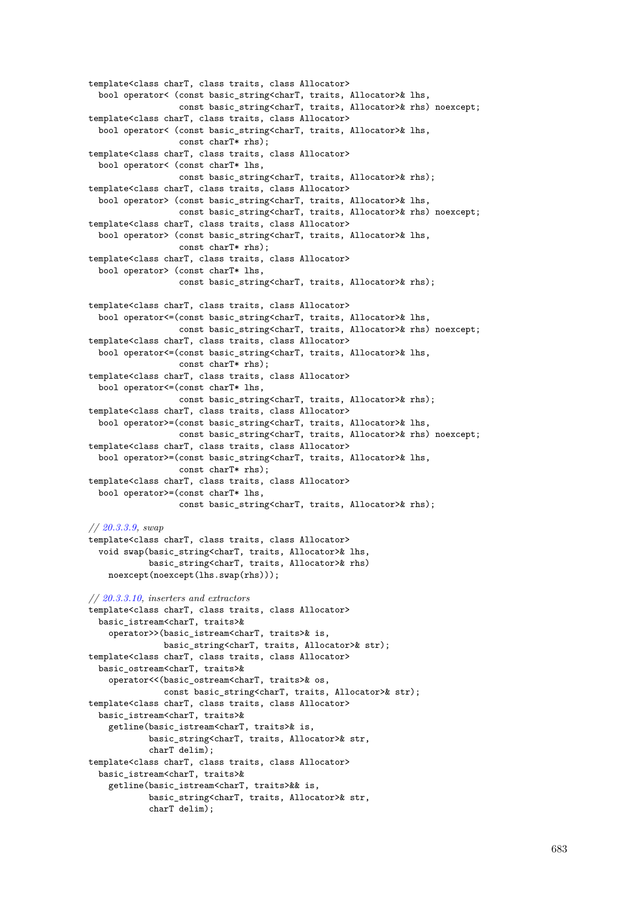```
template<class charT, class traits, class Allocator>
  bool operator< (const basic_string<charT, traits, Allocator>& lhs,
                  const basic_string<charT, traits, Allocator>& rhs) noexcept;
template<class charT, class traits, class Allocator>
  bool operator< (const basic_string<charT, traits, Allocator>& lhs,
                  const charT* rhs);
template<class charT, class traits, class Allocator>
  bool operator< (const charT* lhs,
                  const basic_string<charT, traits, Allocator>& rhs);
template<class charT, class traits, class Allocator>
  bool operator> (const basic_string<charT, traits, Allocator>& lhs,
                  const basic_string<charT, traits, Allocator>& rhs) noexcept;
template<class charT, class traits, class Allocator>
  bool operator> (const basic_string<charT, traits, Allocator>& lhs,
                  const charT* rhs);
template<class charT, class traits, class Allocator>
  bool operator> (const charT* lhs,
                  const basic_string<charT, traits, Allocator>& rhs);

template<class charT, class traits, class Allocator>
  bool operator<=(const basic_string<charT, traits, Allocator>& lhs,
                  const basic_string<charT, traits, Allocator>& rhs) noexcept;
template<class charT, class traits, class Allocator>
  bool operator<=(const basic_string<charT, traits, Allocator>& lhs,
                  const charT* rhs);
template<class charT, class traits, class Allocator>
  bool operator<=(const charT* lhs,
                  const basic_string<charT, traits, Allocator>& rhs);
template<class charT, class traits, class Allocator>
  bool operator>=(const basic_string<charT, traits, Allocator>& lhs,
                  const basic_string<charT, traits, Allocator>& rhs) noexcept;
template<class charT, class traits, class Allocator>
  bool operator>=(const basic_string<charT, traits, Allocator>& lhs,
                  const charT* rhs);
template<class charT, class traits, class Allocator>
  bool operator>=(const charT* lhs,
                  const basic_string<charT, traits, Allocator>& rhs);

// 20.3.3.9, swap
template<class charT, class traits, class Allocator>
  void swap(basic_string<charT, traits, Allocator>& lhs,
            basic_string<charT, traits, Allocator>& rhs)
    noexcept(noexcept(lhs.swap(rhs)));

// 20.3.3.10, inserters and extractors
template<class charT, class traits, class Allocator>
  basic_istream<charT, traits>&
    operator>>(basic_istream<charT, traits>& is,
               basic_string<charT, traits, Allocator>& str);
template<class charT, class traits, class Allocator>
  basic_ostream<charT, traits>&
    operator<<(basic_ostream<charT, traits>& os,
               const basic_string<charT, traits, Allocator>& str);
template<class charT, class traits, class Allocator>
  basic_istream<charT, traits>&
    getline(basic_istream<charT, traits>& is,
            basic_string<charT, traits, Allocator>& str,
            charT delim);
template<class charT, class traits, class Allocator>
  basic_istream<charT, traits>&
    getline(basic_istream<charT, traits>&& is,
            basic_string<charT, traits, Allocator>& str,
            charT delim);
```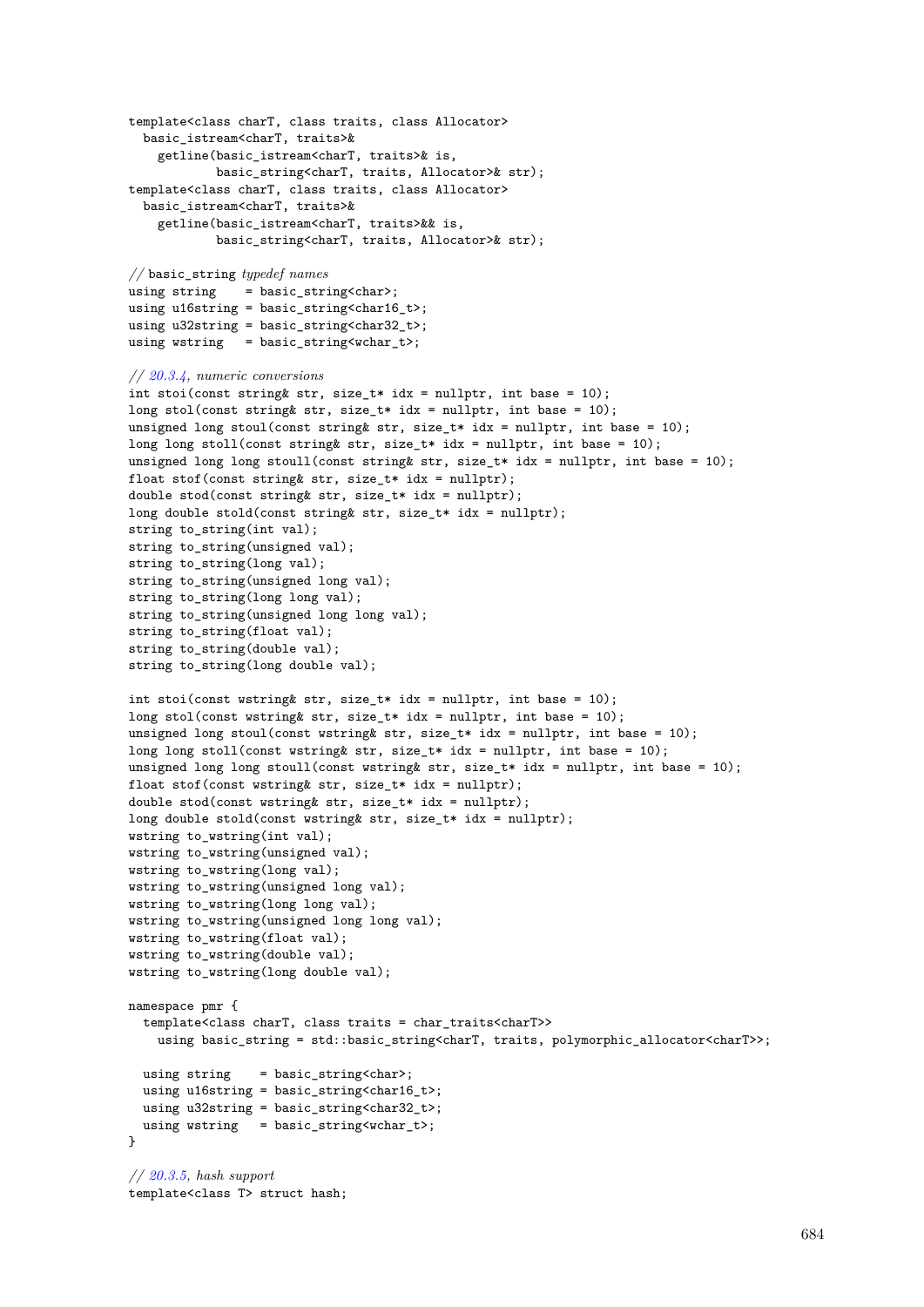```
template<class charT, class traits, class Allocator>
  basic_istream<charT, traits>&
    getline(basic_istream<charT, traits>& is,
            basic_string<charT, traits, Allocator>& str);
template<class charT, class traits, class Allocator>
  basic_istream<charT, traits>&
    getline(basic_istream<charT, traits>&& is,
            basic_string<charT, traits, Allocator>& str);

// basic_string typedef names
using string    = basic_string<char>;
using u16string = basic_string<char16_t>;
using u32string = basic_string<char32_t>;
using wstring   = basic_string<wchar_t>;

// 20.3.4, numeric conversions
int stoi(const string& str, size_t* idx = nullptr, int base = 10);
long stol(const string& str, size_t* idx = nullptr, int base = 10);
unsigned long stoul(const string& str, size_t* idx = nullptr, int base = 10);
long long stoll(const string& str, size_t* idx = nullptr, int base = 10);
unsigned long long stoull(const string& str, size_t* idx = nullptr, int base = 10);
float stof(const string& str, size_t* idx = nullptr);
double stod(const string& str, size_t* idx = nullptr);
long double stold(const string& str, size_t* idx = nullptr);
string to_string(int val);
string to_string(unsigned val);
string to_string(long val);
string to_string(unsigned long val);
string to_string(long long val);
string to_string(unsigned long long val);
string to_string(float val);
string to_string(double val);
string to_string(long double val);

int stoi(const wstring& str, size_t* idx = nullptr, int base = 10);
long stol(const wstring& str, size_t* idx = nullptr, int base = 10);
unsigned long stoul(const wstring& str, size_t* idx = nullptr, int base = 10);
long long stoll(const wstring& str, size_t* idx = nullptr, int base = 10);
unsigned long long stoull(const wstring& str, size_t* idx = nullptr, int base = 10);
float stof(const wstring& str, size_t* idx = nullptr);
double stod(const wstring& str, size_t* idx = nullptr);
long double stold(const wstring& str, size_t* idx = nullptr);
wstring to_wstring(int val);
wstring to_wstring(unsigned val);
wstring to_wstring(long val);
wstring to_wstring(unsigned long val);
wstring to_wstring(long long val);
wstring to_wstring(unsigned long long val);
wstring to_wstring(float val);
wstring to_wstring(double val);
wstring to_wstring(long double val);

namespace pmr {
  template<class charT, class traits = char_traits<charT>>
    using basic_string = std::basic_string<charT, traits, polymorphic_allocator<charT>>;

  using string    = basic_string<char>;
  using u16string = basic_string<char16_t>;
  using u32string = basic_string<char32_t>;
  using wstring   = basic_string<wchar_t>;
}

// 20.3.5, hash support
template<class T> struct hash;
```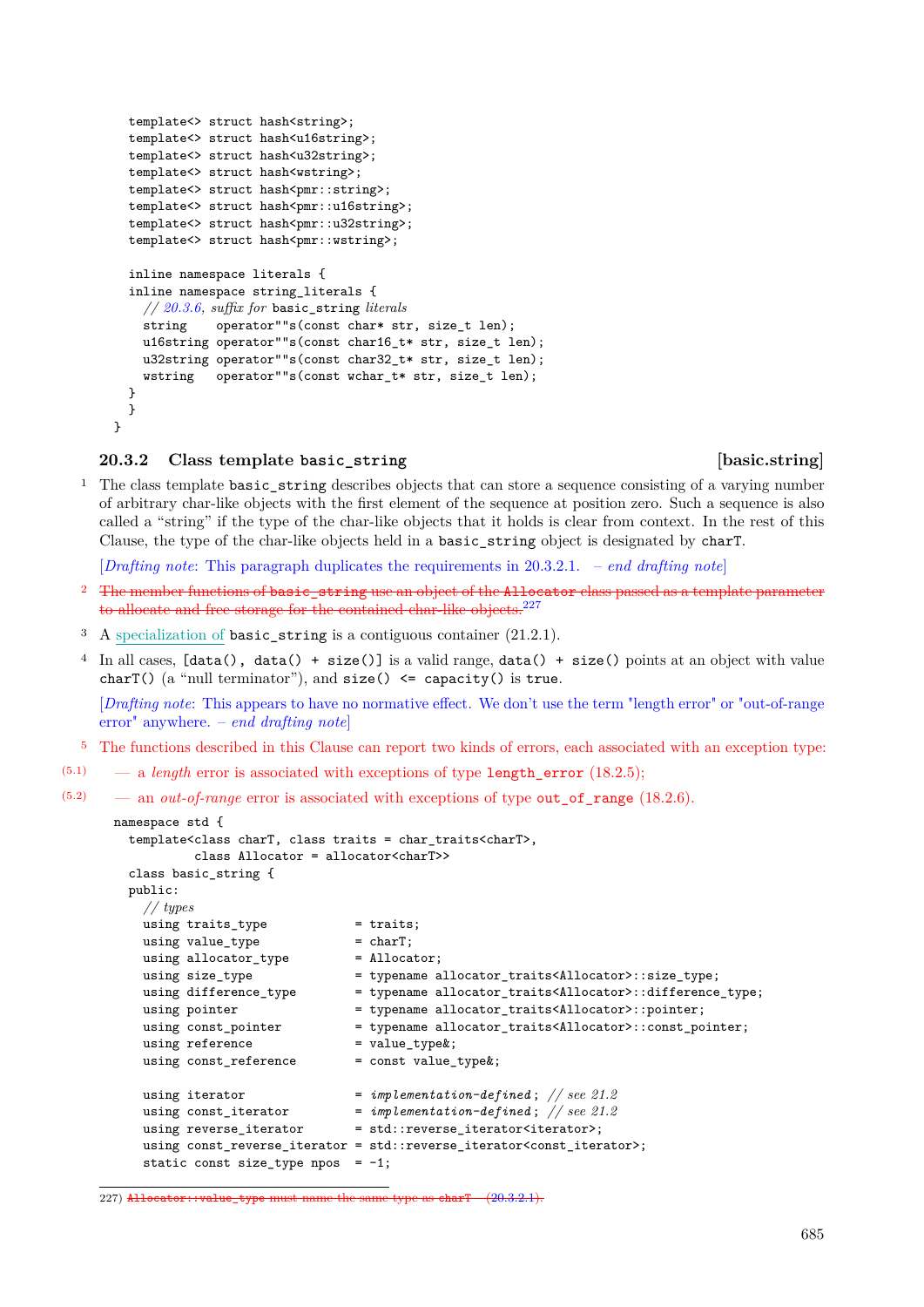```
  template<> struct hash<string>;
  template<> struct hash<u16string>;
  template<> struct hash<u32string>;
  template<> struct hash<wstring>;
  template<> struct hash<pmr::string>;
  template<> struct hash<pmr::u16string>;
  template<> struct hash<pmr::u32string>;
  template<> struct hash<pmr::wstring>;

  inline namespace literals {
  inline namespace string_literals {
    // 20.3.6, suffix for basic_string literals
    string    operator""s(const char* str, size_t len);
    u16string operator""s(const char16_t* str, size_t len);
    u32string operator""s(const char32_t* str, size_t len);
    wstring   operator""s(const wchar_t* str, size_t len);
  }
  }
}
```

### 20.3.2 Class template basic_string [basic.string]

[1] The class template `basic_string` describes objects that can store a sequence consisting of a varying number of arbitrary char-like objects with the first element of the sequence at position zero. Such a sequence is also called a "string" if the type of the char-like objects that it holds is clear from context. In the rest of this Clause, the type of the char-like objects held in a `basic_string` object is designated by `charT`.

[*Drafting note*: This paragraph duplicates the requirements in 20.3.2.1. – *end drafting note*]

[2] ~~The member functions of `basic_string` use an object of the `Allocator` class passed as a template parameter to allocate and free storage for the contained char-like objects.[227]~~

[3] A specialization of `basic_string` is a contiguous container (21.2.1).

[4] In all cases, `[data(), data() + size()]` is a valid range, `data() + size()` points at an object with value `charT()` (a "null terminator"), and `size() <= capacity()` is `true`.

[*Drafting note*: This appears to have no normative effect. We don't use the term "length error" or "out-of-range error" anywhere. – *end drafting note*]

[5] The functions described in this Clause can report two kinds of errors, each associated with an exception type:

- (5.1) — a *length* error is associated with exceptions of type `length_error` (18.2.5);
- (5.2) — an *out-of-range* error is associated with exceptions of type `out_of_range` (18.2.6).

```
namespace std {
  template<class charT, class traits = char_traits<charT>,
           class Allocator = allocator<charT>>
  class basic_string {
  public:
    // types
    using traits_type            = traits;
    using value_type             = charT;
    using allocator_type         = Allocator;
    using size_type              = typename allocator_traits<Allocator>::size_type;
    using difference_type        = typename allocator_traits<Allocator>::difference_type;
    using pointer                = typename allocator_traits<Allocator>::pointer;
    using const_pointer          = typename allocator_traits<Allocator>::const_pointer;
    using reference              = value_type&;
    using const_reference        = const value_type&;

    using iterator               = implementation-defined; // see 21.2
    using const_iterator         = implementation-defined; // see 21.2
    using reverse_iterator       = std::reverse_iterator<iterator>;
    using const_reverse_iterator = std::reverse_iterator<const_iterator>;
    static const size_type npos  = -1;
```

227) ~~`Allocator::value_type` must name the same type as `charT` (20.3.2.1).~~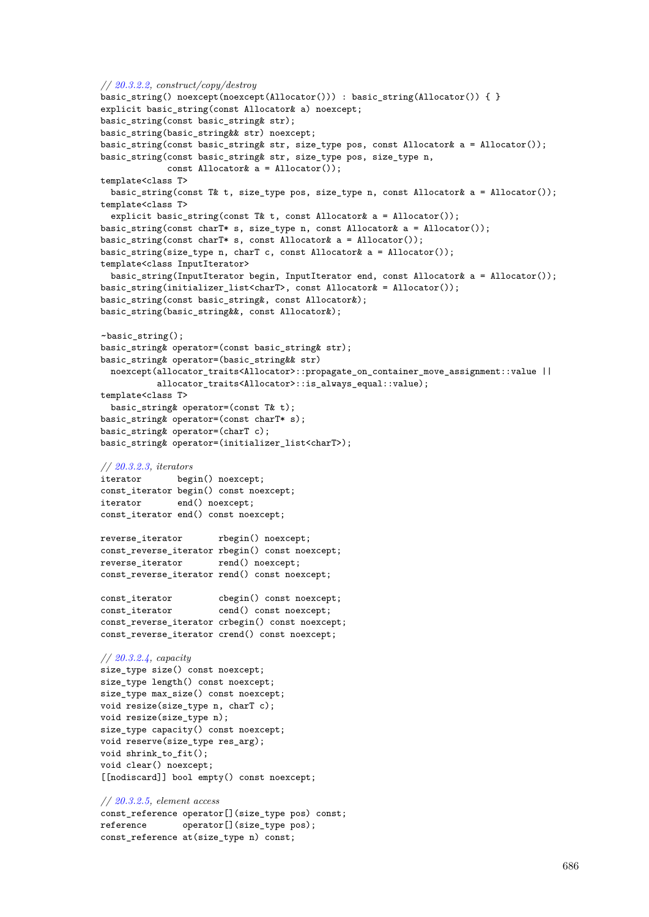```
// 20.3.2.2, construct/copy/destroy
basic_string() noexcept(noexcept(Allocator())) : basic_string(Allocator()) { }
explicit basic_string(const Allocator& a) noexcept;
basic_string(const basic_string& str);
basic_string(basic_string&& str) noexcept;
basic_string(const basic_string& str, size_type pos, const Allocator& a = Allocator());
basic_string(const basic_string& str, size_type pos, size_type n,
             const Allocator& a = Allocator());
template<class T>
  basic_string(const T& t, size_type pos, size_type n, const Allocator& a = Allocator());
template<class T>
  explicit basic_string(const T& t, const Allocator& a = Allocator());
basic_string(const charT* s, size_type n, const Allocator& a = Allocator());
basic_string(const charT* s, const Allocator& a = Allocator());
basic_string(size_type n, charT c, const Allocator& a = Allocator());
template<class InputIterator>
  basic_string(InputIterator begin, InputIterator end, const Allocator& a = Allocator());
basic_string(initializer_list<charT>, const Allocator& = Allocator());
basic_string(const basic_string&, const Allocator&);
basic_string(basic_string&&, const Allocator&);

~basic_string();
basic_string& operator=(const basic_string& str);
basic_string& operator=(basic_string&& str)
  noexcept(allocator_traits<Allocator>::propagate_on_container_move_assignment::value ||
           allocator_traits<Allocator>::is_always_equal::value);
template<class T>
  basic_string& operator=(const T& t);
basic_string& operator=(const charT* s);
basic_string& operator=(charT c);
basic_string& operator=(initializer_list<charT>);

// 20.3.2.3, iterators
iterator       begin() noexcept;
const_iterator begin() const noexcept;
iterator       end() noexcept;
const_iterator end() const noexcept;

reverse_iterator       rbegin() noexcept;
const_reverse_iterator rbegin() const noexcept;
reverse_iterator       rend() noexcept;
const_reverse_iterator rend() const noexcept;

const_iterator         cbegin() const noexcept;
const_iterator         cend() const noexcept;
const_reverse_iterator crbegin() const noexcept;
const_reverse_iterator crend() const noexcept;

// 20.3.2.4, capacity
size_type size() const noexcept;
size_type length() const noexcept;
size_type max_size() const noexcept;
void resize(size_type n, charT c);
void resize(size_type n);
size_type capacity() const noexcept;
void reserve(size_type res_arg);
void shrink_to_fit();
void clear() noexcept;
[[nodiscard]] bool empty() const noexcept;

// 20.3.2.5, element access
const_reference operator[](size_type pos) const;
reference       operator[](size_type pos);
const_reference at(size_type n) const;
```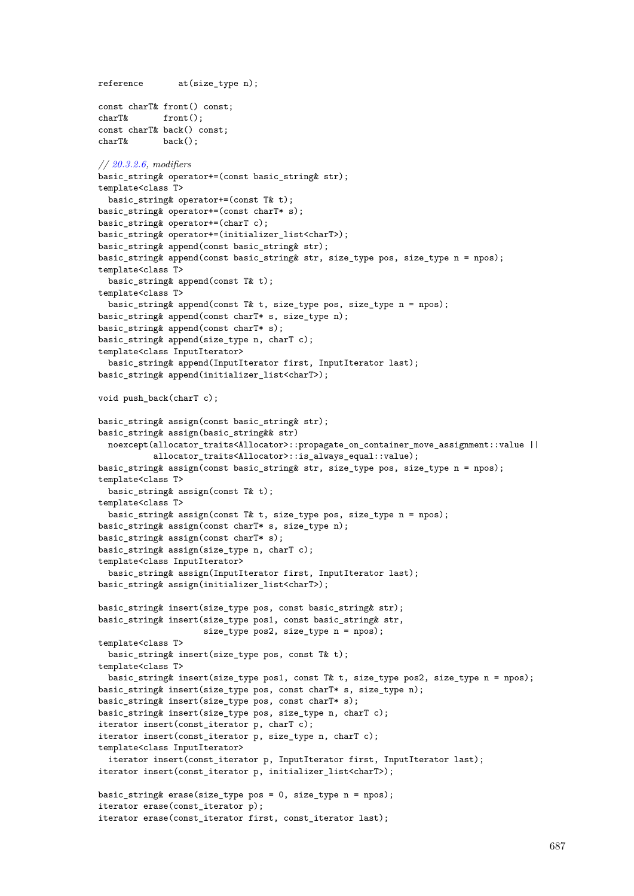```
reference       at(size_type n);

const charT& front() const;
charT&       front();
const charT& back() const;
charT&       back();

// 20.3.2.6, modifiers
basic_string& operator+=(const basic_string& str);
template<class T>
  basic_string& operator+=(const T& t);
basic_string& operator+=(const charT* s);
basic_string& operator+=(charT c);
basic_string& operator+=(initializer_list<charT>);
basic_string& append(const basic_string& str);
basic_string& append(const basic_string& str, size_type pos, size_type n = npos);
template<class T>
  basic_string& append(const T& t);
template<class T>
  basic_string& append(const T& t, size_type pos, size_type n = npos);
basic_string& append(const charT* s, size_type n);
basic_string& append(const charT* s);
basic_string& append(size_type n, charT c);
template<class InputIterator>
  basic_string& append(InputIterator first, InputIterator last);
basic_string& append(initializer_list<charT>);

void push_back(charT c);

basic_string& assign(const basic_string& str);
basic_string& assign(basic_string&& str)
  noexcept(allocator_traits<Allocator>::propagate_on_container_move_assignment::value ||
           allocator_traits<Allocator>::is_always_equal::value);
basic_string& assign(const basic_string& str, size_type pos, size_type n = npos);
template<class T>
  basic_string& assign(const T& t);
template<class T>
  basic_string& assign(const T& t, size_type pos, size_type n = npos);
basic_string& assign(const charT* s, size_type n);
basic_string& assign(const charT* s);
basic_string& assign(size_type n, charT c);
template<class InputIterator>
  basic_string& assign(InputIterator first, InputIterator last);
basic_string& assign(initializer_list<charT>);

basic_string& insert(size_type pos, const basic_string& str);
basic_string& insert(size_type pos1, const basic_string& str,
                     size_type pos2, size_type n = npos);
template<class T>
  basic_string& insert(size_type pos, const T& t);
template<class T>
  basic_string& insert(size_type pos1, const T& t, size_type pos2, size_type n = npos);
basic_string& insert(size_type pos, const charT* s, size_type n);
basic_string& insert(size_type pos, const charT* s);
basic_string& insert(size_type pos, size_type n, charT c);
iterator insert(const_iterator p, charT c);
iterator insert(const_iterator p, size_type n, charT c);
template<class InputIterator>
  iterator insert(const_iterator p, InputIterator first, InputIterator last);
iterator insert(const_iterator p, initializer_list<charT>);

basic_string& erase(size_type pos = 0, size_type n = npos);
iterator erase(const_iterator p);
iterator erase(const_iterator first, const_iterator last);
```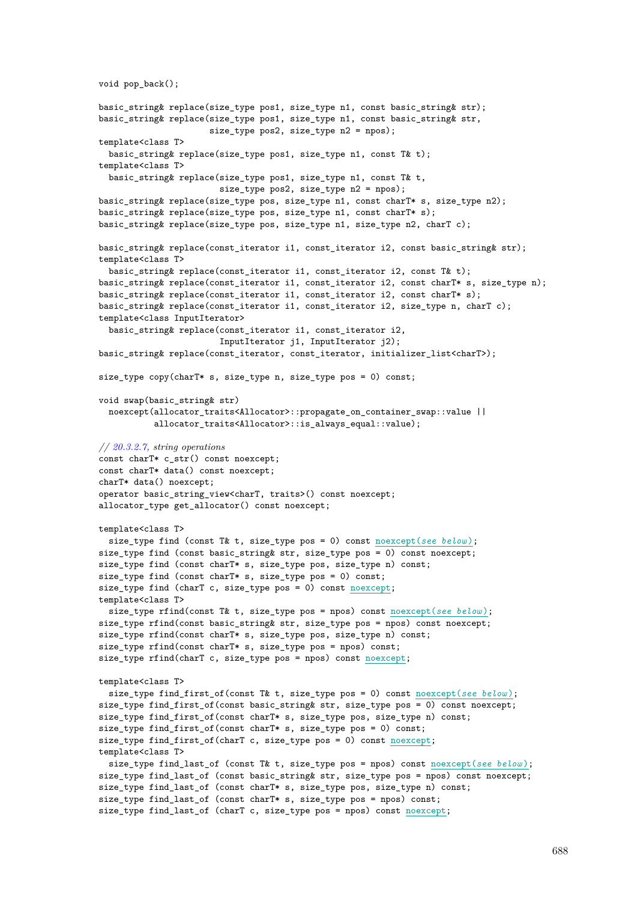```cpp
void pop_back();

basic_string& replace(size_type pos1, size_type n1, const basic_string& str);
basic_string& replace(size_type pos1, size_type n1, const basic_string& str,
                      size_type pos2, size_type n2 = npos);
template<class T>
  basic_string& replace(size_type pos1, size_type n1, const T& t);
template<class T>
  basic_string& replace(size_type pos1, size_type n1, const T& t,
                        size_type pos2, size_type n2 = npos);
basic_string& replace(size_type pos, size_type n1, const charT* s, size_type n2);
basic_string& replace(size_type pos, size_type n1, const charT* s);
basic_string& replace(size_type pos, size_type n1, size_type n2, charT c);

basic_string& replace(const_iterator i1, const_iterator i2, const basic_string& str);
template<class T>
  basic_string& replace(const_iterator i1, const_iterator i2, const T& t);
basic_string& replace(const_iterator i1, const_iterator i2, const charT* s, size_type n);
basic_string& replace(const_iterator i1, const_iterator i2, const charT* s);
basic_string& replace(const_iterator i1, const_iterator i2, size_type n, charT c);
template<class InputIterator>
  basic_string& replace(const_iterator i1, const_iterator i2,
                        InputIterator j1, InputIterator j2);
basic_string& replace(const_iterator, const_iterator, initializer_list<charT>);

size_type copy(charT* s, size_type n, size_type pos = 0) const;

void swap(basic_string& str)
  noexcept(allocator_traits<Allocator>::propagate_on_container_swap::value ||
           allocator_traits<Allocator>::is_always_equal::value);

// 20.3.2.7, string operations
const charT* c_str() const noexcept;
const charT* data() const noexcept;
charT* data() noexcept;
operator basic_string_view<charT, traits>() const noexcept;
allocator_type get_allocator() const noexcept;

template<class T>
  size_type find (const T& t, size_type pos = 0) const noexcept(see below);
size_type find (const basic_string& str, size_type pos = 0) const noexcept;
size_type find (const charT* s, size_type pos, size_type n) const;
size_type find (const charT* s, size_type pos = 0) const;
size_type find (charT c, size_type pos = 0) const noexcept;
template<class T>
  size_type rfind(const T& t, size_type pos = npos) const noexcept(see below);
size_type rfind(const basic_string& str, size_type pos = npos) const noexcept;
size_type rfind(const charT* s, size_type pos, size_type n) const;
size_type rfind(const charT* s, size_type pos = npos) const;
size_type rfind(charT c, size_type pos = npos) const noexcept;

template<class T>
  size_type find_first_of(const T& t, size_type pos = 0) const noexcept(see below);
size_type find_first_of(const basic_string& str, size_type pos = 0) const noexcept;
size_type find_first_of(const charT* s, size_type pos, size_type n) const;
size_type find_first_of(const charT* s, size_type pos = 0) const;
size_type find_first_of(charT c, size_type pos = 0) const noexcept;
template<class T>
  size_type find_last_of (const T& t, size_type pos = npos) const noexcept(see below);
size_type find_last_of (const basic_string& str, size_type pos = npos) const noexcept;
size_type find_last_of (const charT* s, size_type pos, size_type n) const;
size_type find_last_of (const charT* s, size_type pos = npos) const;
size_type find_last_of (charT c, size_type pos = npos) const noexcept;
```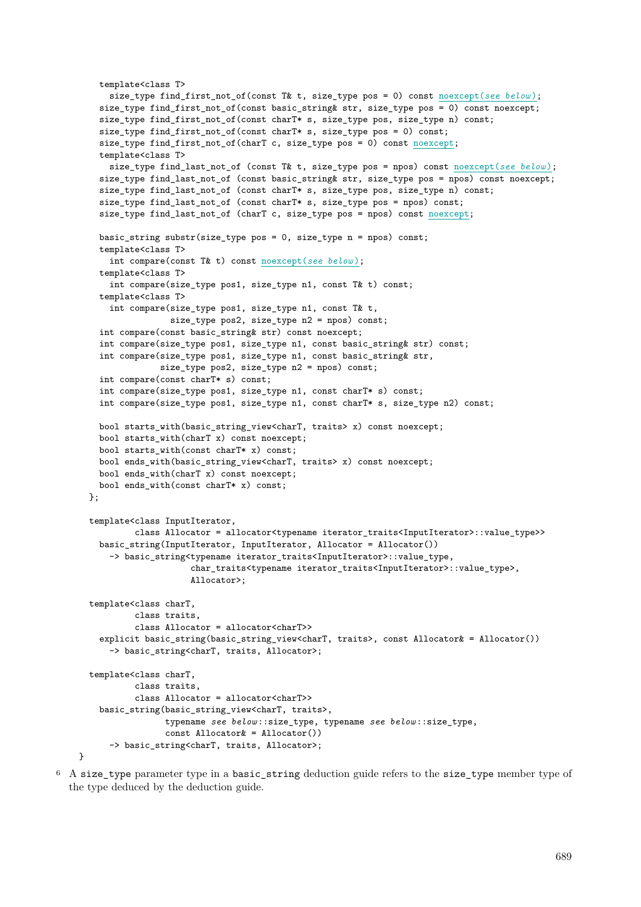```
    template<class T>
      size_type find_first_not_of(const T& t, size_type pos = 0) const noexcept(see below);
    size_type find_first_not_of(const basic_string& str, size_type pos = 0) const noexcept;
    size_type find_first_not_of(const charT* s, size_type pos, size_type n) const;
    size_type find_first_not_of(const charT* s, size_type pos = 0) const;
    size_type find_first_not_of(charT c, size_type pos = 0) const noexcept;
    template<class T>
      size_type find_last_not_of (const T& t, size_type pos = npos) const noexcept(see below);
    size_type find_last_not_of (const basic_string& str, size_type pos = npos) const noexcept;
    size_type find_last_not_of (const charT* s, size_type pos, size_type n) const;
    size_type find_last_not_of (const charT* s, size_type pos = npos) const;
    size_type find_last_not_of (charT c, size_type pos = npos) const noexcept;

    basic_string substr(size_type pos = 0, size_type n = npos) const;
    template<class T>
      int compare(const T& t) const noexcept(see below);
    template<class T>
      int compare(size_type pos1, size_type n1, const T& t) const;
    template<class T>
      int compare(size_type pos1, size_type n1, const T& t,
                  size_type pos2, size_type n2 = npos) const;
    int compare(const basic_string& str) const noexcept;
    int compare(size_type pos1, size_type n1, const basic_string& str) const;
    int compare(size_type pos1, size_type n1, const basic_string& str,
                size_type pos2, size_type n2 = npos) const;
    int compare(const charT* s) const;
    int compare(size_type pos1, size_type n1, const charT* s) const;
    int compare(size_type pos1, size_type n1, const charT* s, size_type n2) const;

    bool starts_with(basic_string_view<charT, traits> x) const noexcept;
    bool starts_with(charT x) const noexcept;
    bool starts_with(const charT* x) const;
    bool ends_with(basic_string_view<charT, traits> x) const noexcept;
    bool ends_with(charT x) const noexcept;
    bool ends_with(const charT* x) const;
  };

  template<class InputIterator,
           class Allocator = allocator<typename iterator_traits<InputIterator>::value_type>>
    basic_string(InputIterator, InputIterator, Allocator = Allocator())
      -> basic_string<typename iterator_traits<InputIterator>::value_type,
                      char_traits<typename iterator_traits<InputIterator>::value_type>,
                      Allocator>;

  template<class charT,
           class traits,
           class Allocator = allocator<charT>>
    explicit basic_string(basic_string_view<charT, traits>, const Allocator& = Allocator())
      -> basic_string<charT, traits, Allocator>;

  template<class charT,
           class traits,
           class Allocator = allocator<charT>>
    basic_string(basic_string_view<charT, traits>,
                 typename see below::size_type, typename see below::size_type,
                 const Allocator& = Allocator())
      -> basic_string<charT, traits, Allocator>;
}
```

[6] A `size_type` parameter type in a `basic_string` deduction guide refers to the `size_type` member type of the type deduced by the deduction guide.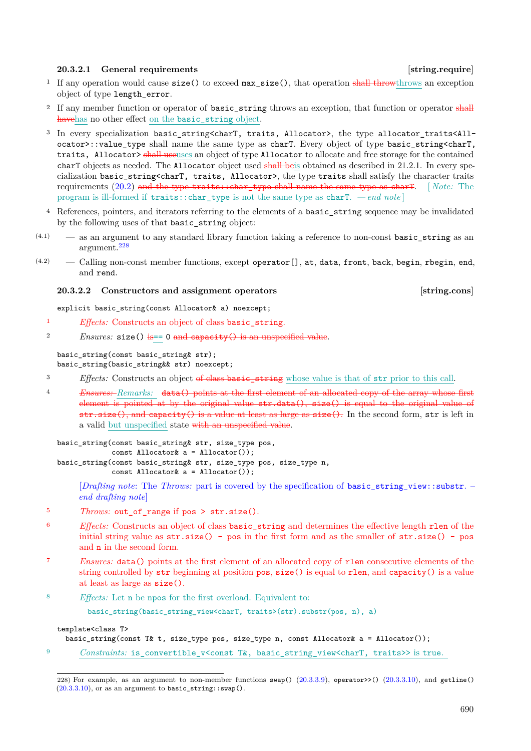#### 20.3.2.1 General requirements [string.require]

1 If any operation would cause `size()` to exceed `max_size()`, that operation ~~shall throw~~throws an exception object of type `length_error`.

2 If any member function or operator of `basic_string` throws an exception, that function or operator ~~shall have~~has no other effect on the `basic_string` object.

3 In every specialization `basic_string<charT, traits, Allocator>`, the type `allocator_traits<Allocator>::value_type` shall name the same type as `charT`. Every object of type `basic_string<charT, traits, Allocator>` ~~shall use~~uses an object of type `Allocator` to allocate and free storage for the contained `charT` objects as needed. The `Allocator` object used ~~shall be~~is obtained as described in 21.2.1. In every specialization `basic_string<charT, traits, Allocator>`, the type `traits` shall satisfy the character traits requirements (20.2) ~~and the type `traits::char_type` shall name the same type as `charT`~~. [ *Note:* The program is ill-formed if `traits::char_type` is not the same type as `charT`. — *end note* ]

4 References, pointers, and iterators referring to the elements of a `basic_string` sequence may be invalidated by the following uses of that `basic_string` object:

- (4.1) — as an argument to any standard library function taking a reference to non-const `basic_string` as an argument.[228]
- (4.2) — Calling non-const member functions, except `operator[]`, `at`, `data`, `front`, `back`, `begin`, `rbegin`, `end`, and `rend`.

#### 20.3.2.2 Constructors and assignment operators [string.cons]

```
explicit basic_string(const Allocator& a) noexcept;
```

1 ~~*Effects:* Constructs an object of class `basic_string`.~~

2 *Ensures:* `size()` ~~is~~`==` 0 ~~and `capacity()` is an unspecified value~~.

```
basic_string(const basic_string& str);
basic_string(basic_string&& str) noexcept;
```

3 *Effects:* Constructs an object ~~of class `basic_string`~~ whose value is that of `str` prior to this call.

4 ~~*Ensures:*~~ *Remarks:* ~~`data()` points at the first element of an allocated copy of the array whose first element is pointed at by the original value `str.data()`, `size()` is equal to the original value of `str.size()`, and `capacity()` is a value at least as large as `size()`.~~ In the second form, `str` is left in a valid but unspecified state ~~with an unspecified value~~.

```
basic_string(const basic_string& str, size_type pos,
             const Allocator& a = Allocator());
basic_string(const basic_string& str, size_type pos, size_type n,
             const Allocator& a = Allocator());
```

[*Drafting note*: The *Throws:* part is covered by the specification of `basic_string_view::substr`. – *end drafting note*]

5 ~~*Throws:* `out_of_range` if `pos > str.size()`.~~

6 ~~*Effects:* Constructs an object of class `basic_string` and determines the effective length `rlen` of the initial string value as `str.size() - pos` in the first form and as the smaller of `str.size() - pos` and `n` in the second form.~~

7 ~~*Ensures:* `data()` points at the first element of an allocated copy of `rlen` consecutive elements of the string controlled by `str` beginning at position `pos`, `size()` is equal to `rlen`, and `capacity()` is a value at least as large as `size()`.~~

8 *Effects:* Let `n` be `npos` for the first overload. Equivalent to:

```
basic_string(basic_string_view<charT, traits>(str).substr(pos, n), a)
```

```
template<class T>
  basic_string(const T& t, size_type pos, size_type n, const Allocator& a = Allocator());
```

9 *Constraints:* `is_convertible_v<const T&, basic_string_view<charT, traits>>` is `true`.

---

228) For example, as an argument to non-member functions `swap()` (20.3.3.9), `operator>>()` (20.3.3.10), and `getline()` (20.3.3.10), or as an argument to `basic_string::swap()`.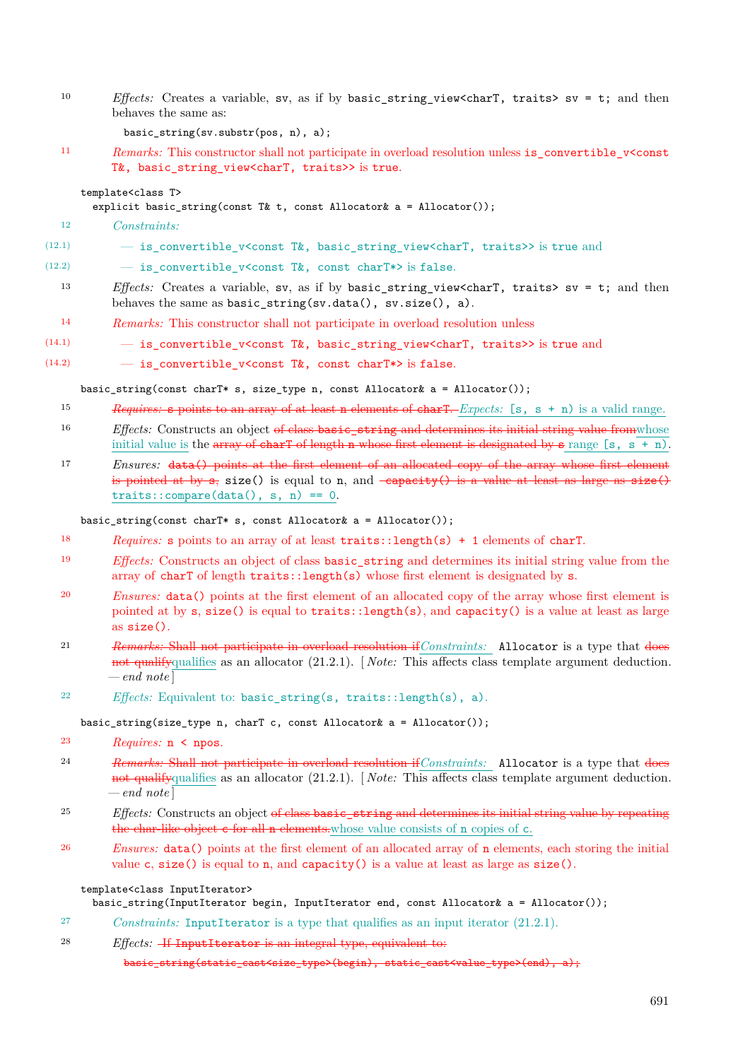10 *Effects:* Creates a variable, sv, as if by `basic_string_view<charT, traits> sv = t;` and then behaves the same as:

```
basic_string(sv.substr(pos, n), a);
```

11 *Remarks:* This constructor shall not participate in overload resolution unless `is_convertible_v<const T&, basic_string_view<charT, traits>>` is `true`.

```
template<class T>
  explicit basic_string(const T& t, const Allocator& a = Allocator());
```

12 *Constraints:*

(12.1) — `is_convertible_v<const T&, basic_string_view<charT, traits>>` is `true` and

(12.2) — `is_convertible_v<const T&, const charT*>` is `false`.

13 *Effects:* Creates a variable, sv, as if by `basic_string_view<charT, traits> sv = t;` and then behaves the same as `basic_string(sv.data(), sv.size(), a)`.

14 *Remarks:* This constructor shall not participate in overload resolution unless

(14.1) — `is_convertible_v<const T&, basic_string_view<charT, traits>>` is `true` and

(14.2) — `is_convertible_v<const T&, const charT*>` is `false`.

```
basic_string(const charT* s, size_type n, const Allocator& a = Allocator());
```

15 ~~*Requires:* s points to an array of at least n elements of charT.~~ *Expects:* `[s, s + n)` is a valid range.

16 *Effects:* Constructs an object ~~of class basic_string and determines its initial string value from~~ whose initial value is the ~~array of charT of length n whose first element is designated by s~~ range `[s, s + n)`.

17 *Ensures:* ~~data() points at the first element of an allocated copy of the array whose first element is pointed at by s,~~ `size()` is equal to `n`, and ~~capacity() is a value at least as large as size()~~ `traits::compare(data(), s, n) == 0`.

```
basic_string(const charT* s, const Allocator& a = Allocator());
```

18 *Requires:* s points to an array of at least `traits::length(s) + 1` elements of `charT`.

19 *Effects:* Constructs an object of class `basic_string` and determines its initial string value from the array of `charT` of length `traits::length(s)` whose first element is designated by `s`.

20 *Ensures:* `data()` points at the first element of an allocated copy of the array whose first element is pointed at by `s`, `size()` is equal to `traits::length(s)`, and `capacity()` is a value at least as large as `size()`.

21 ~~*Remarks:* Shall not participate in overload resolution if~~ *Constraints:* `Allocator` is a type that ~~does not qualify~~ qualifies as an allocator (21.2.1). [*Note:* This affects class template argument deduction. — *end note*]

22 *Effects:* Equivalent to: `basic_string(s, traits::length(s), a)`.

```
basic_string(size_type n, charT c, const Allocator& a = Allocator());
```

23 *Requires:* `n < npos`.

24 ~~*Remarks:* Shall not participate in overload resolution if~~ *Constraints:* `Allocator` is a type that ~~does not qualify~~ qualifies as an allocator (21.2.1). [*Note:* This affects class template argument deduction. — *end note*]

25 *Effects:* Constructs an object ~~of class basic_string and determines its initial string value by repeating the char-like object c for all n elements.~~ whose value consists of `n` copies of `c`.

26 *Ensures:* `data()` points at the first element of an allocated array of `n` elements, each storing the initial value `c`, `size()` is equal to `n`, and `capacity()` is a value at least as large as `size()`.

```
template<class InputIterator>
  basic_string(InputIterator begin, InputIterator end, const Allocator& a = Allocator());
```

27 *Constraints:* `InputIterator` is a type that qualifies as an input iterator (21.2.1).

28 *Effects:* ~~If InputIterator is an integral type, equivalent to:~~

~~`basic_string(static_cast<size_type>(begin), static_cast<value_type>(end), a);`~~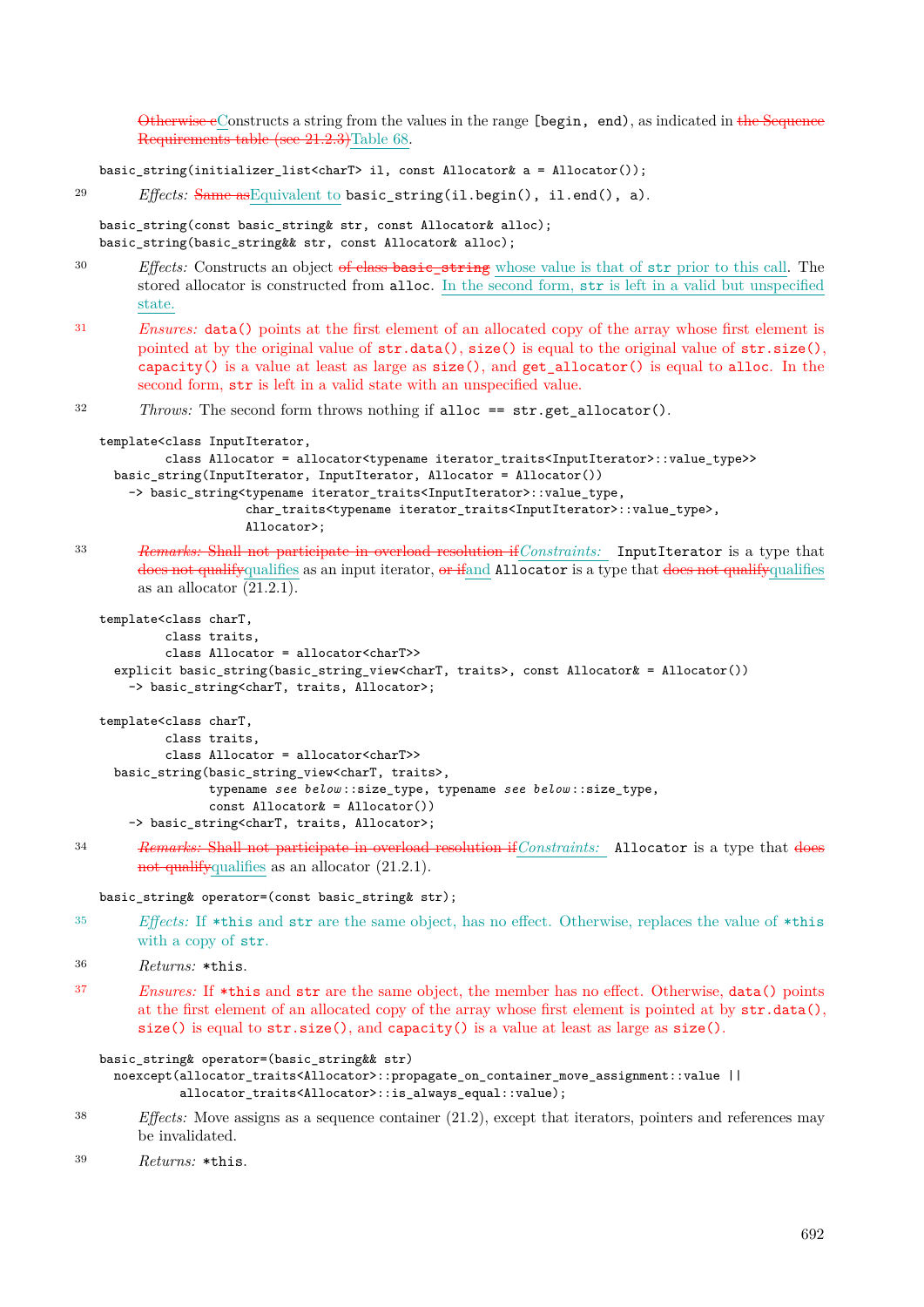~~Otherwise c~~Constructs a string from the values in the range [begin, end), as indicated in ~~the Sequence Requirements table (see 21.2.3)~~Table 68.

```
basic_string(initializer_list<charT> il, const Allocator& a = Allocator());
```

29 *Effects:* ~~Same as~~Equivalent to `basic_string(il.begin(), il.end(), a)`.

```
basic_string(const basic_string& str, const Allocator& alloc);
basic_string(basic_string&& str, const Allocator& alloc);
```

30 *Effects:* Constructs an object ~~of class `basic_string`~~ whose value is that of `str` prior to this call. The stored allocator is constructed from `alloc`. In the second form, `str` is left in a valid but unspecified state.

31 *Ensures:* `data()` points at the first element of an allocated copy of the array whose first element is pointed at by the original value of `str.data()`, `size()` is equal to the original value of `str.size()`, `capacity()` is a value at least as large as `size()`, and `get_allocator()` is equal to `alloc`. In the second form, `str` is left in a valid state with an unspecified value.

32 *Throws:* The second form throws nothing if `alloc == str.get_allocator()`.

```
template<class InputIterator,
         class Allocator = allocator<typename iterator_traits<InputIterator>::value_type>>
  basic_string(InputIterator, InputIterator, Allocator = Allocator())
    -> basic_string<typename iterator_traits<InputIterator>::value_type,
                    char_traits<typename iterator_traits<InputIterator>::value_type>,
                    Allocator>;
```

33 ~~*Remarks:* Shall not participate in overload resolution if~~*Constraints:* `InputIterator` is a type that ~~does not qualify~~qualifies as an input iterator, ~~or if~~and `Allocator` is a type that ~~does not qualify~~qualifies as an allocator (21.2.1).

```
template<class charT,
         class traits,
         class Allocator = allocator<charT>>
  explicit basic_string(basic_string_view<charT, traits>, const Allocator& = Allocator())
    -> basic_string<charT, traits, Allocator>;

template<class charT,
         class traits,
         class Allocator = allocator<charT>>
  basic_string(basic_string_view<charT, traits>,
               typename see below::size_type, typename see below::size_type,
               const Allocator& = Allocator())
    -> basic_string<charT, traits, Allocator>;
```

34 ~~*Remarks:* Shall not participate in overload resolution if~~*Constraints:* `Allocator` is a type that ~~does not qualify~~qualifies as an allocator (21.2.1).

```
basic_string& operator=(const basic_string& str);
```

35 *Effects:* If `*this` and `str` are the same object, has no effect. Otherwise, replaces the value of `*this` with a copy of `str`.

36 *Returns:* `*this`.

37 *Ensures:* If `*this` and `str` are the same object, the member has no effect. Otherwise, `data()` points at the first element of an allocated copy of the array whose first element is pointed at by `str.data()`, `size()` is equal to `str.size()`, and `capacity()` is a value at least as large as `size()`.

```
basic_string& operator=(basic_string&& str)
  noexcept(allocator_traits<Allocator>::propagate_on_container_move_assignment::value ||
           allocator_traits<Allocator>::is_always_equal::value);
```

38 *Effects:* Move assigns as a sequence container (21.2), except that iterators, pointers and references may be invalidated.

39 *Returns:* `*this`.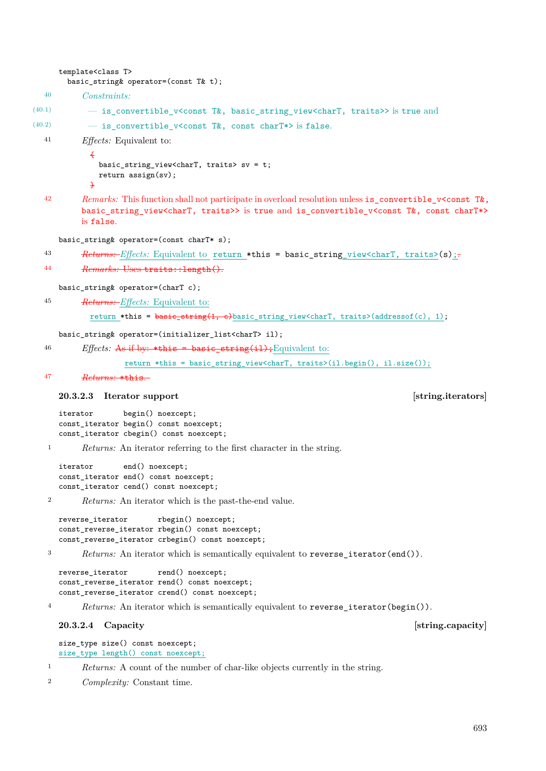```
template<class T>
  basic_string& operator=(const T& t);
```

40 *Constraints:*

(40.1) — `is_convertible_v<const T&, basic_string_view<charT, traits>>` is `true` and

(40.2) — `is_convertible_v<const T&, const charT*>` is `false`.

41 *Effects:* Equivalent to:

```
{
  basic_string_view<charT, traits> sv = t;
  return assign(sv);
}
```

42 *Remarks:* This function shall not participate in overload resolution unless `is_convertible_v<const T&, basic_string_view<charT, traits>>` is `true` and `is_convertible_v<const T&, const charT*>` is `false`.

```
basic_string& operator=(const charT* s);
```

43 ~~*Returns:*~~ *Effects:* Equivalent to `return *this = basic_string_view<charT, traits>(s);`

44 ~~*Remarks:* Uses `traits::length()`.~~

```
basic_string& operator=(charT c);
```

45 ~~*Returns:*~~ *Effects:* Equivalent to:

```
return *this = basic_string(1, c)basic_string_view<charT, traits>(addressof(c), 1);
```

```
basic_string& operator=(initializer_list<charT> il);
```

46 *Effects:* ~~As if by: `*this = basic_string(il);`~~ Equivalent to:

```
return *this = basic_string_view<charT, traits>(il.begin(), il.size());
```

47 ~~*Returns:* `*this`.~~

### 20.3.2.3 Iterator support [string.iterators]

```
iterator       begin() noexcept;
const_iterator begin() const noexcept;
const_iterator cbegin() const noexcept;
```

1 *Returns:* An iterator referring to the first character in the string.

```
iterator       end() noexcept;
const_iterator end() const noexcept;
const_iterator cend() const noexcept;
```

2 *Returns:* An iterator which is the past-the-end value.

```
reverse_iterator       rbegin() noexcept;
const_reverse_iterator rbegin() const noexcept;
const_reverse_iterator crbegin() const noexcept;
```

3 *Returns:* An iterator which is semantically equivalent to `reverse_iterator(end())`.

```
reverse_iterator       rend() noexcept;
const_reverse_iterator rend() const noexcept;
const_reverse_iterator crend() const noexcept;
```

4 *Returns:* An iterator which is semantically equivalent to `reverse_iterator(begin())`.

### 20.3.2.4 Capacity [string.capacity]

```
size_type size() const noexcept;
size_type length() const noexcept;
```

1 *Returns:* A count of the number of char-like objects currently in the string.

2 *Complexity:* Constant time.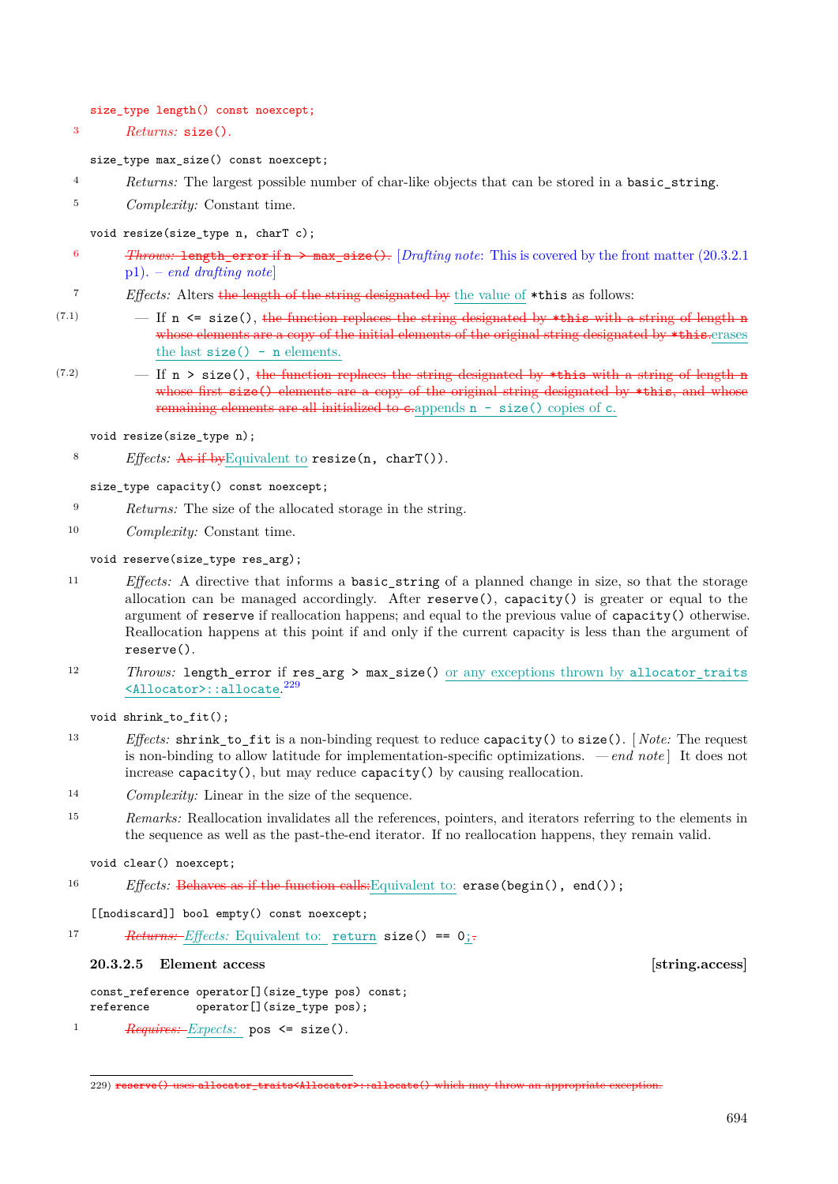`size_type length() const noexcept;`

3 *Returns:* `size()`.

`size_type max_size() const noexcept;`

4 *Returns:* The largest possible number of char-like objects that can be stored in a `basic_string`.

5 *Complexity:* Constant time.

`void resize(size_type n, charT c);`

6 ~~*Throws:* `length_error` if `n > max_size()`.~~ [*Drafting note*: This is covered by the front matter (20.3.2.1 p1). – *end drafting note*]

7 *Effects:* Alters ~~the length of the string designated by~~ the value of `*this` as follows:

(7.1) — If `n <= size()`, ~~the function replaces the string designated by `*this` with a string of length `n` whose elements are a copy of the initial elements of the original string designated by `*this`.~~ erases the last `size() - n` elements.

(7.2) — If `n > size()`, ~~the function replaces the string designated by `*this` with a string of length `n` whose first `size()` elements are a copy of the original string designated by `*this`, and whose remaining elements are all initialized to `c`.~~ appends `n - size()` copies of `c`.

`void resize(size_type n);`

8 *Effects:* ~~As if by~~ Equivalent to `resize(n, charT())`.

`size_type capacity() const noexcept;`

9 *Returns:* The size of the allocated storage in the string.

10 *Complexity:* Constant time.

`void reserve(size_type res_arg);`

11 *Effects:* A directive that informs a `basic_string` of a planned change in size, so that the storage allocation can be managed accordingly. After `reserve()`, `capacity()` is greater or equal to the argument of `reserve` if reallocation happens; and equal to the previous value of `capacity()` otherwise. Reallocation happens at this point if and only if the current capacity is less than the argument of `reserve()`.

12 *Throws:* `length_error` if `res_arg > max_size()` or any exceptions thrown by `allocator_traits<Allocator>::allocate`.[229]

`void shrink_to_fit();`

13 *Effects:* `shrink_to_fit` is a non-binding request to reduce `capacity()` to `size()`. [*Note:* The request is non-binding to allow latitude for implementation-specific optimizations. — *end note*] It does not increase `capacity()`, but may reduce `capacity()` by causing reallocation.

14 *Complexity:* Linear in the size of the sequence.

15 *Remarks:* Reallocation invalidates all the references, pointers, and iterators referring to the elements in the sequence as well as the past-the-end iterator. If no reallocation happens, they remain valid.

`void clear() noexcept;`

16 *Effects:* ~~Behaves as if the function calls:~~ Equivalent to: `erase(begin(), end());`

`[[nodiscard]] bool empty() const noexcept;`

17 ~~*Returns:*~~ *Effects:* Equivalent to: `return size() == 0;`

### 20.3.2.5 Element access [string.access]

```
const_reference operator[](size_type pos) const;
reference       operator[](size_type pos);
```

1 ~~*Requires:*~~ *Expects:* `pos <= size()`.

---

229) ~~`reserve()` uses `allocator_traits<Allocator>::allocate()` which may throw an appropriate exception.~~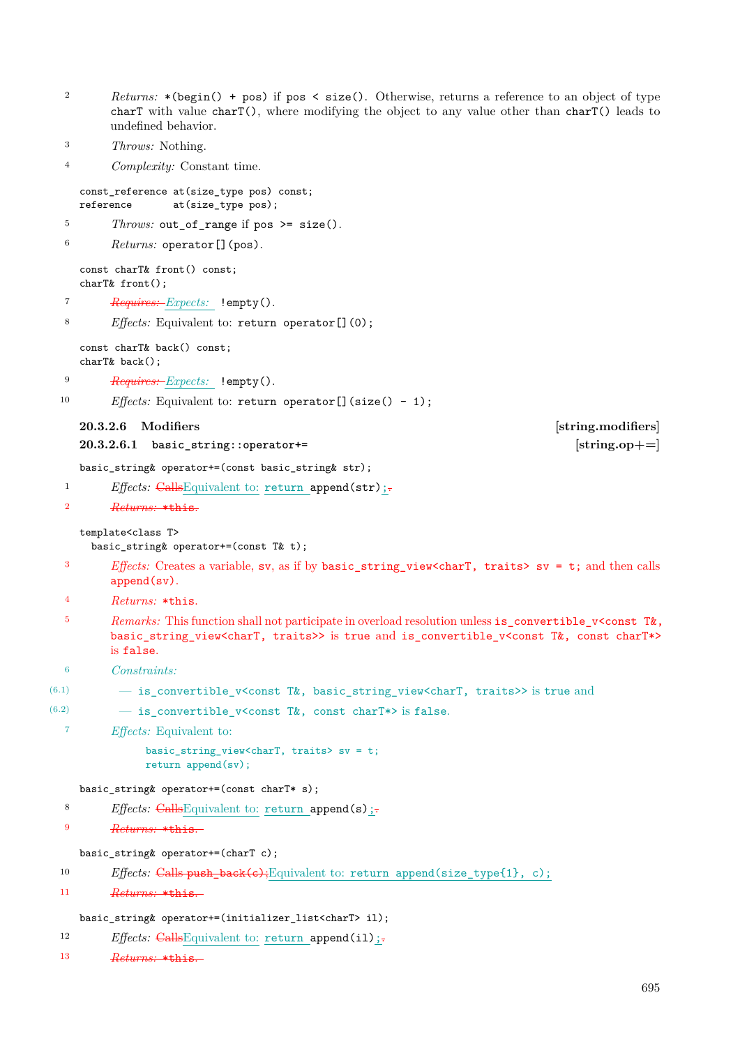2 *Returns:* `*(begin() + pos)` if `pos < size()`. Otherwise, returns a reference to an object of type `charT` with value `charT()`, where modifying the object to any value other than `charT()` leads to undefined behavior.

3 *Throws:* Nothing.

4 *Complexity:* Constant time.

```
const_reference at(size_type pos) const;
reference       at(size_type pos);
```

5 *Throws:* `out_of_range` if `pos >= size()`.

6 *Returns:* `operator[](pos)`.

```
const charT& front() const;
charT& front();
```

7 ~~*Requires:*~~ *Expects:* `!empty()`.

8 *Effects:* Equivalent to: `return operator[](0);`

```
const charT& back() const;
charT& back();
```

9 ~~*Requires:*~~ *Expects:* `!empty()`.

10 *Effects:* Equivalent to: `return operator[](size() - 1);`

### 20.3.2.6 Modifiers [string.modifiers]

#### 20.3.2.6.1 `basic_string::operator+=` [string.op+=]

```
basic_string& operator+=(const basic_string& str);
```

1 *Effects:* ~~Calls~~ Equivalent to: `return append(str);`~~.~~

2 ~~*Returns:* `*this`.~~

```
template<class T>
  basic_string& operator+=(const T& t);
```

3 ~~*Effects:* Creates a variable, `sv`, as if by `basic_string_view<charT, traits> sv = t;` and then calls `append(sv)`.~~

4 ~~*Returns:* `*this`.~~

5 ~~*Remarks:* This function shall not participate in overload resolution unless `is_convertible_v<const T&, basic_string_view<charT, traits>>` is `true` and `is_convertible_v<const T&, const charT*>` is `false`.~~

6 *Constraints:*

(6.1) — `is_convertible_v<const T&, basic_string_view<charT, traits>>` is `true` and

(6.2) — `is_convertible_v<const T&, const charT*>` is `false`.

7 *Effects:* Equivalent to:

```
basic_string_view<charT, traits> sv = t;
return append(sv);
```

```
basic_string& operator+=(const charT* s);
```

8 *Effects:* ~~Calls~~ Equivalent to: `return append(s);`~~.~~

9 ~~*Returns:* `*this`.~~

```
basic_string& operator+=(charT c);
```

10 *Effects:* ~~Calls `push_back(c);`~~ Equivalent to: `return append(size_type{1}, c);`

11 ~~*Returns:* `*this`.~~

```
basic_string& operator+=(initializer_list<charT> il);
```

12 *Effects:* ~~Calls~~ Equivalent to: `return append(il);`~~.~~

13 ~~*Returns:* `*this`.~~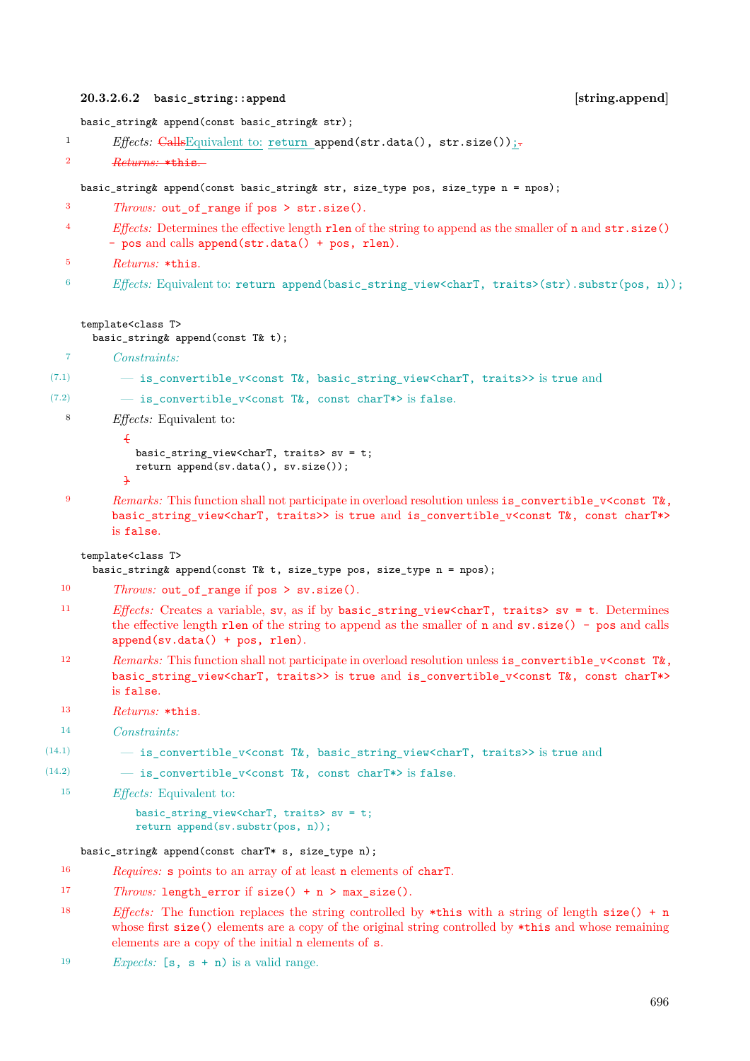#### 20.3.2.6.2 `basic_string::append` [string.append]

```
basic_string& append(const basic_string& str);
```

1 *Effects:* ~~Calls~~Equivalent to: `return append(str.data(), str.size());`~~.~~

2 ~~*Returns:* `*this`.~~

```
basic_string& append(const basic_string& str, size_type pos, size_type n = npos);
```

3 *Throws:* `out_of_range` if `pos > str.size()`.

4 *Effects:* Determines the effective length `rlen` of the string to append as the smaller of `n` and `str.size() - pos` and calls `append(str.data() + pos, rlen)`.

5 *Returns:* `*this`.

6 *Effects:* Equivalent to: `return append(basic_string_view<charT, traits>(str).substr(pos, n));`

```
template<class T>
  basic_string& append(const T& t);
```

7 *Constraints:*

(7.1) — `is_convertible_v<const T&, basic_string_view<charT, traits>>` is `true` and

(7.2) — `is_convertible_v<const T&, const charT*>` is `false`.

8 *Effects:* Equivalent to:

```
{
  basic_string_view<charT, traits> sv = t;
  return append(sv.data(), sv.size());
}
```

9 *Remarks:* This function shall not participate in overload resolution unless `is_convertible_v<const T&, basic_string_view<charT, traits>>` is `true` and `is_convertible_v<const T&, const charT*>` is `false`.

```
template<class T>
  basic_string& append(const T& t, size_type pos, size_type n = npos);
```

10 *Throws:* `out_of_range` if `pos > sv.size()`.

11 *Effects:* Creates a variable, `sv`, as if by `basic_string_view<charT, traits> sv = t`. Determines the effective length `rlen` of the string to append as the smaller of `n` and `sv.size() - pos` and calls `append(sv.data() + pos, rlen)`.

12 *Remarks:* This function shall not participate in overload resolution unless `is_convertible_v<const T&, basic_string_view<charT, traits>>` is `true` and `is_convertible_v<const T&, const charT*>` is `false`.

13 *Returns:* `*this`.

14 *Constraints:*

(14.1) — `is_convertible_v<const T&, basic_string_view<charT, traits>>` is `true` and

(14.2) — `is_convertible_v<const T&, const charT*>` is `false`.

15 *Effects:* Equivalent to:

```
basic_string_view<charT, traits> sv = t;
return append(sv.substr(pos, n));
```

```
basic_string& append(const charT* s, size_type n);
```

16 *Requires:* `s` points to an array of at least `n` elements of `charT`.

17 *Throws:* `length_error` if `size() + n > max_size()`.

18 *Effects:* The function replaces the string controlled by `*this` with a string of length `size() + n` whose first `size()` elements are a copy of the original string controlled by `*this` and whose remaining elements are a copy of the initial `n` elements of `s`.

19 *Expects:* `[s, s + n)` is a valid range.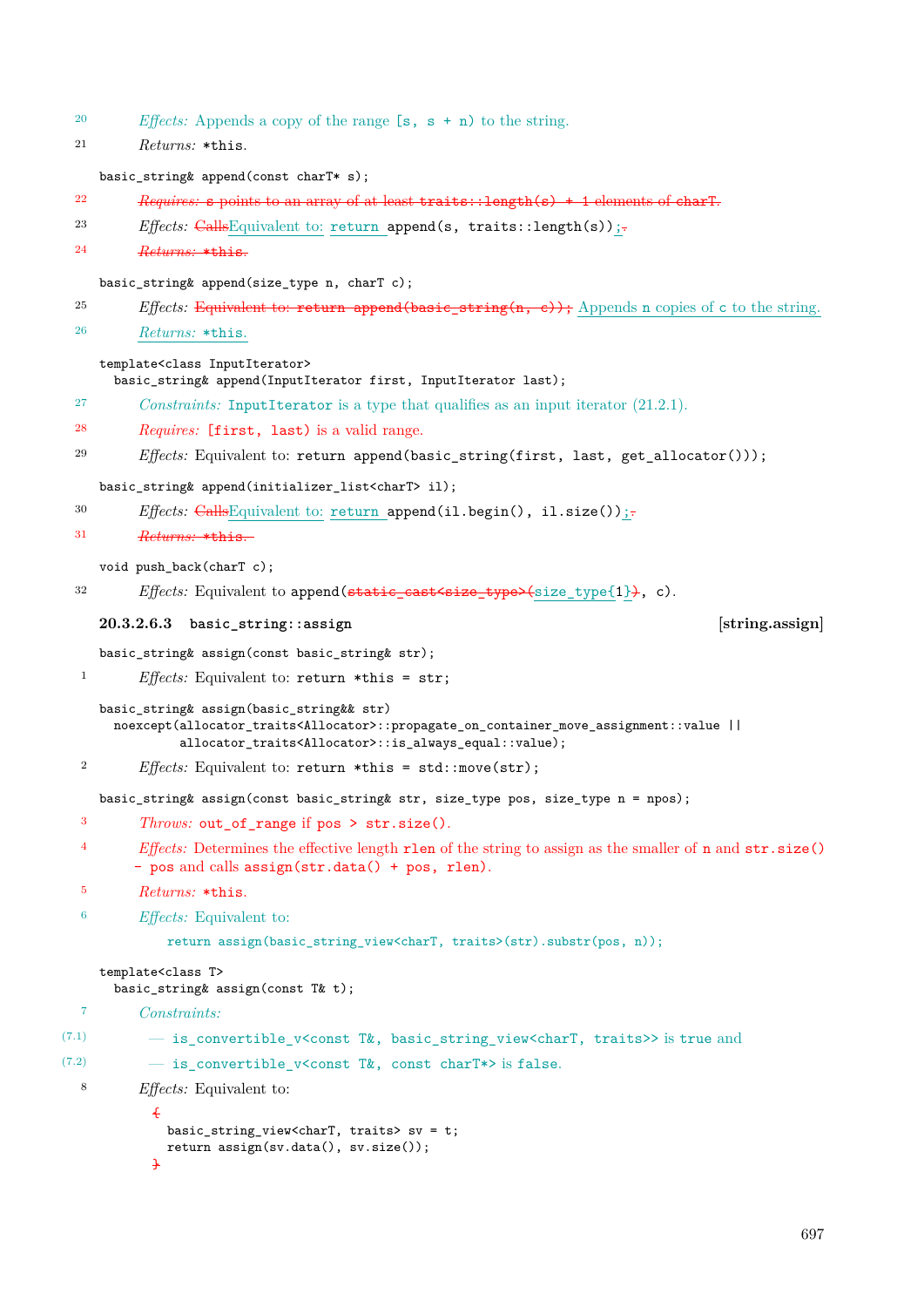20 *Effects:* Appends a copy of the range `[s, s + n)` to the string.

21 *Returns:* `*this`.

```
basic_string& append(const charT* s);
```

22 ~~*Requires:* `s` points to an array of at least `traits::length(s) + 1` elements of `charT`.~~

23 *Effects:* ~~Calls~~Equivalent to: `return append(s, traits::length(s));`

24 ~~*Returns:* `*this`.~~

```
basic_string& append(size_type n, charT c);
```

25 *Effects:* ~~Equivalent to: `return append(basic_string(n, c));`~~ Appends `n` copies of `c` to the string.

26 *Returns:* `*this`.

```
template<class InputIterator>
  basic_string& append(InputIterator first, InputIterator last);
```

27 *Constraints:* `InputIterator` is a type that qualifies as an input iterator (21.2.1).

28 *Requires:* `[first, last)` is a valid range.

29 *Effects:* Equivalent to: `return append(basic_string(first, last, get_allocator()));`

```
basic_string& append(initializer_list<charT> il);
```

30 *Effects:* ~~Calls~~Equivalent to: `return append(il.begin(), il.size());`

31 ~~*Returns:* `*this`.~~

```
void push_back(charT c);
```

32 *Effects:* Equivalent to `append(`~~`static_cast<size_type>(`~~`size_type{1}`~~`)`~~`, c)`.

### 20.3.2.6.3 `basic_string::assign` [string.assign]

```
basic_string& assign(const basic_string& str);
```

1 *Effects:* Equivalent to: `return *this = str;`

```
basic_string& assign(basic_string&& str)
  noexcept(allocator_traits<Allocator>::propagate_on_container_move_assignment::value ||
           allocator_traits<Allocator>::is_always_equal::value);
```

2 *Effects:* Equivalent to: `return *this = std::move(str);`

```
basic_string& assign(const basic_string& str, size_type pos, size_type n = npos);
```

3 *Throws:* `out_of_range` if `pos > str.size()`.

4 *Effects:* Determines the effective length `rlen` of the string to assign as the smaller of `n` and `str.size() - pos` and calls `assign(str.data() + pos, rlen)`.

5 *Returns:* `*this`.

6 *Effects:* Equivalent to:

```
return assign(basic_string_view<charT, traits>(str).substr(pos, n));
```

```
template<class T>
  basic_string& assign(const T& t);
```

7 *Constraints:*

(7.1) — `is_convertible_v<const T&, basic_string_view<charT, traits>>` is `true` and

(7.2) — `is_convertible_v<const T&, const charT*>` is `false`.

8 *Effects:* Equivalent to:

```
{
  basic_string_view<charT, traits> sv = t;
  return assign(sv.data(), sv.size());
}
```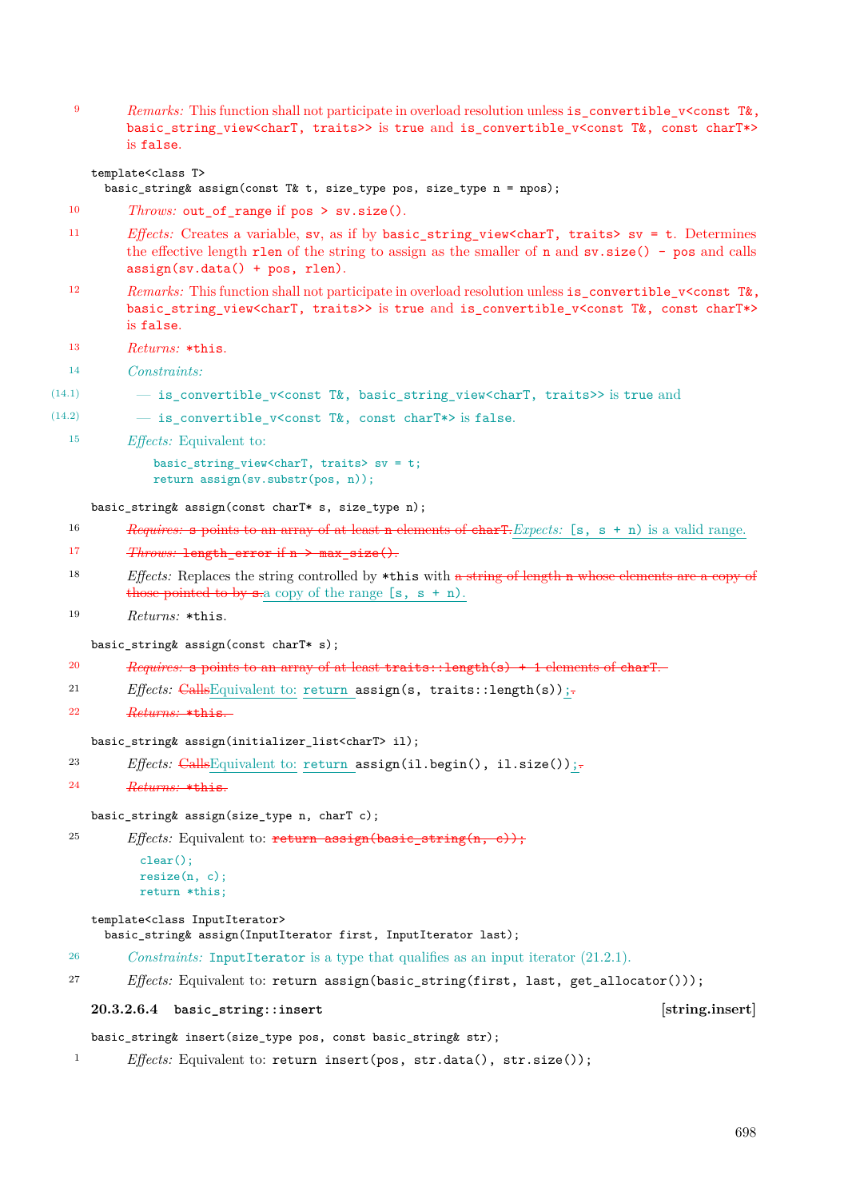9 *Remarks:* This function shall not participate in overload resolution unless `is_convertible_v<const T&, basic_string_view<charT, traits>>` is `true` and `is_convertible_v<const T&, const charT*>` is `false`.

```
template<class T>
  basic_string& assign(const T& t, size_type pos, size_type n = npos);
```

10 *Throws:* `out_of_range` if `pos > sv.size()`.

11 *Effects:* Creates a variable, `sv`, as if by `basic_string_view<charT, traits> sv = t`. Determines the effective length `rlen` of the string to assign as the smaller of `n` and `sv.size() - pos` and calls `assign(sv.data() + pos, rlen)`.

12 *Remarks:* This function shall not participate in overload resolution unless `is_convertible_v<const T&, basic_string_view<charT, traits>>` is `true` and `is_convertible_v<const T&, const charT*>` is `false`.

13 *Returns:* `*this`.

14 *Constraints:*

(14.1) — `is_convertible_v<const T&, basic_string_view<charT, traits>>` is `true` and

(14.2) — `is_convertible_v<const T&, const charT*>` is `false`.

15 *Effects:* Equivalent to:

```
basic_string_view<charT, traits> sv = t;
return assign(sv.substr(pos, n));
```

```
basic_string& assign(const charT* s, size_type n);
```

16 ~~*Requires:* `s` points to an array of at least `n` elements of `charT`.~~ *Expects:* `[s, s + n)` is a valid range.

17 ~~*Throws:* `length_error` if `n > max_size()`.~~

18 *Effects:* Replaces the string controlled by `*this` with ~~a string of length `n` whose elements are a copy of those pointed to by `s`.~~ a copy of the range `[s, s + n)`.

19 *Returns:* `*this`.

```
basic_string& assign(const charT* s);
```

20 ~~*Requires:* `s` points to an array of at least `traits::length(s) + 1` elements of `charT`.~~

21 *Effects:* ~~Calls~~ Equivalent to: `return assign(s, traits::length(s));` ~~.~~

22 ~~*Returns:* `*this`.~~

```
basic_string& assign(initializer_list<charT> il);
```

23 *Effects:* ~~Calls~~ Equivalent to: `return assign(il.begin(), il.size());` ~~.~~

24 ~~*Returns:* `*this`.~~

```
basic_string& assign(size_type n, charT c);
```

25 *Effects:* Equivalent to: ~~`return assign(basic_string(n, c));`~~

```
clear();
resize(n, c);
return *this;
```

```
template<class InputIterator>
  basic_string& assign(InputIterator first, InputIterator last);
```

26 *Constraints:* `InputIterator` is a type that qualifies as an input iterator (21.2.1).

27 *Effects:* Equivalent to: `return assign(basic_string(first, last, get_allocator()));`

#### 20.3.2.6.4 `basic_string::insert` [string.insert]

```
basic_string& insert(size_type pos, const basic_string& str);
```

1 *Effects:* Equivalent to: `return insert(pos, str.data(), str.size());`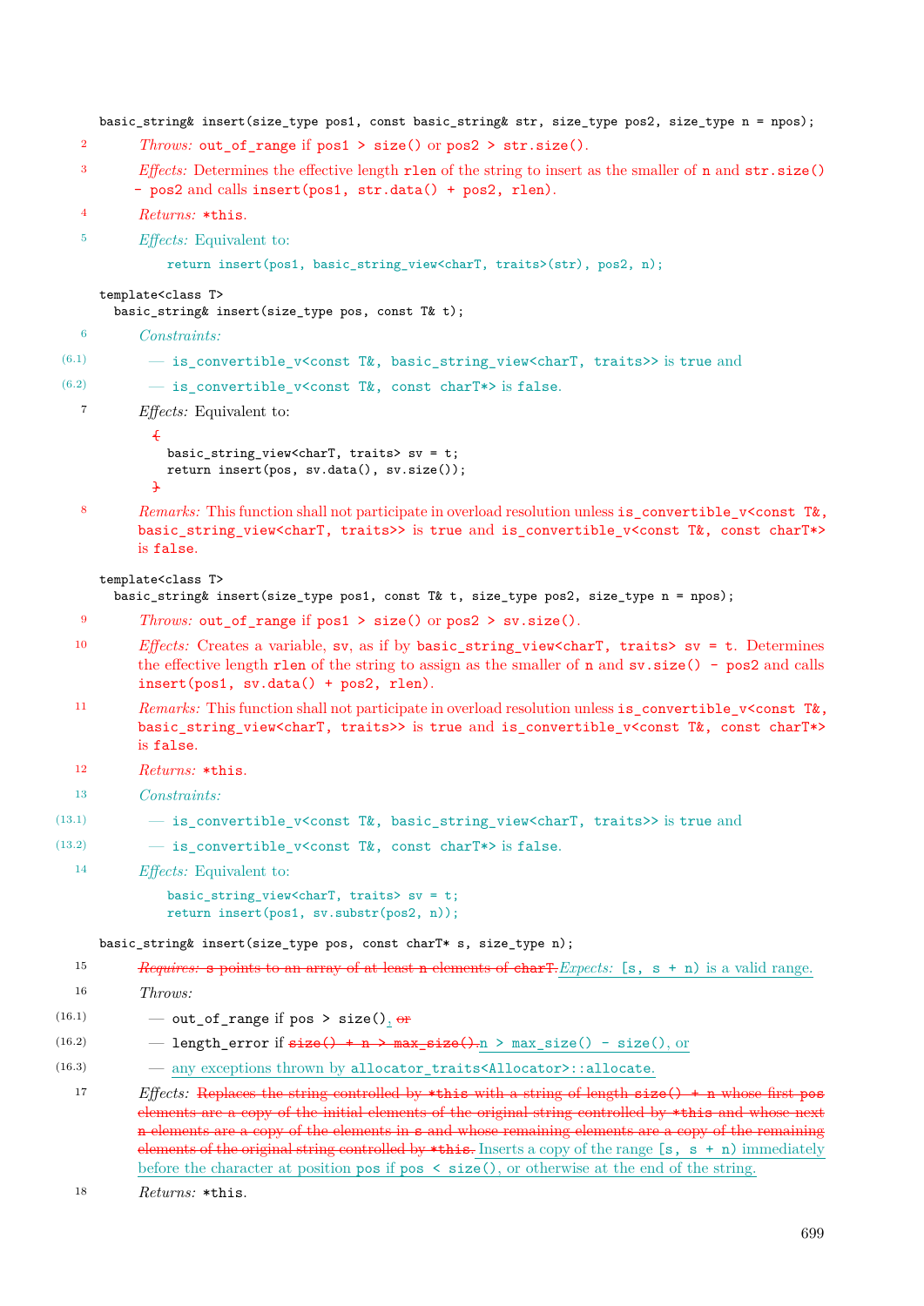```
basic_string& insert(size_type pos1, const basic_string& str, size_type pos2, size_type n = npos);
```

2 *Throws:* `out_of_range` if `pos1 > size()` or `pos2 > str.size()`.

3 *Effects:* Determines the effective length `rlen` of the string to insert as the smaller of `n` and `str.size() - pos2` and calls `insert(pos1, str.data() + pos2, rlen)`.

4 *Returns:* `*this`.

5 *Effects:* Equivalent to:

```
return insert(pos1, basic_string_view<charT, traits>(str), pos2, n);
```

```
template<class T>
  basic_string& insert(size_type pos, const T& t);
```

6 *Constraints:*

(6.1) — `is_convertible_v<const T&, basic_string_view<charT, traits>>` is `true` and

(6.2) — `is_convertible_v<const T&, const charT*>` is `false`.

7 *Effects:* Equivalent to:

```
{
  basic_string_view<charT, traits> sv = t;
  return insert(pos, sv.data(), sv.size());
}
```

8 *Remarks:* This function shall not participate in overload resolution unless `is_convertible_v<const T&, basic_string_view<charT, traits>>` is `true` and `is_convertible_v<const T&, const charT*>` is `false`.

```
template<class T>
  basic_string& insert(size_type pos1, const T& t, size_type pos2, size_type n = npos);
```

9 *Throws:* `out_of_range` if `pos1 > size()` or `pos2 > sv.size()`.

10 *Effects:* Creates a variable, `sv`, as if by `basic_string_view<charT, traits> sv = t`. Determines the effective length `rlen` of the string to assign as the smaller of `n` and `sv.size() - pos2` and calls `insert(pos1, sv.data() + pos2, rlen)`.

11 *Remarks:* This function shall not participate in overload resolution unless `is_convertible_v<const T&, basic_string_view<charT, traits>>` is `true` and `is_convertible_v<const T&, const charT*>` is `false`.

12 *Returns:* `*this`.

13 *Constraints:*

(13.1) — `is_convertible_v<const T&, basic_string_view<charT, traits>>` is `true` and

(13.2) — `is_convertible_v<const T&, const charT*>` is `false`.

14 *Effects:* Equivalent to:

```
basic_string_view<charT, traits> sv = t;
return insert(pos1, sv.substr(pos2, n));
```

```
basic_string& insert(size_type pos, const charT* s, size_type n);
```

15 ~~*Requires:* `s` points to an array of at least `n` elements of `charT`.~~ *Expects:* `[s, s + n)` is a valid range.

16 *Throws:*

(16.1) — `out_of_range` if `pos > size()`, ~~or~~

(16.2) — `length_error` if ~~`size() + n > max_size()`.~~ `n > max_size() - size()`, or

(16.3) — any exceptions thrown by `allocator_traits<Allocator>::allocate`.

17 *Effects:* ~~Replaces the string controlled by `*this` with a string of length `size() + n` whose first `pos` elements are a copy of the initial elements of the original string controlled by `*this` and whose next `n` elements are a copy of the elements in `s` and whose remaining elements are a copy of the remaining elements of the original string controlled by `*this`.~~ Inserts a copy of the range `[s, s + n)` immediately before the character at position `pos` if `pos < size()`, or otherwise at the end of the string.

18 *Returns:* `*this`.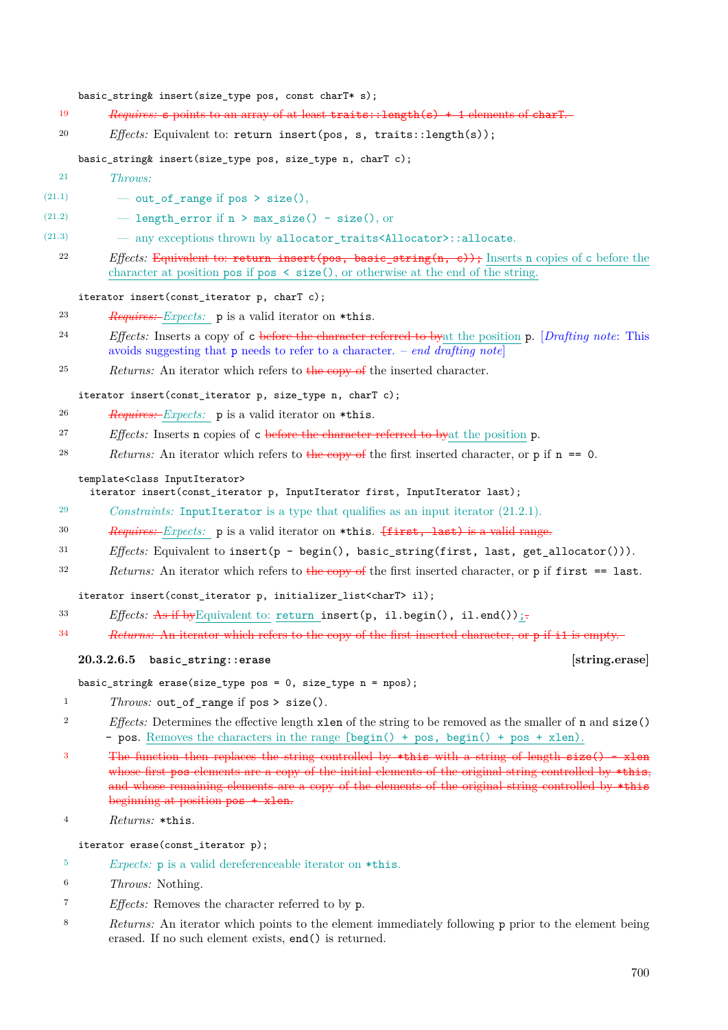```
basic_string& insert(size_type pos, const charT* s);
```

19 ~~*Requires:* s points to an array of at least traits::length(s) + 1 elements of charT.~~

20 *Effects:* Equivalent to: `return insert(pos, s, traits::length(s));`

```
basic_string& insert(size_type pos, size_type n, charT c);
```

21 *Throws:*

(21.1) — `out_of_range` if `pos > size()`,

(21.2) — `length_error` if `n > max_size() - size()`, or

(21.3) — any exceptions thrown by `allocator_traits<Allocator>::allocate`.

22 *Effects:* ~~Equivalent to: return insert(pos, basic_string(n, c));~~ Inserts `n` copies of `c` before the character at position `pos` if `pos < size()`, or otherwise at the end of the string.

```
iterator insert(const_iterator p, charT c);
```

23 ~~*Requires:*~~ *Expects:* `p` is a valid iterator on `*this`.

24 *Effects:* Inserts a copy of `c` ~~before the character referred to by~~ at the position `p`. [*Drafting note*: This avoids suggesting that `p` needs to refer to a character. – *end drafting note*]

25 *Returns:* An iterator which refers to ~~the copy of~~ the inserted character.

```
iterator insert(const_iterator p, size_type n, charT c);
```

26 ~~*Requires:*~~ *Expects:* `p` is a valid iterator on `*this`.

27 *Effects:* Inserts `n` copies of `c` ~~before the character referred to by~~ at the position `p`.

28 *Returns:* An iterator which refers to ~~the copy of~~ the first inserted character, or `p` if `n == 0`.

```
template<class InputIterator>
  iterator insert(const_iterator p, InputIterator first, InputIterator last);
```

29 *Constraints:* `InputIterator` is a type that qualifies as an input iterator (21.2.1).

30 ~~*Requires:*~~ *Expects:* `p` is a valid iterator on `*this`. ~~[first, last) is a valid range.~~

31 *Effects:* Equivalent to `insert(p - begin(), basic_string(first, last, get_allocator()))`.

32 *Returns:* An iterator which refers to ~~the copy of~~ the first inserted character, or `p` if `first == last`.

```
iterator insert(const_iterator p, initializer_list<charT> il);
```

33 *Effects:* ~~As if by~~ Equivalent to: `return insert(p, il.begin(), il.end());`~~.~~

34 ~~*Returns:* An iterator which refers to the copy of the first inserted character, or p if i1 is empty.~~

#### 20.3.2.6.5 `basic_string::erase` [string.erase]

```
basic_string& erase(size_type pos = 0, size_type n = npos);
```

1 *Throws:* `out_of_range` if `pos > size()`.

2 *Effects:* Determines the effective length `xlen` of the string to be removed as the smaller of `n` and `size() - pos`. Removes the characters in the range `[begin() + pos, begin() + pos + xlen)`.

3 ~~The function then replaces the string controlled by \*this with a string of length size() - xlen whose first pos elements are a copy of the initial elements of the original string controlled by \*this, and whose remaining elements are a copy of the elements of the original string controlled by \*this beginning at position pos + xlen.~~

4 *Returns:* `*this`.

```
iterator erase(const_iterator p);
```

5 *Expects:* `p` is a valid dereferenceable iterator on `*this`.

6 *Throws:* Nothing.

7 *Effects:* Removes the character referred to by `p`.

8 *Returns:* An iterator which points to the element immediately following `p` prior to the element being erased. If no such element exists, `end()` is returned.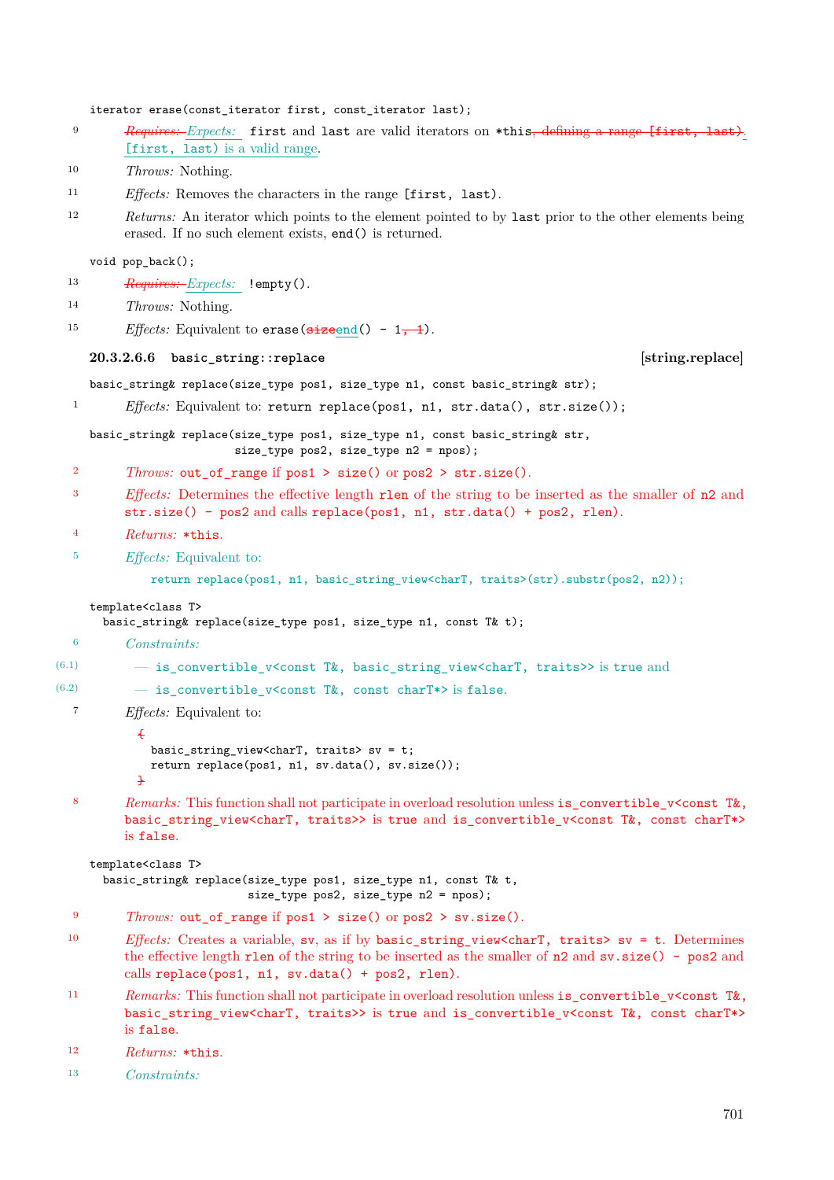```
iterator erase(const_iterator first, const_iterator last);
```

9 ~~*Requires:*~~ *Expects:* `first` and `last` are valid iterators on `*this`~~, defining a range `[first, last)`~~. `[first, last)` is a valid range.

10 *Throws:* Nothing.

11 *Effects:* Removes the characters in the range `[first, last)`.

12 *Returns:* An iterator which points to the element pointed to by `last` prior to the other elements being erased. If no such element exists, `end()` is returned.

```
void pop_back();
```

13 ~~*Requires:*~~ *Expects:* `!empty()`.

14 *Throws:* Nothing.

15 *Effects:* Equivalent to `erase(`~~`size`~~`end() - 1`~~`, 1`~~`)`.

### 20.3.2.6.6 `basic_string::replace` [string.replace]

```
basic_string& replace(size_type pos1, size_type n1, const basic_string& str);
```

1 *Effects:* Equivalent to: `return replace(pos1, n1, str.data(), str.size());`

```
basic_string& replace(size_type pos1, size_type n1, const basic_string& str,
                      size_type pos2, size_type n2 = npos);
```

2 *Throws:* `out_of_range` if `pos1 > size()` or `pos2 > str.size()`.

3 *Effects:* Determines the effective length `rlen` of the string to be inserted as the smaller of `n2` and `str.size() - pos2` and calls `replace(pos1, n1, str.data() + pos2, rlen)`.

4 *Returns:* `*this`.

5 *Effects:* Equivalent to:

```
return replace(pos1, n1, basic_string_view<charT, traits>(str).substr(pos2, n2));
```

```
template<class T>
  basic_string& replace(size_type pos1, size_type n1, const T& t);
```

6 *Constraints:*

(6.1) — `is_convertible_v<const T&, basic_string_view<charT, traits>>` is `true` and

(6.2) — `is_convertible_v<const T&, const charT*>` is `false`.

7 *Effects:* Equivalent to:

```
{
  basic_string_view<charT, traits> sv = t;
  return replace(pos1, n1, sv.data(), sv.size());
}
```

8 *Remarks:* This function shall not participate in overload resolution unless `is_convertible_v<const T&, basic_string_view<charT, traits>>` is `true` and `is_convertible_v<const T&, const charT*>` is `false`.

```
template<class T>
  basic_string& replace(size_type pos1, size_type n1, const T& t,
                        size_type pos2, size_type n2 = npos);
```

9 *Throws:* `out_of_range` if `pos1 > size()` or `pos2 > sv.size()`.

10 *Effects:* Creates a variable, `sv`, as if by `basic_string_view<charT, traits> sv = t`. Determines the effective length `rlen` of the string to be inserted as the smaller of `n2` and `sv.size() - pos2` and calls `replace(pos1, n1, sv.data() + pos2, rlen)`.

11 *Remarks:* This function shall not participate in overload resolution unless `is_convertible_v<const T&, basic_string_view<charT, traits>>` is `true` and `is_convertible_v<const T&, const charT*>` is `false`.

12 *Returns:* `*this`.

13 *Constraints:*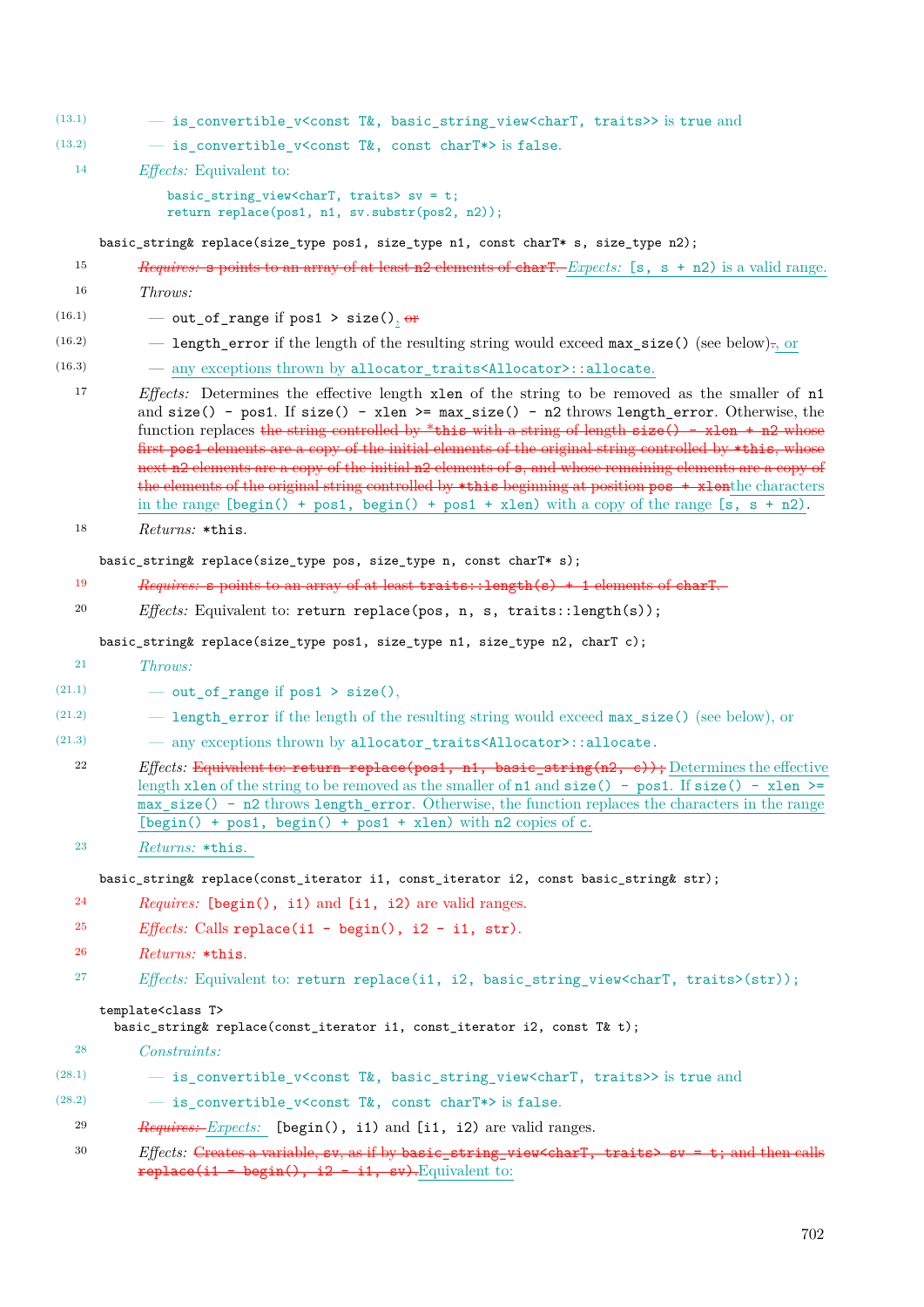(13.1) — `is_convertible_v<const T&, basic_string_view<charT, traits>>` is `true` and

(13.2) — `is_convertible_v<const T&, const charT*>` is `false`.

14 *Effects:* Equivalent to:

```
basic_string_view<charT, traits> sv = t;
return replace(pos1, n1, sv.substr(pos2, n2));
```

```
basic_string& replace(size_type pos1, size_type n1, const charT* s, size_type n2);
```

15 ~~*Requires:* `s` points to an array of at least `n2` elements of `charT`.~~ *Expects:* `[s, s + n2)` is a valid range.

16 *Throws:*

(16.1) — `out_of_range` if `pos1 > size()`, ~~or~~

(16.2) — `length_error` if the length of the resulting string would exceed `max_size()` (see below)~~.~~, or

(16.3) — any exceptions thrown by `allocator_traits<Allocator>::allocate`.

17 *Effects:* Determines the effective length `xlen` of the string to be removed as the smaller of `n1` and `size() - pos1`. If `size() - xlen >= max_size() - n2` throws `length_error`. Otherwise, the function replaces ~~the string controlled by `*this` with a string of length `size() - xlen + n2` whose first `pos1` elements are a copy of the initial elements of the original string controlled by `*this`, whose next `n2` elements are a copy of the initial `n2` elements of `s`, and whose remaining elements are a copy of the elements of the original string controlled by `*this` beginning at position `pos + xlen`~~the characters in the range `[begin() + pos1, begin() + pos1 + xlen)` with a copy of the range `[s, s + n2)`.

18 *Returns:* `*this`.

```
basic_string& replace(size_type pos, size_type n, const charT* s);
```

19 ~~*Requires:* `s` points to an array of at least `traits::length(s) + 1` elements of `charT`.~~

20 *Effects:* Equivalent to: `return replace(pos, n, s, traits::length(s));`

```
basic_string& replace(size_type pos1, size_type n1, size_type n2, charT c);
```

21 *Throws:*

(21.1) — `out_of_range` if `pos1 > size()`,

(21.2) — `length_error` if the length of the resulting string would exceed `max_size()` (see below), or

(21.3) — any exceptions thrown by `allocator_traits<Allocator>::allocate`.

22 *Effects:* ~~Equivalent to: `return replace(pos1, n1, basic_string(n2, c));`~~ Determines the effective length `xlen` of the string to be removed as the smaller of `n1` and `size() - pos1`. If `size() - xlen >= max_size() - n2` throws `length_error`. Otherwise, the function replaces the characters in the range `[begin() + pos1, begin() + pos1 + xlen)` with `n2` copies of `c`.

23 *Returns:* `*this`.

```
basic_string& replace(const_iterator i1, const_iterator i2, const basic_string& str);
```

24 ~~*Requires:* `[begin(), i1)` and `[i1, i2)` are valid ranges.~~

25 ~~*Effects:* Calls `replace(i1 - begin(), i2 - i1, str)`.~~

26 ~~*Returns:* `*this`.~~

27 *Effects:* Equivalent to: `return replace(i1, i2, basic_string_view<charT, traits>(str));`

```
template<class T>
  basic_string& replace(const_iterator i1, const_iterator i2, const T& t);
```

28 *Constraints:*

(28.1) — `is_convertible_v<const T&, basic_string_view<charT, traits>>` is `true` and

(28.2) — `is_convertible_v<const T&, const charT*>` is `false`.

29 ~~*Requires:*~~ *Expects:* `[begin(), i1)` and `[i1, i2)` are valid ranges.

30 *Effects:* ~~Creates a variable, `sv`, as if by `basic_string_view<charT, traits> sv = t;` and then calls `replace(i1 - begin(), i2 - i1, sv)`.~~ Equivalent to: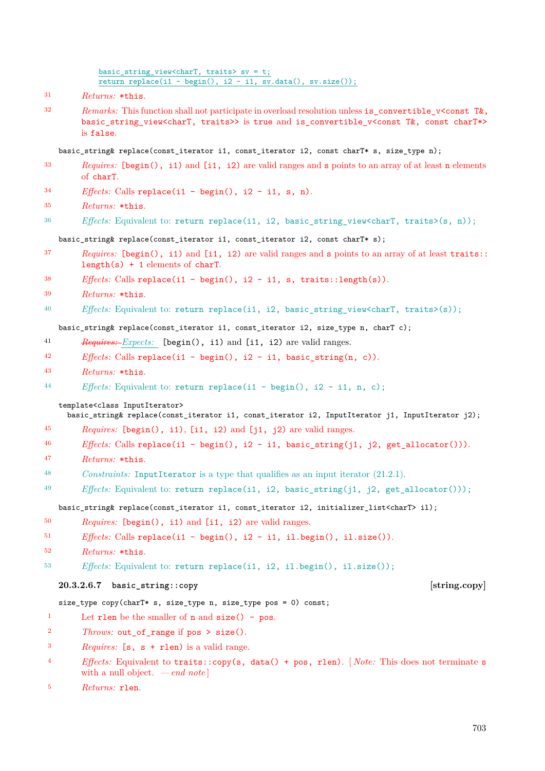```
basic_string_view<charT, traits> sv = t;
return replace(i1 - begin(), i2 - i1, sv.data(), sv.size());
```

31 *Returns:* `*this`.

32 *Remarks:* This function shall not participate in overload resolution unless `is_convertible_v<const T&, basic_string_view<charT, traits>>` is `true` and `is_convertible_v<const T&, const charT*>` is `false`.

```
basic_string& replace(const_iterator i1, const_iterator i2, const charT* s, size_type n);
```

33 *Requires:* `[begin(), i1)` and `[i1, i2)` are valid ranges and `s` points to an array of at least `n` elements of `charT`.

34 *Effects:* Calls `replace(i1 - begin(), i2 - i1, s, n)`.

35 *Returns:* `*this`.

36 *Effects:* Equivalent to: `return replace(i1, i2, basic_string_view<charT, traits>(s, n));`

```
basic_string& replace(const_iterator i1, const_iterator i2, const charT* s);
```

37 *Requires:* `[begin(), i1)` and `[i1, i2)` are valid ranges and `s` points to an array of at least `traits::length(s) + 1` elements of `charT`.

38 *Effects:* Calls `replace(i1 - begin(), i2 - i1, s, traits::length(s))`.

39 *Returns:* `*this`.

40 *Effects:* Equivalent to: `return replace(i1, i2, basic_string_view<charT, traits>(s));`

```
basic_string& replace(const_iterator i1, const_iterator i2, size_type n, charT c);
```

41 ~~*Requires:*~~ *Expects:* `[begin(), i1)` and `[i1, i2)` are valid ranges.

42 *Effects:* Calls `replace(i1 - begin(), i2 - i1, basic_string(n, c))`.

43 *Returns:* `*this`.

44 *Effects:* Equivalent to: `return replace(i1 - begin(), i2 - i1, n, c);`

```
template<class InputIterator>
  basic_string& replace(const_iterator i1, const_iterator i2, InputIterator j1, InputIterator j2);
```

45 *Requires:* `[begin(), i1)`, `[i1, i2)` and `[j1, j2)` are valid ranges.

46 *Effects:* Calls `replace(i1 - begin(), i2 - i1, basic_string(j1, j2, get_allocator()))`.

47 *Returns:* `*this`.

48 *Constraints:* `InputIterator` is a type that qualifies as an input iterator (21.2.1).

49 *Effects:* Equivalent to: `return replace(i1, i2, basic_string(j1, j2, get_allocator()));`

```
basic_string& replace(const_iterator i1, const_iterator i2, initializer_list<charT> il);
```

50 *Requires:* `[begin(), i1)` and `[i1, i2)` are valid ranges.

51 *Effects:* Calls `replace(i1 - begin(), i2 - i1, il.begin(), il.size())`.

52 *Returns:* `*this`.

53 *Effects:* Equivalent to: `return replace(i1, i2, il.begin(), il.size());`

#### 20.3.2.6.7 `basic_string::copy` [string.copy]

```
size_type copy(charT* s, size_type n, size_type pos = 0) const;
```

1 Let `rlen` be the smaller of `n` and `size() - pos`.

2 *Throws:* `out_of_range` if `pos > size()`.

3 *Requires:* `[s, s + rlen)` is a valid range.

4 *Effects:* Equivalent to `traits::copy(s, data() + pos, rlen)`. [ *Note:* This does not terminate `s` with a null object. — *end note* ]

5 *Returns:* `rlen`.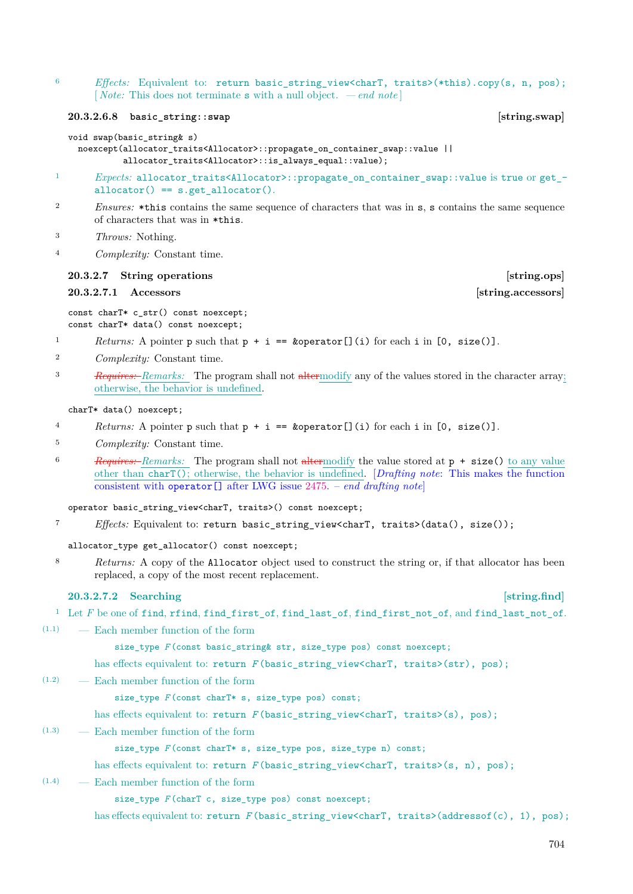6 *Effects:* Equivalent to: `return basic_string_view<charT, traits>(*this).copy(s, n, pos);` [*Note:* This does not terminate `s` with a null object. — *end note*]

### 20.3.2.6.8 `basic_string::swap` [string.swap]

```
void swap(basic_string& s)
  noexcept(allocator_traits<Allocator>::propagate_on_container_swap::value ||
           allocator_traits<Allocator>::is_always_equal::value);
```

1 *Expects:* `allocator_traits<Allocator>::propagate_on_container_swap::value` is `true` or `get_allocator() == s.get_allocator()`.

2 *Ensures:* `*this` contains the same sequence of characters that was in `s`, `s` contains the same sequence of characters that was in `*this`.

3 *Throws:* Nothing.

4 *Complexity:* Constant time.

### 20.3.2.7 String operations [string.ops]

#### 20.3.2.7.1 Accessors [string.accessors]

```
const charT* c_str() const noexcept;
const charT* data() const noexcept;
```

1 *Returns:* A pointer `p` such that `p + i == &operator[](i)` for each `i` in `[0, size()]`.

2 *Complexity:* Constant time.

3 ~~*Requires:*~~ *Remarks:* The program shall not ~~alter~~modify any of the values stored in the character array; otherwise, the behavior is undefined.

```
charT* data() noexcept;
```

4 *Returns:* A pointer `p` such that `p + i == &operator[](i)` for each `i` in `[0, size()]`.

5 *Complexity:* Constant time.

6 ~~*Requires:*~~ *Remarks:* The program shall not ~~alter~~modify the value stored at `p + size()` to any value other than `charT()`; otherwise, the behavior is undefined. [*Drafting note*: This makes the function consistent with `operator[]` after LWG issue 2475. – *end drafting note*]

```
operator basic_string_view<charT, traits>() const noexcept;
```

7 *Effects:* Equivalent to: `return basic_string_view<charT, traits>(data(), size());`

```
allocator_type get_allocator() const noexcept;
```

8 *Returns:* A copy of the `Allocator` object used to construct the string or, if that allocator has been replaced, a copy of the most recent replacement.

#### 20.3.2.7.2 Searching [string.find]

1 Let *F* be one of `find`, `rfind`, `find_first_of`, `find_last_of`, `find_first_not_of`, and `find_last_not_of`.

(1.1) — Each member function of the form

```
size_type F(const basic_string& str, size_type pos) const noexcept;
```

has effects equivalent to: `return F(basic_string_view<charT, traits>(str), pos);`

(1.2) — Each member function of the form

```
size_type F(const charT* s, size_type pos) const;
```

has effects equivalent to: `return F(basic_string_view<charT, traits>(s), pos);`

(1.3) — Each member function of the form

```
size_type F(const charT* s, size_type pos, size_type n) const;
```

has effects equivalent to: `return F(basic_string_view<charT, traits>(s, n), pos);`

(1.4) — Each member function of the form

```
size_type F(charT c, size_type pos) const noexcept;
```

has effects equivalent to: `return F(basic_string_view<charT, traits>(addressof(c), 1), pos);`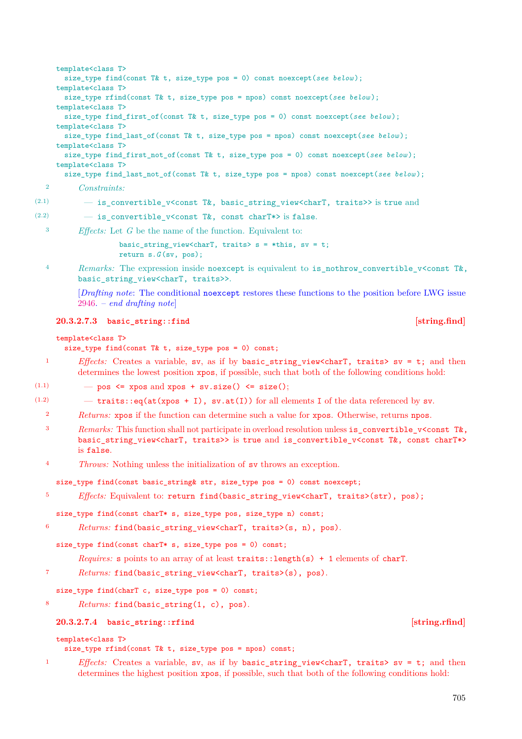```
template<class T>
  size_type find(const T& t, size_type pos = 0) const noexcept(see below);
template<class T>
  size_type rfind(const T& t, size_type pos = npos) const noexcept(see below);
template<class T>
  size_type find_first_of(const T& t, size_type pos = 0) const noexcept(see below);
template<class T>
  size_type find_last_of(const T& t, size_type pos = npos) const noexcept(see below);
template<class T>
  size_type find_first_not_of(const T& t, size_type pos = 0) const noexcept(see below);
template<class T>
  size_type find_last_not_of(const T& t, size_type pos = npos) const noexcept(see below);
```

2 *Constraints:*

(2.1) — `is_convertible_v<const T&, basic_string_view<charT, traits>>` is `true` and

(2.2) — `is_convertible_v<const T&, const charT*>` is `false`.

3 *Effects:* Let *G* be the name of the function. Equivalent to:

```
basic_string_view<charT, traits> s = *this, sv = t;
return s.G(sv, pos);
```

4 *Remarks:* The expression inside `noexcept` is equivalent to `is_nothrow_convertible_v<const T&, basic_string_view<charT, traits>>`.

[*Drafting note*: The conditional `noexcept` restores these functions to the position before LWG issue 2946. – *end drafting note*]

### 20.3.2.7.3 `basic_string::find` [string.find]

```
template<class T>
  size_type find(const T& t, size_type pos = 0) const;
```

1 *Effects:* Creates a variable, `sv`, as if by `basic_string_view<charT, traits> sv = t;` and then determines the lowest position `xpos`, if possible, such that both of the following conditions hold:

(1.1) — `pos <= xpos` and `xpos + sv.size() <= size()`;

(1.2) — `traits::eq(at(xpos + I), sv.at(I))` for all elements `I` of the data referenced by `sv`.

2 *Returns:* `xpos` if the function can determine such a value for `xpos`. Otherwise, returns `npos`.

3 *Remarks:* This function shall not participate in overload resolution unless `is_convertible_v<const T&, basic_string_view<charT, traits>>` is `true` and `is_convertible_v<const T&, const charT*>` is `false`.

4 *Throws:* Nothing unless the initialization of `sv` throws an exception.

```
size_type find(const basic_string& str, size_type pos = 0) const noexcept;
```

5 *Effects:* Equivalent to: `return find(basic_string_view<charT, traits>(str), pos);`

```
size_type find(const charT* s, size_type pos, size_type n) const;
```

6 *Returns:* `find(basic_string_view<charT, traits>(s, n), pos)`.

```
size_type find(const charT* s, size_type pos = 0) const;
```

*Requires:* `s` points to an array of at least `traits::length(s) + 1` elements of `charT`.

7 *Returns:* `find(basic_string_view<charT, traits>(s), pos)`.

```
size_type find(charT c, size_type pos = 0) const;
```

8 *Returns:* `find(basic_string(1, c), pos)`.

### 20.3.2.7.4 `basic_string::rfind` [string.rfind]

```
template<class T>
  size_type rfind(const T& t, size_type pos = npos) const;
```

1 *Effects:* Creates a variable, `sv`, as if by `basic_string_view<charT, traits> sv = t;` and then determines the highest position `xpos`, if possible, such that both of the following conditions hold: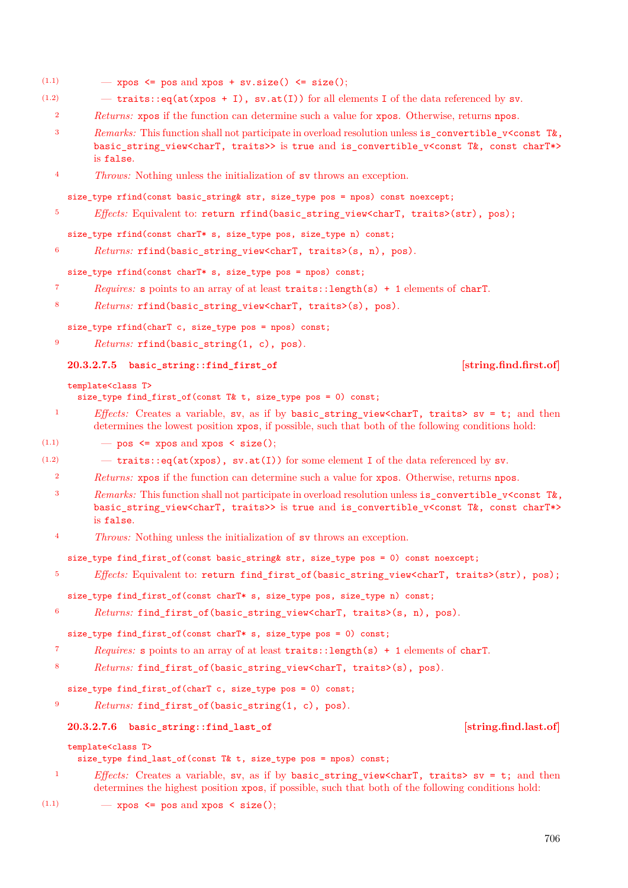(1.1) — `xpos <= pos` and `xpos + sv.size() <= size()`;

(1.2) — `traits::eq(at(xpos + I), sv.at(I))` for all elements `I` of the data referenced by `sv`.

2 *Returns:* `xpos` if the function can determine such a value for `xpos`. Otherwise, returns `npos`.

3 *Remarks:* This function shall not participate in overload resolution unless `is_convertible_v<const T&, basic_string_view<charT, traits>>` is `true` and `is_convertible_v<const T&, const charT*>` is `false`.

4 *Throws:* Nothing unless the initialization of `sv` throws an exception.

```
size_type rfind(const basic_string& str, size_type pos = npos) const noexcept;
```

5 *Effects:* Equivalent to: `return rfind(basic_string_view<charT, traits>(str), pos);`

```
size_type rfind(const charT* s, size_type pos, size_type n) const;
```

6 *Returns:* `rfind(basic_string_view<charT, traits>(s, n), pos)`.

```
size_type rfind(const charT* s, size_type pos = npos) const;
```

7 *Requires:* `s` points to an array of at least `traits::length(s) + 1` elements of `charT`.

8 *Returns:* `rfind(basic_string_view<charT, traits>(s), pos)`.

```
size_type rfind(charT c, size_type pos = npos) const;
```

9 *Returns:* `rfind(basic_string(1, c), pos)`.

#### 20.3.2.7.5 `basic_string::find_first_of` [string.find.first.of]

```
template<class T>
  size_type find_first_of(const T& t, size_type pos = 0) const;
```

1 *Effects:* Creates a variable, `sv`, as if by `basic_string_view<charT, traits> sv = t;` and then determines the lowest position `xpos`, if possible, such that both of the following conditions hold:

(1.1) — `pos <= xpos` and `xpos < size()`;

(1.2) — `traits::eq(at(xpos), sv.at(I))` for some element `I` of the data referenced by `sv`.

2 *Returns:* `xpos` if the function can determine such a value for `xpos`. Otherwise, returns `npos`.

3 *Remarks:* This function shall not participate in overload resolution unless `is_convertible_v<const T&, basic_string_view<charT, traits>>` is `true` and `is_convertible_v<const T&, const charT*>` is `false`.

4 *Throws:* Nothing unless the initialization of `sv` throws an exception.

```
size_type find_first_of(const basic_string& str, size_type pos = 0) const noexcept;
```

5 *Effects:* Equivalent to: `return find_first_of(basic_string_view<charT, traits>(str), pos);`

```
size_type find_first_of(const charT* s, size_type pos, size_type n) const;
```

6 *Returns:* `find_first_of(basic_string_view<charT, traits>(s, n), pos)`.

```
size_type find_first_of(const charT* s, size_type pos = 0) const;
```

7 *Requires:* `s` points to an array of at least `traits::length(s) + 1` elements of `charT`.

8 *Returns:* `find_first_of(basic_string_view<charT, traits>(s), pos)`.

```
size_type find_first_of(charT c, size_type pos = 0) const;
```

9 *Returns:* `find_first_of(basic_string(1, c), pos)`.

#### 20.3.2.7.6 `basic_string::find_last_of` [string.find.last.of]

```
template<class T>
  size_type find_last_of(const T& t, size_type pos = npos) const;
```

1 *Effects:* Creates a variable, `sv`, as if by `basic_string_view<charT, traits> sv = t;` and then determines the highest position `xpos`, if possible, such that both of the following conditions hold:

(1.1) — `xpos <= pos` and `xpos < size()`;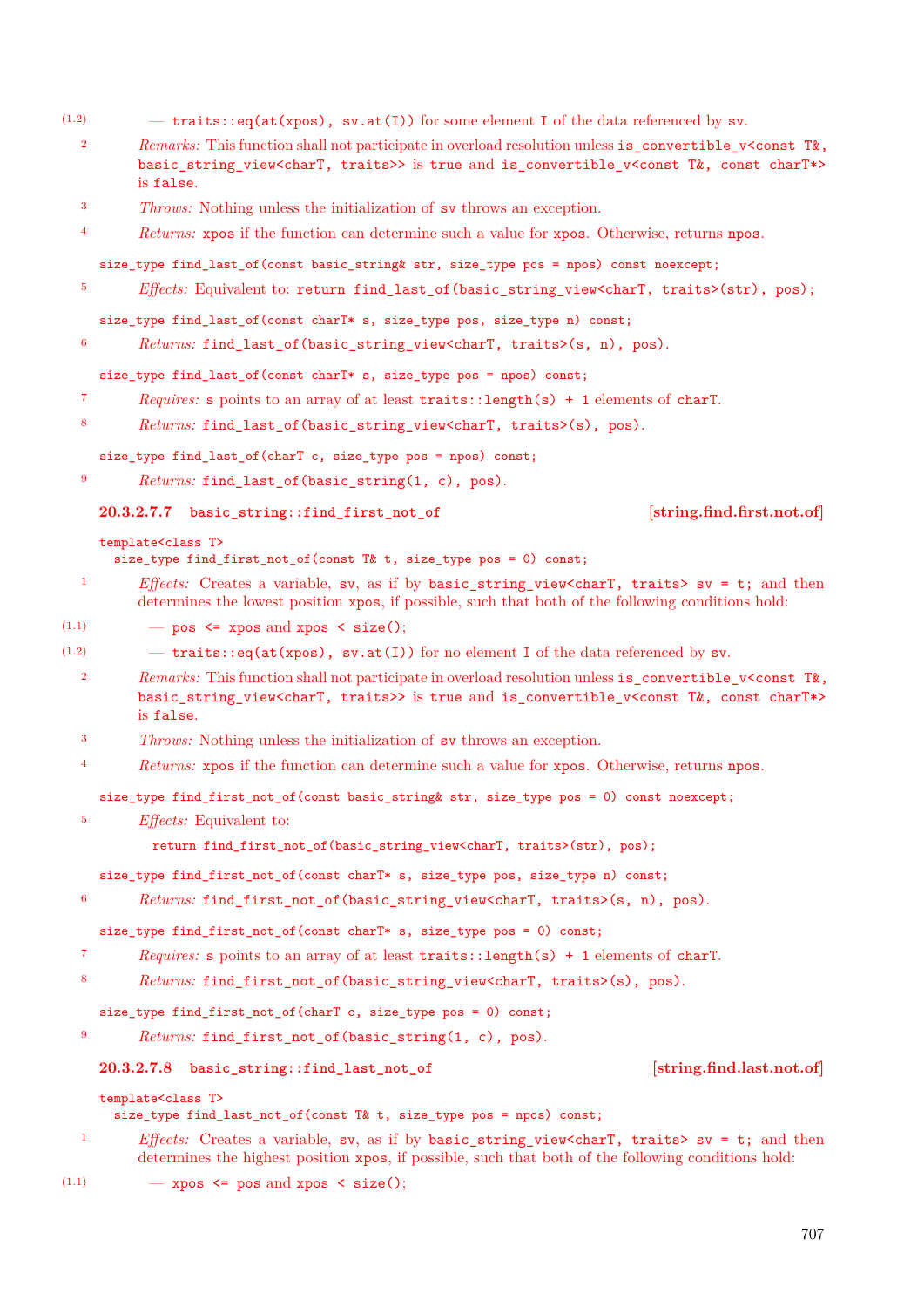(1.2) — `traits::eq(at(xpos), sv.at(I))` for some element `I` of the data referenced by `sv`.

2 *Remarks:* This function shall not participate in overload resolution unless `is_convertible_v<const T&, basic_string_view<charT, traits>>` is `true` and `is_convertible_v<const T&, const charT*>` is `false`.

3 *Throws:* Nothing unless the initialization of `sv` throws an exception.

4 *Returns:* `xpos` if the function can determine such a value for `xpos`. Otherwise, returns `npos`.

```
size_type find_last_of(const basic_string& str, size_type pos = npos) const noexcept;
```

5 *Effects:* Equivalent to: `return find_last_of(basic_string_view<charT, traits>(str), pos);`

```
size_type find_last_of(const charT* s, size_type pos, size_type n) const;
```

6 *Returns:* `find_last_of(basic_string_view<charT, traits>(s, n), pos)`.

```
size_type find_last_of(const charT* s, size_type pos = npos) const;
```

7 *Requires:* `s` points to an array of at least `traits::length(s) + 1` elements of `charT`.

8 *Returns:* `find_last_of(basic_string_view<charT, traits>(s), pos)`.

```
size_type find_last_of(charT c, size_type pos = npos) const;
```

9 *Returns:* `find_last_of(basic_string(1, c), pos)`.

#### 20.3.2.7.7 `basic_string::find_first_not_of` [string.find.first.not.of]

```
template<class T>
  size_type find_first_not_of(const T& t, size_type pos = 0) const;
```

1 *Effects:* Creates a variable, `sv`, as if by `basic_string_view<charT, traits> sv = t;` and then determines the lowest position `xpos`, if possible, such that both of the following conditions hold:

(1.1) — `pos <= xpos` and `xpos < size()`;

(1.2) — `traits::eq(at(xpos), sv.at(I))` for no element `I` of the data referenced by `sv`.

2 *Remarks:* This function shall not participate in overload resolution unless `is_convertible_v<const T&, basic_string_view<charT, traits>>` is `true` and `is_convertible_v<const T&, const charT*>` is `false`.

3 *Throws:* Nothing unless the initialization of `sv` throws an exception.

4 *Returns:* `xpos` if the function can determine such a value for `xpos`. Otherwise, returns `npos`.

```
size_type find_first_not_of(const basic_string& str, size_type pos = 0) const noexcept;
```

5 *Effects:* Equivalent to:

```
return find_first_not_of(basic_string_view<charT, traits>(str), pos);
```

```
size_type find_first_not_of(const charT* s, size_type pos, size_type n) const;
```

6 *Returns:* `find_first_not_of(basic_string_view<charT, traits>(s, n), pos)`.

```
size_type find_first_not_of(const charT* s, size_type pos = 0) const;
```

7 *Requires:* `s` points to an array of at least `traits::length(s) + 1` elements of `charT`.

8 *Returns:* `find_first_not_of(basic_string_view<charT, traits>(s), pos)`.

```
size_type find_first_not_of(charT c, size_type pos = 0) const;
```

9 *Returns:* `find_first_not_of(basic_string(1, c), pos)`.

#### 20.3.2.7.8 `basic_string::find_last_not_of` [string.find.last.not.of]

```
template<class T>
  size_type find_last_not_of(const T& t, size_type pos = npos) const;
```

1 *Effects:* Creates a variable, `sv`, as if by `basic_string_view<charT, traits> sv = t;` and then determines the highest position `xpos`, if possible, such that both of the following conditions hold:

(1.1) — `xpos <= pos` and `xpos < size()`;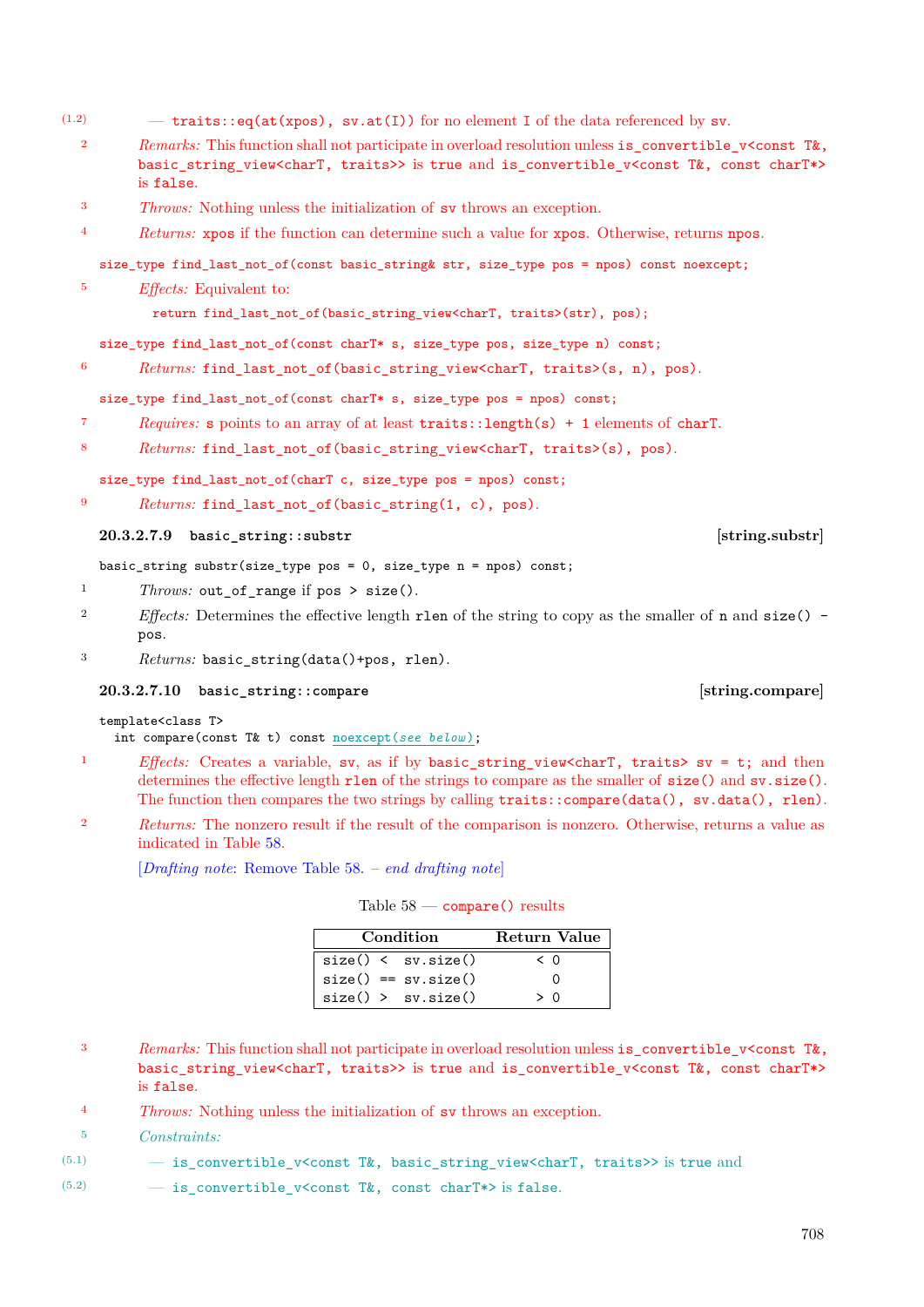(1.2) — `traits::eq(at(xpos), sv.at(I))` for no element `I` of the data referenced by `sv`.

2 *Remarks:* This function shall not participate in overload resolution unless `is_convertible_v<const T&, basic_string_view<charT, traits>>` is `true` and `is_convertible_v<const T&, const charT*>` is `false`.

3 *Throws:* Nothing unless the initialization of `sv` throws an exception.

4 *Returns:* `xpos` if the function can determine such a value for `xpos`. Otherwise, returns `npos`.

```
size_type find_last_not_of(const basic_string& str, size_type pos = npos) const noexcept;
```

5 *Effects:* Equivalent to:

```
return find_last_not_of(basic_string_view<charT, traits>(str), pos);
```

```
size_type find_last_not_of(const charT* s, size_type pos, size_type n) const;
```

6 *Returns:* `find_last_not_of(basic_string_view<charT, traits>(s, n), pos)`.

```
size_type find_last_not_of(const charT* s, size_type pos = npos) const;
```

7 *Requires:* `s` points to an array of at least `traits::length(s) + 1` elements of `charT`.

8 *Returns:* `find_last_not_of(basic_string_view<charT, traits>(s), pos)`.

```
size_type find_last_not_of(charT c, size_type pos = npos) const;
```

9 *Returns:* `find_last_not_of(basic_string(1, c), pos)`.

#### 20.3.2.7.9 `basic_string::substr` [string.substr]

```
basic_string substr(size_type pos = 0, size_type n = npos) const;
```

1 *Throws:* `out_of_range` if `pos > size()`.

2 *Effects:* Determines the effective length `rlen` of the string to copy as the smaller of `n` and `size() - pos`.

3 *Returns:* `basic_string(data()+pos, rlen)`.

#### 20.3.2.7.10 `basic_string::compare` [string.compare]

```
template<class T>
  int compare(const T& t) const noexcept(see below);
```

1 *Effects:* Creates a variable, `sv`, as if by `basic_string_view<charT, traits> sv = t;` and then determines the effective length `rlen` of the strings to compare as the smaller of `size()` and `sv.size()`. The function then compares the two strings by calling `traits::compare(data(), sv.data(), rlen)`.

2 *Returns:* The nonzero result if the result of the comparison is nonzero. Otherwise, returns a value as indicated in Table 58.

[*Drafting note*: Remove Table 58. – *end drafting note*]

Table 58 — `compare()` results

| Condition | Return Value |
|---|---|
| `size() <  sv.size()` | `< 0` |
| `size() == sv.size()` | `0` |
| `size() >  sv.size()` | `> 0` |

3 *Remarks:* This function shall not participate in overload resolution unless `is_convertible_v<const T&, basic_string_view<charT, traits>>` is `true` and `is_convertible_v<const T&, const charT*>` is `false`.

4 *Throws:* Nothing unless the initialization of `sv` throws an exception.

5 *Constraints:*

(5.1) — `is_convertible_v<const T&, basic_string_view<charT, traits>>` is `true` and

(5.2) — `is_convertible_v<const T&, const charT*>` is `false`.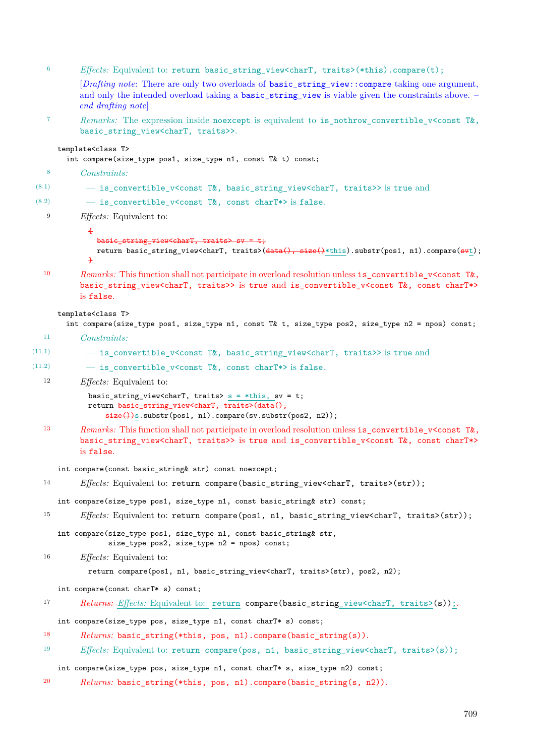6 *Effects:* Equivalent to: `return basic_string_view<charT, traits>(*this).compare(t);`

[*Drafting note*: There are only two overloads of `basic_string_view::compare` taking one argument, and only the intended overload taking a `basic_string_view` is viable given the constraints above. – *end drafting note*]

7 *Remarks:* The expression inside `noexcept` is equivalent to `is_nothrow_convertible_v<const T&, basic_string_view<charT, traits>>`.

```
template<class T>
  int compare(size_type pos1, size_type n1, const T& t) const;
```

8 *Constraints:*

(8.1) — `is_convertible_v<const T&, basic_string_view<charT, traits>>` is `true` and

(8.2) — `is_convertible_v<const T&, const charT*>` is `false`.

9 *Effects:* Equivalent to:

```
{
  basic_string_view<charT, traits> sv = t;
  return basic_string_view<charT, traits>(data(), size()*this).substr(pos1, n1).compare(svt);
}
```

10 *Remarks:* This function shall not participate in overload resolution unless `is_convertible_v<const T&, basic_string_view<charT, traits>>` is `true` and `is_convertible_v<const T&, const charT*>` is `false`.

```
template<class T>
  int compare(size_type pos1, size_type n1, const T& t, size_type pos2, size_type n2 = npos) const;
```

11 *Constraints:*

(11.1) — `is_convertible_v<const T&, basic_string_view<charT, traits>>` is `true` and

(11.2) — `is_convertible_v<const T&, const charT*>` is `false`.

12 *Effects:* Equivalent to:

```
basic_string_view<charT, traits> s = *this, sv = t;
return basic_string_view<charT, traits>(data(),
    size())s.substr(pos1, n1).compare(sv.substr(pos2, n2));
```

13 *Remarks:* This function shall not participate in overload resolution unless `is_convertible_v<const T&, basic_string_view<charT, traits>>` is `true` and `is_convertible_v<const T&, const charT*>` is `false`.

```
int compare(const basic_string& str) const noexcept;
```

14 *Effects:* Equivalent to: `return compare(basic_string_view<charT, traits>(str));`

```
int compare(size_type pos1, size_type n1, const basic_string& str) const;
```

15 *Effects:* Equivalent to: `return compare(pos1, n1, basic_string_view<charT, traits>(str));`

```
int compare(size_type pos1, size_type n1, const basic_string& str,
            size_type pos2, size_type n2 = npos) const;
```

16 *Effects:* Equivalent to:

```
return compare(pos1, n1, basic_string_view<charT, traits>(str), pos2, n2);
```

```
int compare(const charT* s) const;
```

17 ~~*Returns:*~~ *Effects:* Equivalent to: `return compare(basic_string_view<charT, traits>(s));`

```
int compare(size_type pos, size_type n1, const charT* s) const;
```

18 *Returns:* `basic_string(*this, pos, n1).compare(basic_string(s))`.

19 *Effects:* Equivalent to: `return compare(pos, n1, basic_string_view<charT, traits>(s));`

```
int compare(size_type pos, size_type n1, const charT* s, size_type n2) const;
```

20 *Returns:* `basic_string(*this, pos, n1).compare(basic_string(s, n2))`.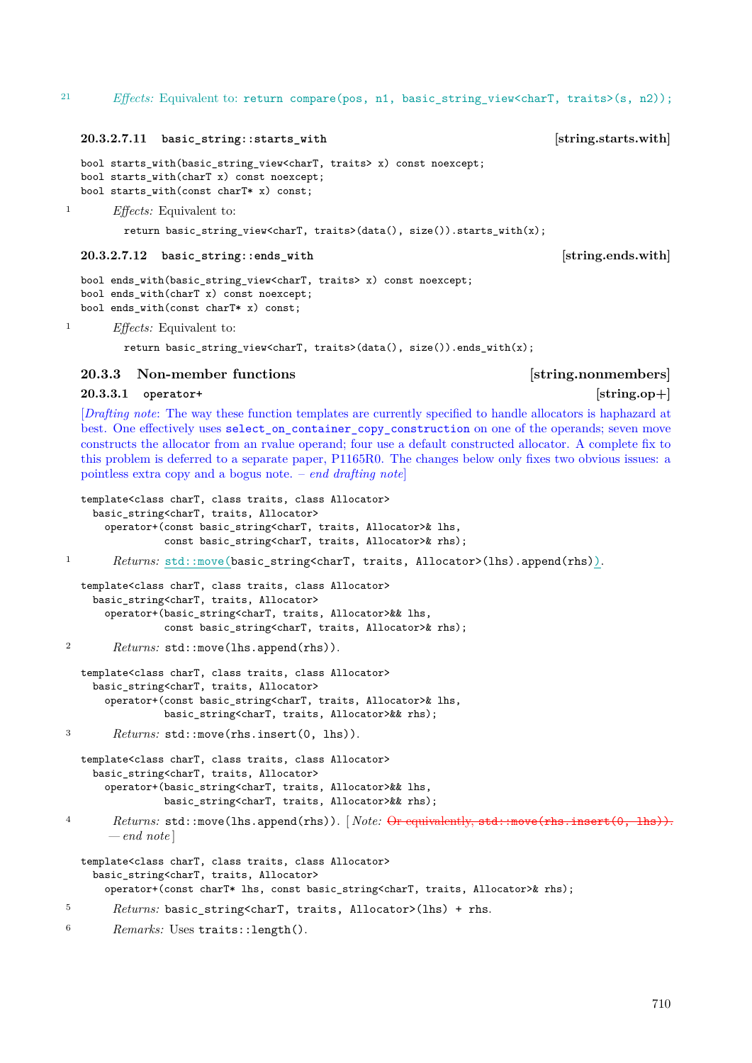21 *Effects:* Equivalent to: `return compare(pos, n1, basic_string_view<charT, traits>(s, n2));`

#### 20.3.2.7.11 `basic_string::starts_with` [string.starts.with]

```
bool starts_with(basic_string_view<charT, traits> x) const noexcept;
bool starts_with(charT x) const noexcept;
bool starts_with(const charT* x) const;
```

1 *Effects:* Equivalent to:

```
return basic_string_view<charT, traits>(data(), size()).starts_with(x);
```

#### 20.3.2.7.12 `basic_string::ends_with` [string.ends.with]

```
bool ends_with(basic_string_view<charT, traits> x) const noexcept;
bool ends_with(charT x) const noexcept;
bool ends_with(const charT* x) const;
```

1 *Effects:* Equivalent to:

```
return basic_string_view<charT, traits>(data(), size()).ends_with(x);
```

### 20.3.3 Non-member functions [string.nonmembers]

#### 20.3.3.1 `operator+` [string.op+]

[*Drafting note*: The way these function templates are currently specified to handle allocators is haphazard at best. One effectively uses `select_on_container_copy_construction` on one of the operands; seven move constructs the allocator from an rvalue operand; four use a default constructed allocator. A complete fix to this problem is deferred to a separate paper, P1165R0. The changes below only fixes two obvious issues: a pointless extra copy and a bogus note. – *end drafting note*]

```
template<class charT, class traits, class Allocator>
  basic_string<charT, traits, Allocator>
    operator+(const basic_string<charT, traits, Allocator>& lhs,
              const basic_string<charT, traits, Allocator>& rhs);
```

1 *Returns:* `std::move(basic_string<charT, traits, Allocator>(lhs).append(rhs))`.

```
template<class charT, class traits, class Allocator>
  basic_string<charT, traits, Allocator>
    operator+(basic_string<charT, traits, Allocator>&& lhs,
              const basic_string<charT, traits, Allocator>& rhs);
```

2 *Returns:* `std::move(lhs.append(rhs))`.

```
template<class charT, class traits, class Allocator>
  basic_string<charT, traits, Allocator>
    operator+(const basic_string<charT, traits, Allocator>& lhs,
              basic_string<charT, traits, Allocator>&& rhs);
```

3 *Returns:* `std::move(rhs.insert(0, lhs))`.

```
template<class charT, class traits, class Allocator>
  basic_string<charT, traits, Allocator>
    operator+(basic_string<charT, traits, Allocator>&& lhs,
              basic_string<charT, traits, Allocator>&& rhs);
```

4 *Returns:* `std::move(lhs.append(rhs))`. [*Note:* ~~Or equivalently, `std::move(rhs.insert(0, lhs))`.~~ — *end note*]

```
template<class charT, class traits, class Allocator>
  basic_string<charT, traits, Allocator>
    operator+(const charT* lhs, const basic_string<charT, traits, Allocator>& rhs);
```

5 *Returns:* `basic_string<charT, traits, Allocator>(lhs) + rhs`.

6 *Remarks:* Uses `traits::length()`.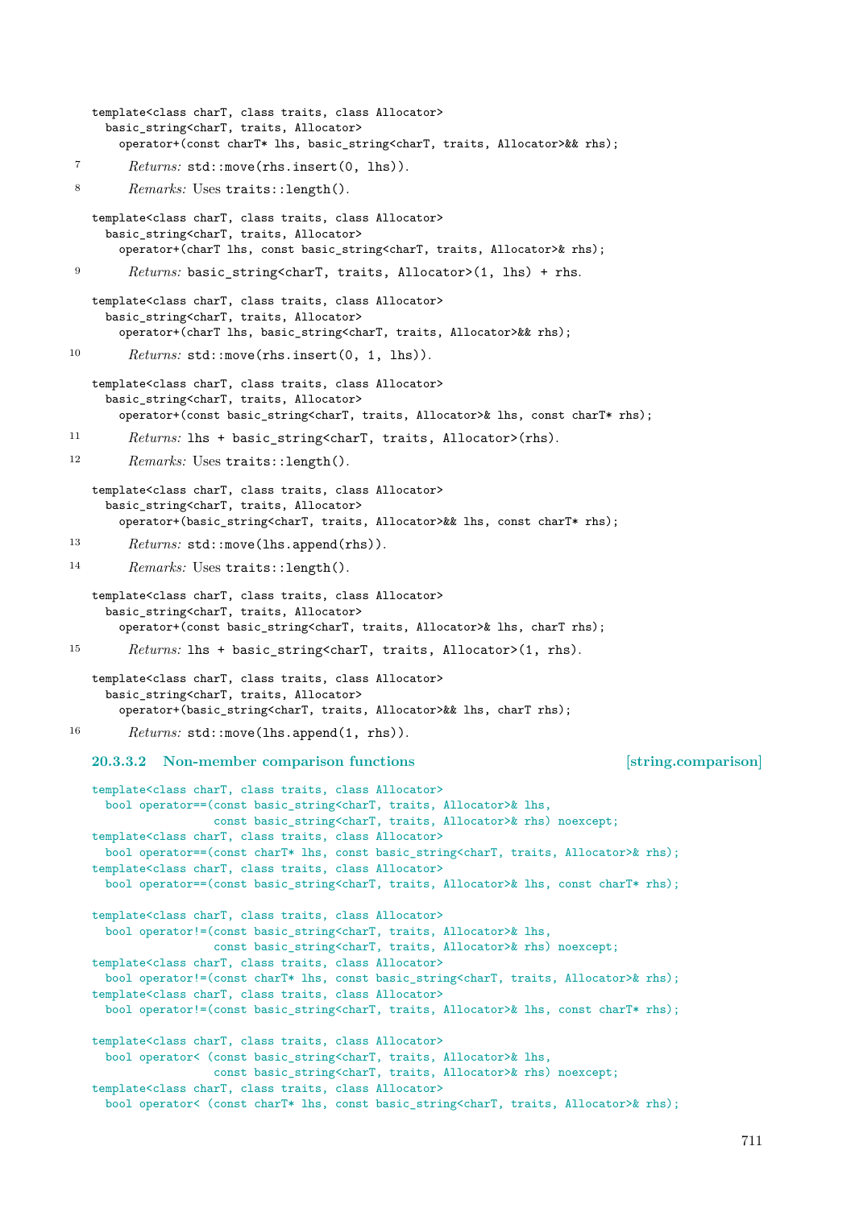```
template<class charT, class traits, class Allocator>
  basic_string<charT, traits, Allocator>
    operator+(const charT* lhs, basic_string<charT, traits, Allocator>&& rhs);
```

7 *Returns:* `std::move(rhs.insert(0, lhs))`.

8 *Remarks:* Uses `traits::length()`.

```
template<class charT, class traits, class Allocator>
  basic_string<charT, traits, Allocator>
    operator+(charT lhs, const basic_string<charT, traits, Allocator>& rhs);
```

9 *Returns:* `basic_string<charT, traits, Allocator>(1, lhs) + rhs`.

```
template<class charT, class traits, class Allocator>
  basic_string<charT, traits, Allocator>
    operator+(charT lhs, basic_string<charT, traits, Allocator>&& rhs);
```

10 *Returns:* `std::move(rhs.insert(0, 1, lhs))`.

```
template<class charT, class traits, class Allocator>
  basic_string<charT, traits, Allocator>
    operator+(const basic_string<charT, traits, Allocator>& lhs, const charT* rhs);
```

11 *Returns:* `lhs + basic_string<charT, traits, Allocator>(rhs)`.

12 *Remarks:* Uses `traits::length()`.

```
template<class charT, class traits, class Allocator>
  basic_string<charT, traits, Allocator>
    operator+(basic_string<charT, traits, Allocator>&& lhs, const charT* rhs);
```

13 *Returns:* `std::move(lhs.append(rhs))`.

14 *Remarks:* Uses `traits::length()`.

```
template<class charT, class traits, class Allocator>
  basic_string<charT, traits, Allocator>
    operator+(const basic_string<charT, traits, Allocator>& lhs, charT rhs);
```

15 *Returns:* `lhs + basic_string<charT, traits, Allocator>(1, rhs)`.

```
template<class charT, class traits, class Allocator>
  basic_string<charT, traits, Allocator>
    operator+(basic_string<charT, traits, Allocator>&& lhs, charT rhs);
```

16 *Returns:* `std::move(lhs.append(1, rhs))`.

### 20.3.3.2 Non-member comparison functions [string.comparison]

```
template<class charT, class traits, class Allocator>
  bool operator==(const basic_string<charT, traits, Allocator>& lhs,
                  const basic_string<charT, traits, Allocator>& rhs) noexcept;
template<class charT, class traits, class Allocator>
  bool operator==(const charT* lhs, const basic_string<charT, traits, Allocator>& rhs);
template<class charT, class traits, class Allocator>
  bool operator==(const basic_string<charT, traits, Allocator>& lhs, const charT* rhs);

template<class charT, class traits, class Allocator>
  bool operator!=(const basic_string<charT, traits, Allocator>& lhs,
                  const basic_string<charT, traits, Allocator>& rhs) noexcept;
template<class charT, class traits, class Allocator>
  bool operator!=(const charT* lhs, const basic_string<charT, traits, Allocator>& rhs);
template<class charT, class traits, class Allocator>
  bool operator!=(const basic_string<charT, traits, Allocator>& lhs, const charT* rhs);

template<class charT, class traits, class Allocator>
  bool operator< (const basic_string<charT, traits, Allocator>& lhs,
                  const basic_string<charT, traits, Allocator>& rhs) noexcept;
template<class charT, class traits, class Allocator>
  bool operator< (const charT* lhs, const basic_string<charT, traits, Allocator>& rhs);
```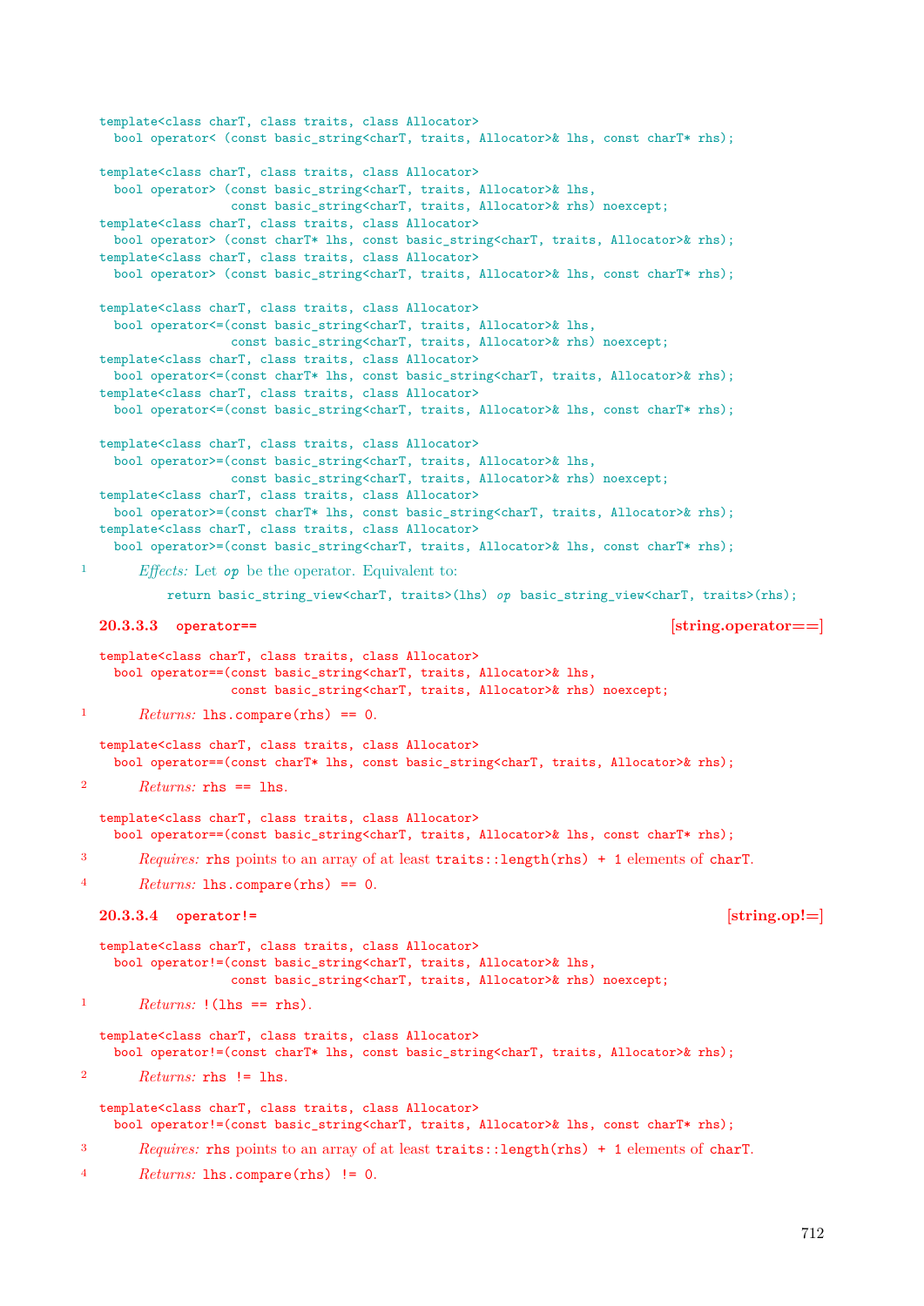```
template<class charT, class traits, class Allocator>
  bool operator< (const basic_string<charT, traits, Allocator>& lhs, const charT* rhs);

template<class charT, class traits, class Allocator>
  bool operator> (const basic_string<charT, traits, Allocator>& lhs,
                  const basic_string<charT, traits, Allocator>& rhs) noexcept;
template<class charT, class traits, class Allocator>
  bool operator> (const charT* lhs, const basic_string<charT, traits, Allocator>& rhs);
template<class charT, class traits, class Allocator>
  bool operator> (const basic_string<charT, traits, Allocator>& lhs, const charT* rhs);

template<class charT, class traits, class Allocator>
  bool operator<=(const basic_string<charT, traits, Allocator>& lhs,
                  const basic_string<charT, traits, Allocator>& rhs) noexcept;
template<class charT, class traits, class Allocator>
  bool operator<=(const charT* lhs, const basic_string<charT, traits, Allocator>& rhs);
template<class charT, class traits, class Allocator>
  bool operator<=(const basic_string<charT, traits, Allocator>& lhs, const charT* rhs);

template<class charT, class traits, class Allocator>
  bool operator>=(const basic_string<charT, traits, Allocator>& lhs,
                  const basic_string<charT, traits, Allocator>& rhs) noexcept;
template<class charT, class traits, class Allocator>
  bool operator>=(const charT* lhs, const basic_string<charT, traits, Allocator>& rhs);
template<class charT, class traits, class Allocator>
  bool operator>=(const basic_string<charT, traits, Allocator>& lhs, const charT* rhs);
```

1 *Effects:* Let *op* be the operator. Equivalent to:

```
return basic_string_view<charT, traits>(lhs) op basic_string_view<charT, traits>(rhs);
```

### 20.3.3.3 operator== [string.operator==]

```
template<class charT, class traits, class Allocator>
  bool operator==(const basic_string<charT, traits, Allocator>& lhs,
                  const basic_string<charT, traits, Allocator>& rhs) noexcept;
```

1 *Returns:* `lhs.compare(rhs) == 0`.

```
template<class charT, class traits, class Allocator>
  bool operator==(const charT* lhs, const basic_string<charT, traits, Allocator>& rhs);
```

2 *Returns:* `rhs == lhs`.

```
template<class charT, class traits, class Allocator>
  bool operator==(const basic_string<charT, traits, Allocator>& lhs, const charT* rhs);
```

3 *Requires:* `rhs` points to an array of at least `traits::length(rhs) + 1` elements of `charT`.

4 *Returns:* `lhs.compare(rhs) == 0`.

### 20.3.3.4 operator!= [string.op!=]

```
template<class charT, class traits, class Allocator>
  bool operator!=(const basic_string<charT, traits, Allocator>& lhs,
                  const basic_string<charT, traits, Allocator>& rhs) noexcept;
```

1 *Returns:* `!(lhs == rhs)`.

```
template<class charT, class traits, class Allocator>
  bool operator!=(const charT* lhs, const basic_string<charT, traits, Allocator>& rhs);
```

2 *Returns:* `rhs != lhs`.

```
template<class charT, class traits, class Allocator>
  bool operator!=(const basic_string<charT, traits, Allocator>& lhs, const charT* rhs);
```

3 *Requires:* `rhs` points to an array of at least `traits::length(rhs) + 1` elements of `charT`.

4 *Returns:* `lhs.compare(rhs) != 0`.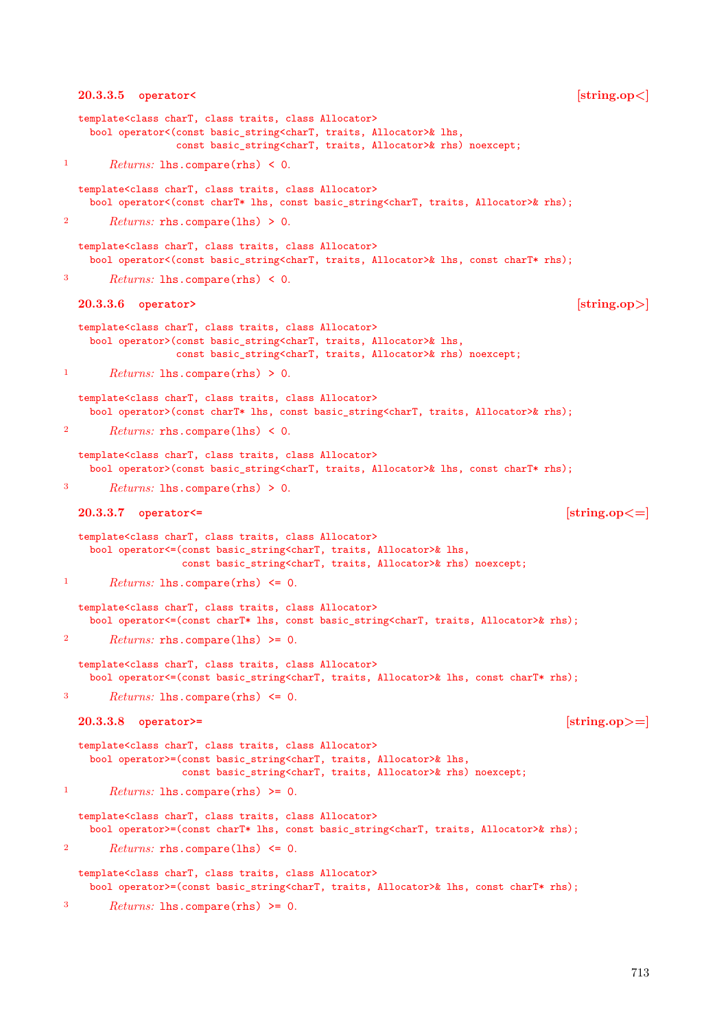#### 20.3.3.5 operator< [string.op<]

```
template<class charT, class traits, class Allocator>
  bool operator<(const basic_string<charT, traits, Allocator>& lhs,
                 const basic_string<charT, traits, Allocator>& rhs) noexcept;
```

1 *Returns:* `lhs.compare(rhs) < 0`.

```
template<class charT, class traits, class Allocator>
  bool operator<(const charT* lhs, const basic_string<charT, traits, Allocator>& rhs);
```

2 *Returns:* `rhs.compare(lhs) > 0`.

```
template<class charT, class traits, class Allocator>
  bool operator<(const basic_string<charT, traits, Allocator>& lhs, const charT* rhs);
```

3 *Returns:* `lhs.compare(rhs) < 0`.

#### 20.3.3.6 operator> [string.op>]

```
template<class charT, class traits, class Allocator>
  bool operator>(const basic_string<charT, traits, Allocator>& lhs,
                 const basic_string<charT, traits, Allocator>& rhs) noexcept;
```

1 *Returns:* `lhs.compare(rhs) > 0`.

```
template<class charT, class traits, class Allocator>
  bool operator>(const charT* lhs, const basic_string<charT, traits, Allocator>& rhs);
```

2 *Returns:* `rhs.compare(lhs) < 0`.

```
template<class charT, class traits, class Allocator>
  bool operator>(const basic_string<charT, traits, Allocator>& lhs, const charT* rhs);
```

3 *Returns:* `lhs.compare(rhs) > 0`.

#### 20.3.3.7 operator<= [string.op<=]

```
template<class charT, class traits, class Allocator>
  bool operator<=(const basic_string<charT, traits, Allocator>& lhs,
                  const basic_string<charT, traits, Allocator>& rhs) noexcept;
```

1 *Returns:* `lhs.compare(rhs) <= 0`.

```
template<class charT, class traits, class Allocator>
  bool operator<=(const charT* lhs, const basic_string<charT, traits, Allocator>& rhs);
```

2 *Returns:* `rhs.compare(lhs) >= 0`.

```
template<class charT, class traits, class Allocator>
  bool operator<=(const basic_string<charT, traits, Allocator>& lhs, const charT* rhs);
```

3 *Returns:* `lhs.compare(rhs) <= 0`.

#### 20.3.3.8 operator>= [string.op>=]

```
template<class charT, class traits, class Allocator>
  bool operator>=(const basic_string<charT, traits, Allocator>& lhs,
                  const basic_string<charT, traits, Allocator>& rhs) noexcept;
```

1 *Returns:* `lhs.compare(rhs) >= 0`.

```
template<class charT, class traits, class Allocator>
  bool operator>=(const charT* lhs, const basic_string<charT, traits, Allocator>& rhs);
```

2 *Returns:* `rhs.compare(lhs) <= 0`.

```
template<class charT, class traits, class Allocator>
  bool operator>=(const basic_string<charT, traits, Allocator>& lhs, const charT* rhs);
```

3 *Returns:* `lhs.compare(rhs) >= 0`.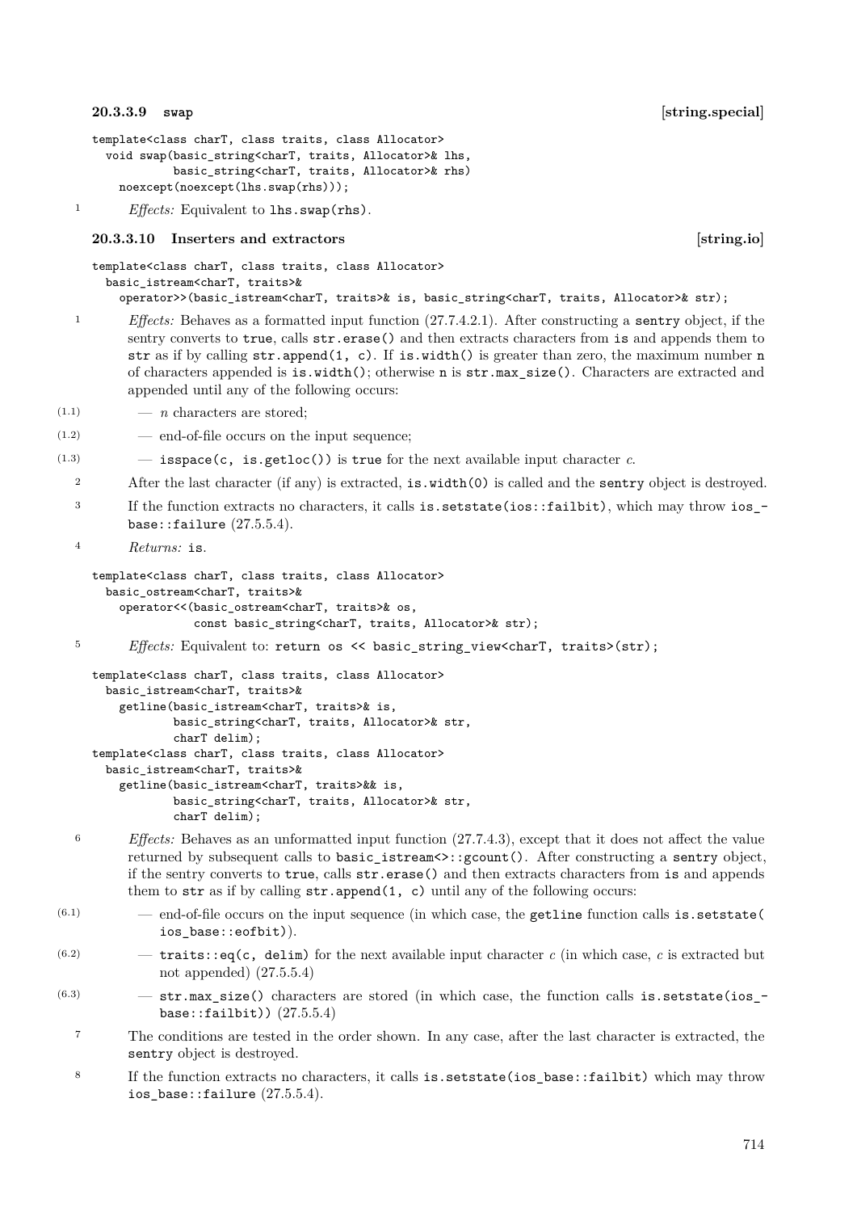#### 20.3.3.9 swap [string.special]

```
template<class charT, class traits, class Allocator>
  void swap(basic_string<charT, traits, Allocator>& lhs,
            basic_string<charT, traits, Allocator>& rhs)
    noexcept(noexcept(lhs.swap(rhs)));
```

1 *Effects:* Equivalent to `lhs.swap(rhs)`.

#### 20.3.3.10 Inserters and extractors [string.io]

```
template<class charT, class traits, class Allocator>
  basic_istream<charT, traits>&
    operator>>(basic_istream<charT, traits>& is, basic_string<charT, traits, Allocator>& str);
```

1 *Effects:* Behaves as a formatted input function (27.7.4.2.1). After constructing a `sentry` object, if the sentry converts to `true`, calls `str.erase()` and then extracts characters from `is` and appends them to `str` as if by calling `str.append(1, c)`. If `is.width()` is greater than zero, the maximum number `n` of characters appended is `is.width()`; otherwise `n` is `str.max_size()`. Characters are extracted and appended until any of the following occurs:

(1.1) — *n* characters are stored;

(1.2) — end-of-file occurs on the input sequence;

(1.3) — `isspace(c, is.getloc())` is `true` for the next available input character *c*.

2 After the last character (if any) is extracted, `is.width(0)` is called and the `sentry` object is destroyed.

3 If the function extracts no characters, it calls `is.setstate(ios::failbit)`, which may throw `ios_base::failure` (27.5.5.4).

4 *Returns:* `is`.

```
template<class charT, class traits, class Allocator>
  basic_ostream<charT, traits>&
    operator<<(basic_ostream<charT, traits>& os,
               const basic_string<charT, traits, Allocator>& str);
```

5 *Effects:* Equivalent to: `return os << basic_string_view<charT, traits>(str);`

```
template<class charT, class traits, class Allocator>
  basic_istream<charT, traits>&
    getline(basic_istream<charT, traits>& is,
            basic_string<charT, traits, Allocator>& str,
            charT delim);
template<class charT, class traits, class Allocator>
  basic_istream<charT, traits>&
    getline(basic_istream<charT, traits>&& is,
            basic_string<charT, traits, Allocator>& str,
            charT delim);
```

6 *Effects:* Behaves as an unformatted input function (27.7.4.3), except that it does not affect the value returned by subsequent calls to `basic_istream<>::gcount()`. After constructing a `sentry` object, if the sentry converts to `true`, calls `str.erase()` and then extracts characters from `is` and appends them to `str` as if by calling `str.append(1, c)` until any of the following occurs:

(6.1) — end-of-file occurs on the input sequence (in which case, the `getline` function calls `is.setstate(ios_base::eofbit)`).

(6.2) — `traits::eq(c, delim)` for the next available input character *c* (in which case, *c* is extracted but not appended) (27.5.5.4)

(6.3) — `str.max_size()` characters are stored (in which case, the function calls `is.setstate(ios_base::failbit))` (27.5.5.4)

7 The conditions are tested in the order shown. In any case, after the last character is extracted, the `sentry` object is destroyed.

8 If the function extracts no characters, it calls `is.setstate(ios_base::failbit)` which may throw `ios_base::failure` (27.5.5.4).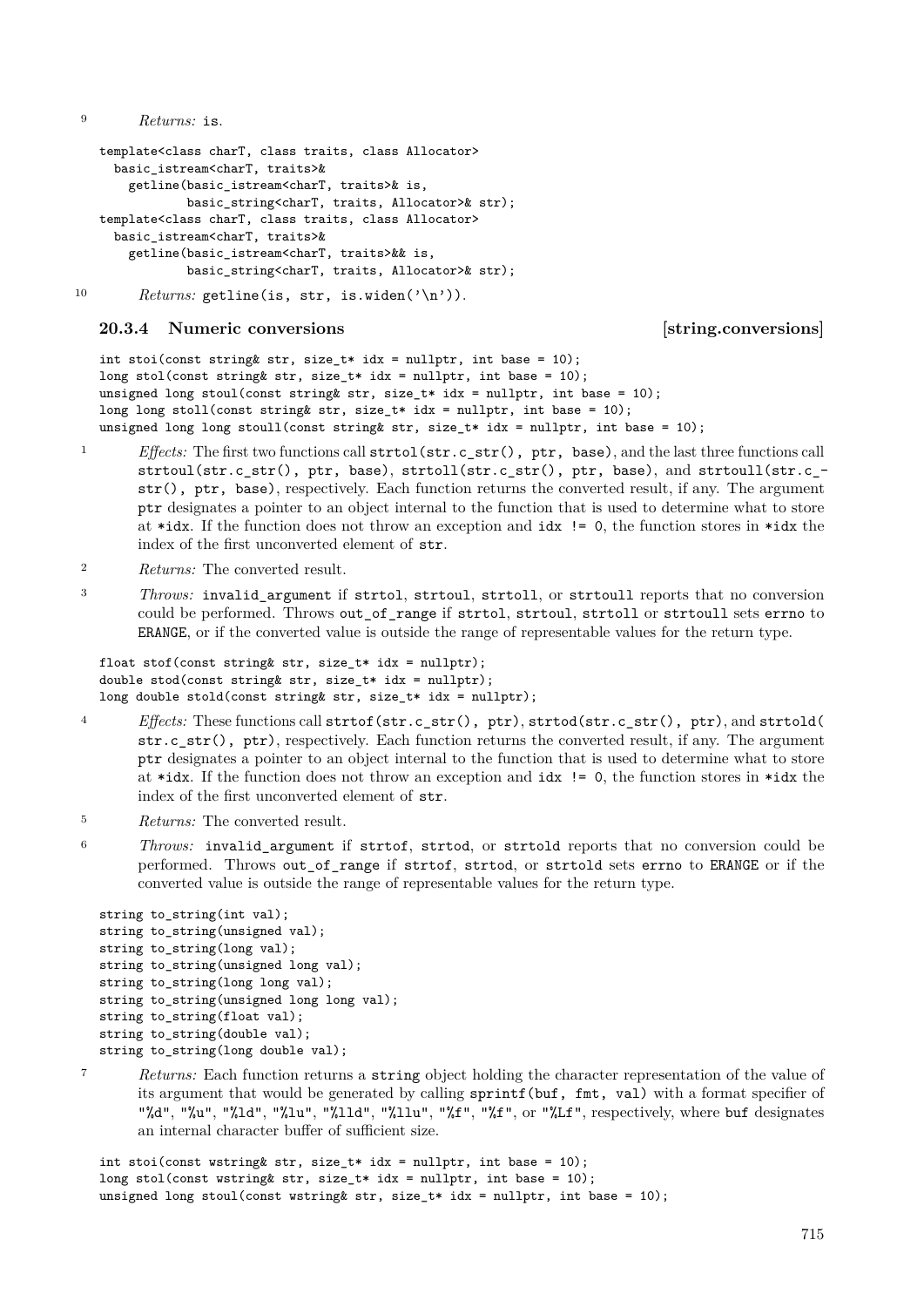9 *Returns:* `is`.

```
template<class charT, class traits, class Allocator>
  basic_istream<charT, traits>&
    getline(basic_istream<charT, traits>& is,
            basic_string<charT, traits, Allocator>& str);
template<class charT, class traits, class Allocator>
  basic_istream<charT, traits>&
    getline(basic_istream<charT, traits>&& is,
            basic_string<charT, traits, Allocator>& str);
```

10 *Returns:* `getline(is, str, is.widen('\n'))`.

### 20.3.4 Numeric conversions [string.conversions]

```
int stoi(const string& str, size_t* idx = nullptr, int base = 10);
long stol(const string& str, size_t* idx = nullptr, int base = 10);
unsigned long stoul(const string& str, size_t* idx = nullptr, int base = 10);
long long stoll(const string& str, size_t* idx = nullptr, int base = 10);
unsigned long long stoull(const string& str, size_t* idx = nullptr, int base = 10);
```

1 *Effects:* The first two functions call `strtol(str.c_str(), ptr, base)`, and the last three functions call `strtoul(str.c_str(), ptr, base)`, `strtoll(str.c_str(), ptr, base)`, and `strtoull(str.c_str(), ptr, base)`, respectively. Each function returns the converted result, if any. The argument `ptr` designates a pointer to an object internal to the function that is used to determine what to store at `*idx`. If the function does not throw an exception and `idx != 0`, the function stores in `*idx` the index of the first unconverted element of `str`.

2 *Returns:* The converted result.

3 *Throws:* `invalid_argument` if `strtol`, `strtoul`, `strtoll`, or `strtoull` reports that no conversion could be performed. Throws `out_of_range` if `strtol`, `strtoul`, `strtoll` or `strtoull` sets `errno` to `ERANGE`, or if the converted value is outside the range of representable values for the return type.

```
float stof(const string& str, size_t* idx = nullptr);
double stod(const string& str, size_t* idx = nullptr);
long double stold(const string& str, size_t* idx = nullptr);
```

4 *Effects:* These functions call `strtof(str.c_str(), ptr)`, `strtod(str.c_str(), ptr)`, and `strtold(str.c_str(), ptr)`, respectively. Each function returns the converted result, if any. The argument `ptr` designates a pointer to an object internal to the function that is used to determine what to store at `*idx`. If the function does not throw an exception and `idx != 0`, the function stores in `*idx` the index of the first unconverted element of `str`.

5 *Returns:* The converted result.

6 *Throws:* `invalid_argument` if `strtof`, `strtod`, or `strtold` reports that no conversion could be performed. Throws `out_of_range` if `strtof`, `strtod`, or `strtold` sets `errno` to `ERANGE` or if the converted value is outside the range of representable values for the return type.

```
string to_string(int val);
string to_string(unsigned val);
string to_string(long val);
string to_string(unsigned long val);
string to_string(long long val);
string to_string(unsigned long long val);
string to_string(float val);
string to_string(double val);
string to_string(long double val);
```

7 *Returns:* Each function returns a `string` object holding the character representation of the value of its argument that would be generated by calling `sprintf(buf, fmt, val)` with a format specifier of `"%d"`, `"%u"`, `"%ld"`, `"%lu"`, `"%lld"`, `"%llu"`, `"%f"`, `"%f"`, or `"%Lf"`, respectively, where `buf` designates an internal character buffer of sufficient size.

```
int stoi(const wstring& str, size_t* idx = nullptr, int base = 10);
long stol(const wstring& str, size_t* idx = nullptr, int base = 10);
unsigned long stoul(const wstring& str, size_t* idx = nullptr, int base = 10);
```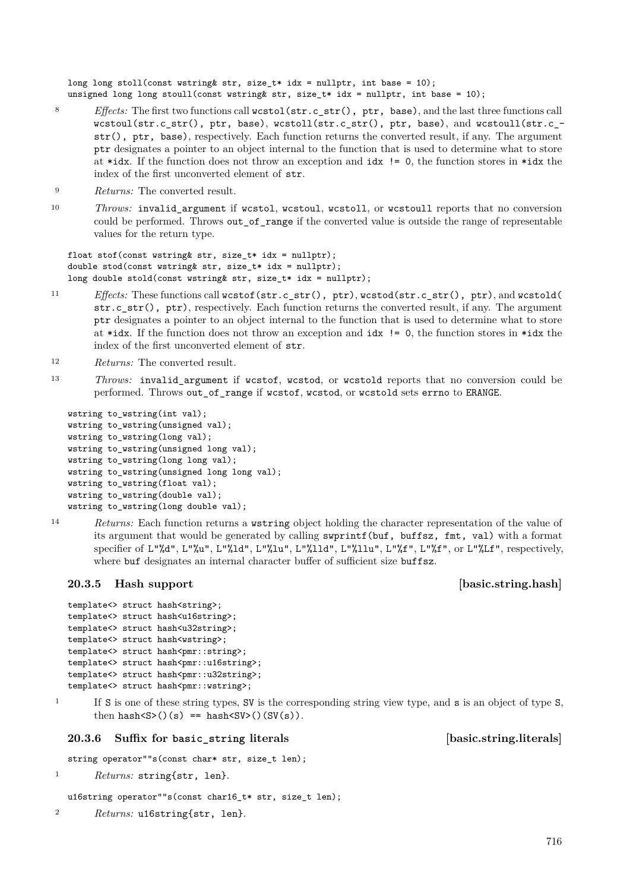```
long long stoll(const wstring& str, size_t* idx = nullptr, int base = 10);
unsigned long long stoull(const wstring& str, size_t* idx = nullptr, int base = 10);
```

8 *Effects:* The first two functions call `wcstol(str.c_str(), ptr, base)`, and the last three functions call `wcstoul(str.c_str(), ptr, base)`, `wcstoll(str.c_str(), ptr, base)`, and `wcstoull(str.c_str(), ptr, base)`, respectively. Each function returns the converted result, if any. The argument `ptr` designates a pointer to an object internal to the function that is used to determine what to store at `*idx`. If the function does not throw an exception and `idx != 0`, the function stores in `*idx` the index of the first unconverted element of `str`.

9 *Returns:* The converted result.

10 *Throws:* `invalid_argument` if `wcstol`, `wcstoul`, `wcstoll`, or `wcstoull` reports that no conversion could be performed. Throws `out_of_range` if the converted value is outside the range of representable values for the return type.

```
float stof(const wstring& str, size_t* idx = nullptr);
double stod(const wstring& str, size_t* idx = nullptr);
long double stold(const wstring& str, size_t* idx = nullptr);
```

11 *Effects:* These functions call `wcstof(str.c_str(), ptr)`, `wcstod(str.c_str(), ptr)`, and `wcstold(str.c_str(), ptr)`, respectively. Each function returns the converted result, if any. The argument `ptr` designates a pointer to an object internal to the function that is used to determine what to store at `*idx`. If the function does not throw an exception and `idx != 0`, the function stores in `*idx` the index of the first unconverted element of `str`.

12 *Returns:* The converted result.

13 *Throws:* `invalid_argument` if `wcstof`, `wcstod`, or `wcstold` reports that no conversion could be performed. Throws `out_of_range` if `wcstof`, `wcstod`, or `wcstold` sets `errno` to `ERANGE`.

```
wstring to_wstring(int val);
wstring to_wstring(unsigned val);
wstring to_wstring(long val);
wstring to_wstring(unsigned long val);
wstring to_wstring(long long val);
wstring to_wstring(unsigned long long val);
wstring to_wstring(float val);
wstring to_wstring(double val);
wstring to_wstring(long double val);
```

14 *Returns:* Each function returns a `wstring` object holding the character representation of the value of its argument that would be generated by calling `swprintf(buf, buffsz, fmt, val)` with a format specifier of `L"%d"`, `L"%u"`, `L"%ld"`, `L"%lu"`, `L"%lld"`, `L"%llu"`, `L"%f"`, `L"%f"`, or `L"%Lf"`, respectively, where `buf` designates an internal character buffer of sufficient size `buffsz`.

### 20.3.5 Hash support [basic.string.hash]

```
template<> struct hash<string>;
template<> struct hash<u16string>;
template<> struct hash<u32string>;
template<> struct hash<wstring>;
template<> struct hash<pmr::string>;
template<> struct hash<pmr::u16string>;
template<> struct hash<pmr::u32string>;
template<> struct hash<pmr::wstring>;
```

1 If `S` is one of these string types, `SV` is the corresponding string view type, and `s` is an object of type `S`, then `hash<S>()(s) == hash<SV>()(SV(s))`.

### 20.3.6 Suffix for `basic_string` literals [basic.string.literals]

```
string operator""s(const char* str, size_t len);
```

1 *Returns:* `string{str, len}`.

```
u16string operator""s(const char16_t* str, size_t len);
```

2 *Returns:* `u16string{str, len}`.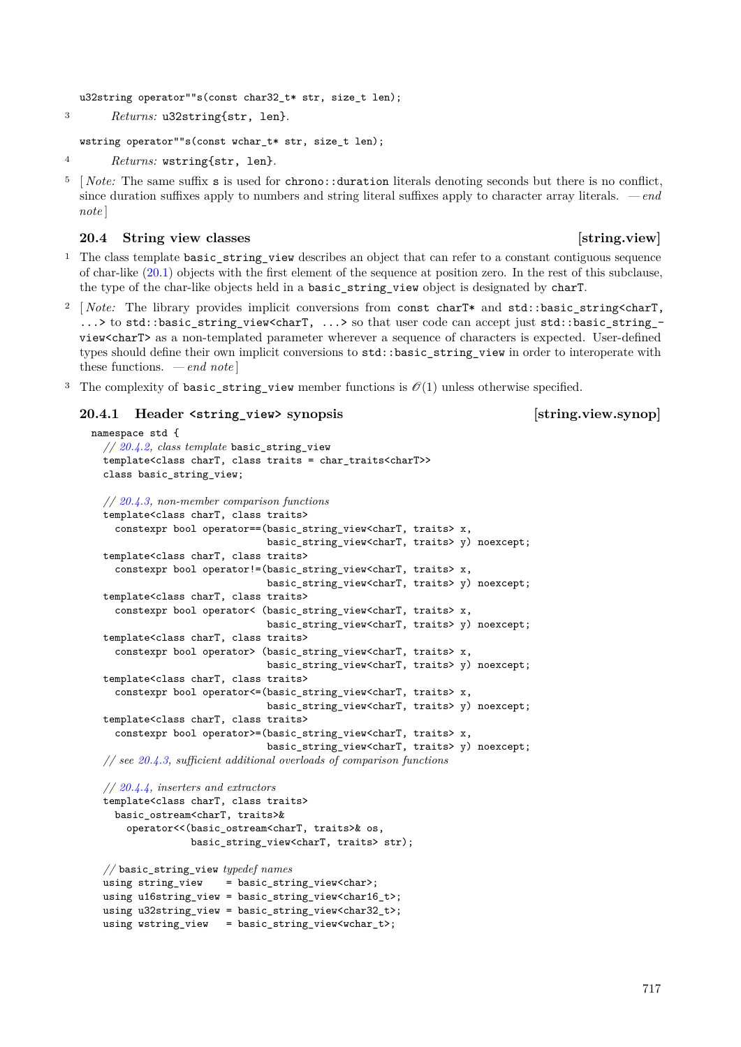```
u32string operator""s(const char32_t* str, size_t len);
```

3 *Returns:* `u32string{str, len}`.

```
wstring operator""s(const wchar_t* str, size_t len);
```

4 *Returns:* `wstring{str, len}`.

5 [ *Note:* The same suffix `s` is used for `chrono::duration` literals denoting seconds but there is no conflict, since duration suffixes apply to numbers and string literal suffixes apply to character array literals. — *end note* ]

## 20.4 String view classes [string.view]

1 The class template `basic_string_view` describes an object that can refer to a constant contiguous sequence of char-like (20.1) objects with the first element of the sequence at position zero. In the rest of this subclause, the type of the char-like objects held in a `basic_string_view` object is designated by `charT`.

2 [ *Note:* The library provides implicit conversions from `const charT*` and `std::basic_string<charT, ...>` to `std::basic_string_view<charT, ...>` so that user code can accept just `std::basic_string_view<charT>` as a non-templated parameter wherever a sequence of characters is expected. User-defined types should define their own implicit conversions to `std::basic_string_view` in order to interoperate with these functions. — *end note* ]

3 The complexity of `basic_string_view` member functions is $\mathcal{O}(1)$ unless otherwise specified.

### 20.4.1 Header `<string_view>` synopsis [string.view.synop]

```
namespace std {
  // 20.4.2, class template basic_string_view
  template<class charT, class traits = char_traits<charT>>
  class basic_string_view;

  // 20.4.3, non-member comparison functions
  template<class charT, class traits>
    constexpr bool operator==(basic_string_view<charT, traits> x,
                              basic_string_view<charT, traits> y) noexcept;
  template<class charT, class traits>
    constexpr bool operator!=(basic_string_view<charT, traits> x,
                              basic_string_view<charT, traits> y) noexcept;
  template<class charT, class traits>
    constexpr bool operator< (basic_string_view<charT, traits> x,
                              basic_string_view<charT, traits> y) noexcept;
  template<class charT, class traits>
    constexpr bool operator> (basic_string_view<charT, traits> x,
                              basic_string_view<charT, traits> y) noexcept;
  template<class charT, class traits>
    constexpr bool operator<=(basic_string_view<charT, traits> x,
                              basic_string_view<charT, traits> y) noexcept;
  template<class charT, class traits>
    constexpr bool operator>=(basic_string_view<charT, traits> x,
                              basic_string_view<charT, traits> y) noexcept;
  // see 20.4.3, sufficient additional overloads of comparison functions

  // 20.4.4, inserters and extractors
  template<class charT, class traits>
    basic_ostream<charT, traits>&
      operator<<(basic_ostream<charT, traits>& os,
                 basic_string_view<charT, traits> str);

  // basic_string_view typedef names
  using string_view    = basic_string_view<char>;
  using u16string_view = basic_string_view<char16_t>;
  using u32string_view = basic_string_view<char32_t>;
  using wstring_view   = basic_string_view<wchar_t>;
```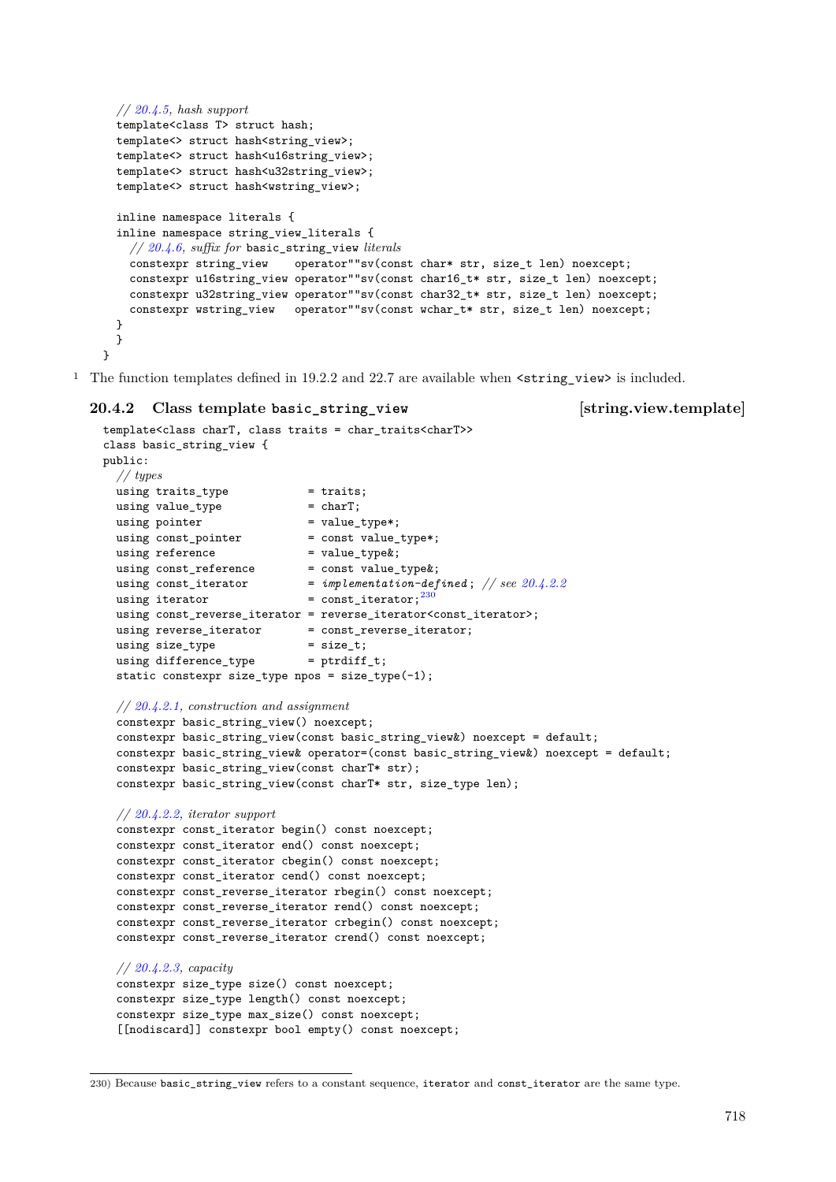```
  // 20.4.5, hash support
  template<class T> struct hash;
  template<> struct hash<string_view>;
  template<> struct hash<u16string_view>;
  template<> struct hash<u32string_view>;
  template<> struct hash<wstring_view>;

  inline namespace literals {
  inline namespace string_view_literals {
    // 20.4.6, suffix for basic_string_view literals
    constexpr string_view    operator""sv(const char* str, size_t len) noexcept;
    constexpr u16string_view operator""sv(const char16_t* str, size_t len) noexcept;
    constexpr u32string_view operator""sv(const char32_t* str, size_t len) noexcept;
    constexpr wstring_view   operator""sv(const wchar_t* str, size_t len) noexcept;
  }
  }
}
```

[1] The function templates defined in 19.2.2 and 22.7 are available when `<string_view>` is included.

### 20.4.2 Class template `basic_string_view` [string.view.template]

```
template<class charT, class traits = char_traits<charT>>
class basic_string_view {
public:
  // types
  using traits_type            = traits;
  using value_type             = charT;
  using pointer                = value_type*;
  using const_pointer          = const value_type*;
  using reference              = value_type&;
  using const_reference        = const value_type&;
  using const_iterator         = implementation-defined; // see 20.4.2.2
  using iterator               = const_iterator;[230]
  using const_reverse_iterator = reverse_iterator<const_iterator>;
  using reverse_iterator       = const_reverse_iterator;
  using size_type              = size_t;
  using difference_type        = ptrdiff_t;
  static constexpr size_type npos = size_type(-1);

  // 20.4.2.1, construction and assignment
  constexpr basic_string_view() noexcept;
  constexpr basic_string_view(const basic_string_view&) noexcept = default;
  constexpr basic_string_view& operator=(const basic_string_view&) noexcept = default;
  constexpr basic_string_view(const charT* str);
  constexpr basic_string_view(const charT* str, size_type len);

  // 20.4.2.2, iterator support
  constexpr const_iterator begin() const noexcept;
  constexpr const_iterator end() const noexcept;
  constexpr const_iterator cbegin() const noexcept;
  constexpr const_iterator cend() const noexcept;
  constexpr const_reverse_iterator rbegin() const noexcept;
  constexpr const_reverse_iterator rend() const noexcept;
  constexpr const_reverse_iterator crbegin() const noexcept;
  constexpr const_reverse_iterator crend() const noexcept;

  // 20.4.2.3, capacity
  constexpr size_type size() const noexcept;
  constexpr size_type length() const noexcept;
  constexpr size_type max_size() const noexcept;
  [[nodiscard]] constexpr bool empty() const noexcept;
```

230) Because `basic_string_view` refers to a constant sequence, `iterator` and `const_iterator` are the same type.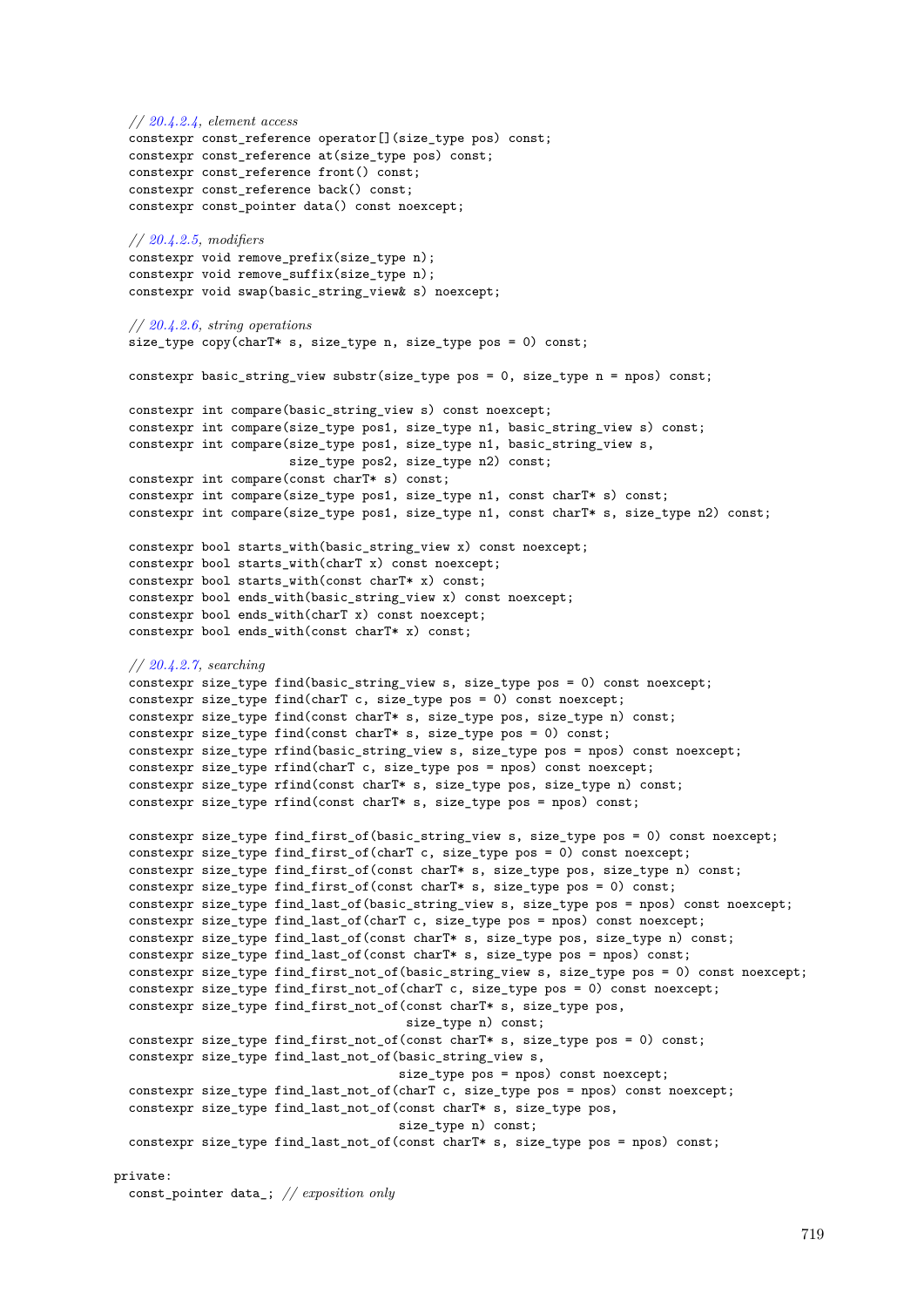```
  // 20.4.2.4, element access
  constexpr const_reference operator[](size_type pos) const;
  constexpr const_reference at(size_type pos) const;
  constexpr const_reference front() const;
  constexpr const_reference back() const;
  constexpr const_pointer data() const noexcept;

  // 20.4.2.5, modifiers
  constexpr void remove_prefix(size_type n);
  constexpr void remove_suffix(size_type n);
  constexpr void swap(basic_string_view& s) noexcept;

  // 20.4.2.6, string operations
  size_type copy(charT* s, size_type n, size_type pos = 0) const;

  constexpr basic_string_view substr(size_type pos = 0, size_type n = npos) const;

  constexpr int compare(basic_string_view s) const noexcept;
  constexpr int compare(size_type pos1, size_type n1, basic_string_view s) const;
  constexpr int compare(size_type pos1, size_type n1, basic_string_view s,
                        size_type pos2, size_type n2) const;
  constexpr int compare(const charT* s) const;
  constexpr int compare(size_type pos1, size_type n1, const charT* s) const;
  constexpr int compare(size_type pos1, size_type n1, const charT* s, size_type n2) const;

  constexpr bool starts_with(basic_string_view x) const noexcept;
  constexpr bool starts_with(charT x) const noexcept;
  constexpr bool starts_with(const charT* x) const;
  constexpr bool ends_with(basic_string_view x) const noexcept;
  constexpr bool ends_with(charT x) const noexcept;
  constexpr bool ends_with(const charT* x) const;

  // 20.4.2.7, searching
  constexpr size_type find(basic_string_view s, size_type pos = 0) const noexcept;
  constexpr size_type find(charT c, size_type pos = 0) const noexcept;
  constexpr size_type find(const charT* s, size_type pos, size_type n) const;
  constexpr size_type find(const charT* s, size_type pos = 0) const;
  constexpr size_type rfind(basic_string_view s, size_type pos = npos) const noexcept;
  constexpr size_type rfind(charT c, size_type pos = npos) const noexcept;
  constexpr size_type rfind(const charT* s, size_type pos, size_type n) const;
  constexpr size_type rfind(const charT* s, size_type pos = npos) const;

  constexpr size_type find_first_of(basic_string_view s, size_type pos = 0) const noexcept;
  constexpr size_type find_first_of(charT c, size_type pos = 0) const noexcept;
  constexpr size_type find_first_of(const charT* s, size_type pos, size_type n) const;
  constexpr size_type find_first_of(const charT* s, size_type pos = 0) const;
  constexpr size_type find_last_of(basic_string_view s, size_type pos = npos) const noexcept;
  constexpr size_type find_last_of(charT c, size_type pos = npos) const noexcept;
  constexpr size_type find_last_of(const charT* s, size_type pos, size_type n) const;
  constexpr size_type find_last_of(const charT* s, size_type pos = npos) const;
  constexpr size_type find_first_not_of(basic_string_view s, size_type pos = 0) const noexcept;
  constexpr size_type find_first_not_of(charT c, size_type pos = 0) const noexcept;
  constexpr size_type find_first_not_of(const charT* s, size_type pos,
                                        size_type n) const;
  constexpr size_type find_first_not_of(const charT* s, size_type pos = 0) const;
  constexpr size_type find_last_not_of(basic_string_view s,
                                       size_type pos = npos) const noexcept;
  constexpr size_type find_last_not_of(charT c, size_type pos = npos) const noexcept;
  constexpr size_type find_last_not_of(const charT* s, size_type pos,
                                       size_type n) const;
  constexpr size_type find_last_not_of(const charT* s, size_type pos = npos) const;

private:
  const_pointer data_; // exposition only
```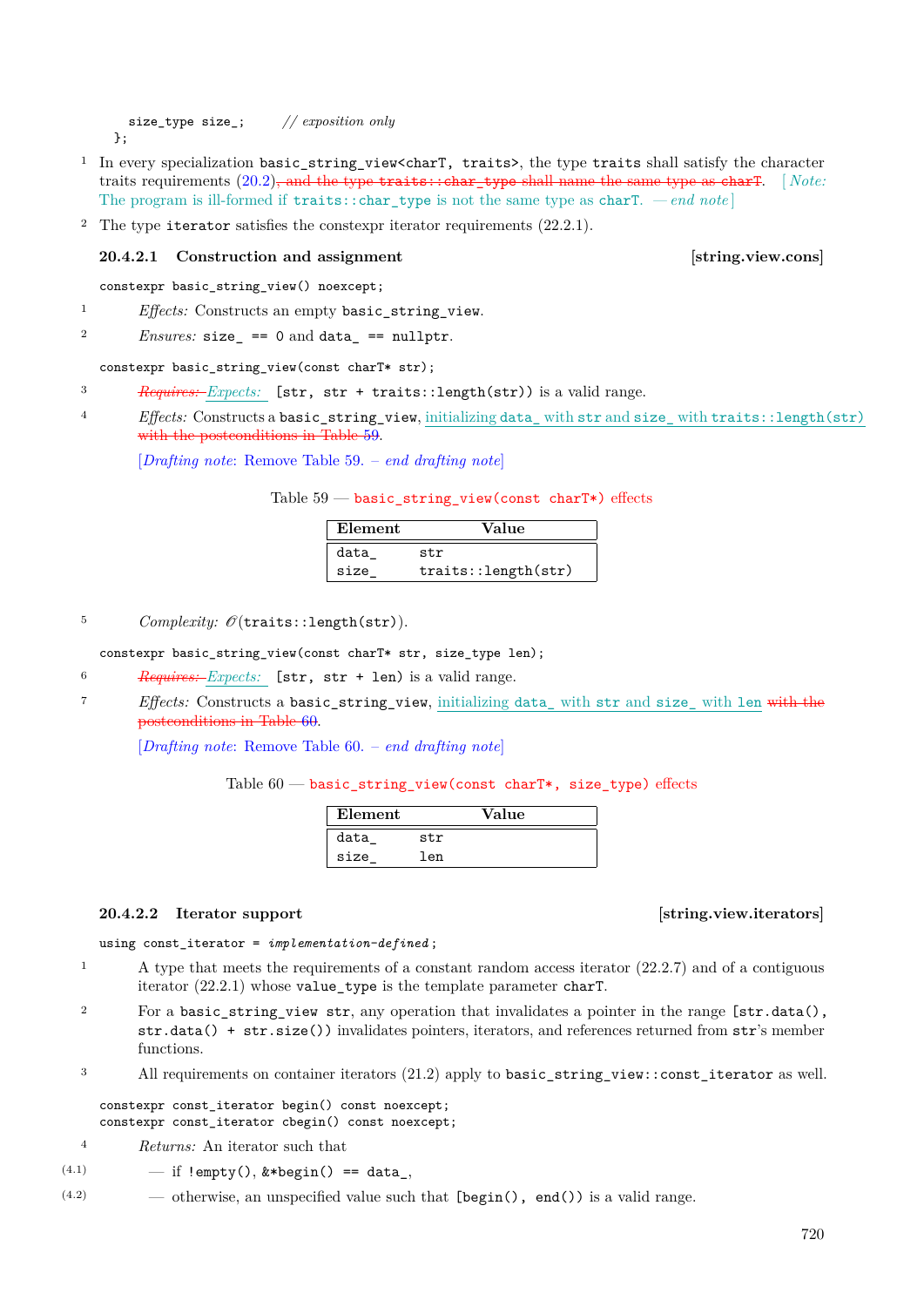```
    size_type size_;      // exposition only
  };
```

1 In every specialization `basic_string_view<charT, traits>`, the type `traits` shall satisfy the character traits requirements (20.2)~~, and the type `traits::char_type` shall name the same type as `charT`~~. [*Note:* The program is ill-formed if `traits::char_type` is not the same type as `charT`. — *end note*]

2 The type `iterator` satisfies the constexpr iterator requirements (22.2.1).

### 20.4.2.1 Construction and assignment [string.view.cons]

```
constexpr basic_string_view() noexcept;
```

1 *Effects:* Constructs an empty `basic_string_view`.

2 *Ensures:* `size_ == 0` and `data_ == nullptr`.

```
constexpr basic_string_view(const charT* str);
```

3 ~~*Requires:*~~ *Expects:* `[str, str + traits::length(str))` is a valid range.

4 *Effects:* Constructs a `basic_string_view`, initializing `data_` with `str` and `size_` with `traits::length(str)` ~~with the postconditions in Table 59~~.

[*Drafting note*: Remove Table 59. – *end drafting note*]

Table 59 — `basic_string_view(const charT*)` effects

| Element | Value |
|---|---|
| `data_` | `str` |
| `size_` | `traits::length(str)` |

5 *Complexity:* $\mathcal{O}$(`traits::length(str)`).

```
constexpr basic_string_view(const charT* str, size_type len);
```

6 ~~*Requires:*~~ *Expects:* `[str, str + len)` is a valid range.

7 *Effects:* Constructs a `basic_string_view`, initializing `data_` with `str` and `size_` with `len` ~~with the postconditions in Table 60~~.

[*Drafting note*: Remove Table 60. – *end drafting note*]

Table 60 — `basic_string_view(const charT*, size_type)` effects

| Element | Value |
|---|---|
| `data_` | `str` |
| `size_` | `len` |

### 20.4.2.2 Iterator support [string.view.iterators]

```
using const_iterator = implementation-defined;
```

1 A type that meets the requirements of a constant random access iterator (22.2.7) and of a contiguous iterator (22.2.1) whose `value_type` is the template parameter `charT`.

2 For a `basic_string_view str`, any operation that invalidates a pointer in the range `[str.data(), str.data() + str.size())` invalidates pointers, iterators, and references returned from `str`'s member functions.

3 All requirements on container iterators (21.2) apply to `basic_string_view::const_iterator` as well.

```
constexpr const_iterator begin() const noexcept;
constexpr const_iterator cbegin() const noexcept;
```

4 *Returns:* An iterator such that

- (4.1) — if `!empty()`, `&*begin() == data_`,
- (4.2) — otherwise, an unspecified value such that `[begin(), end())` is a valid range.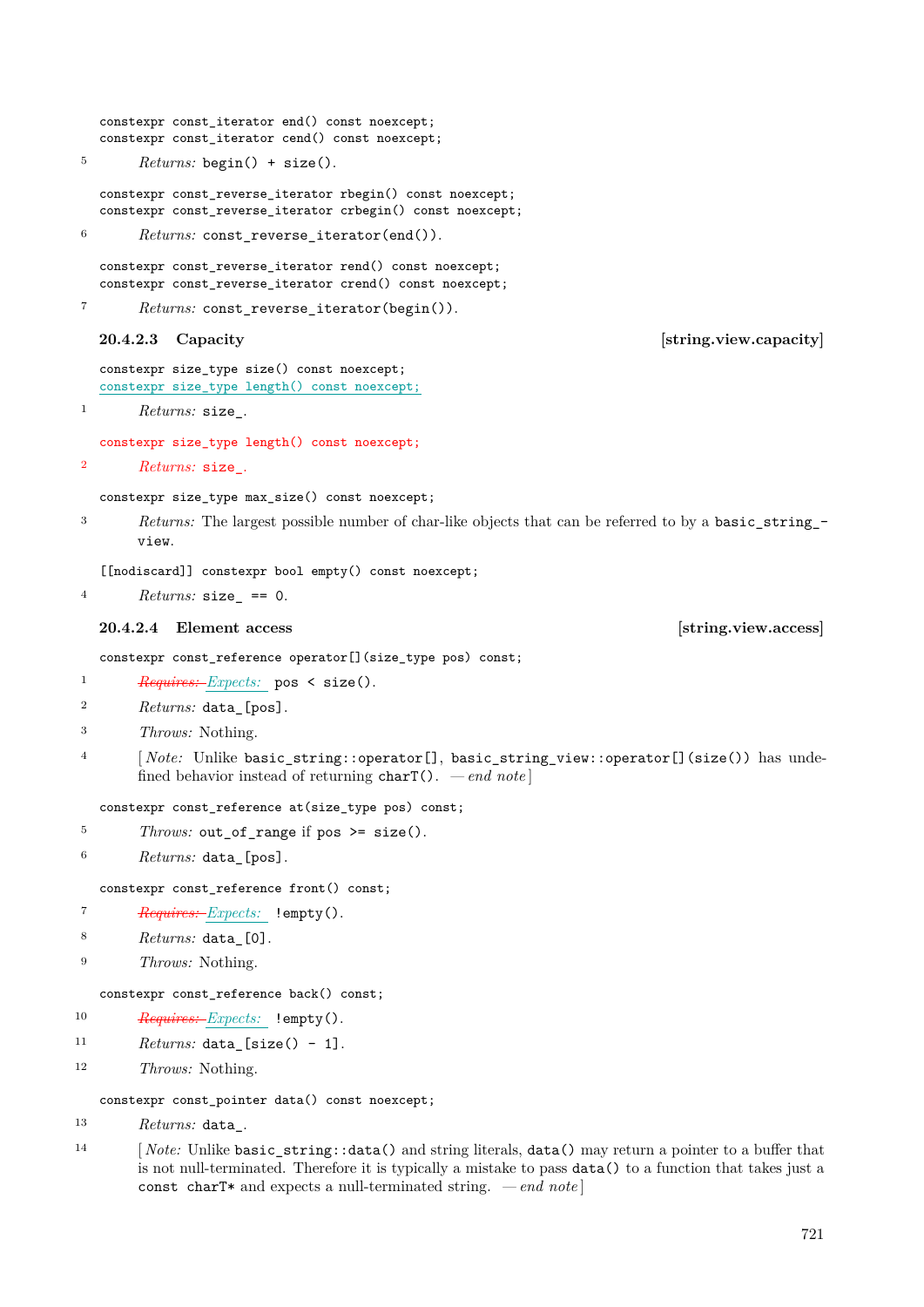```
constexpr const_iterator end() const noexcept;
constexpr const_iterator cend() const noexcept;
```

5 *Returns:* `begin() + size()`.

```
constexpr const_reverse_iterator rbegin() const noexcept;
constexpr const_reverse_iterator crbegin() const noexcept;
```

6 *Returns:* `const_reverse_iterator(end())`.

```
constexpr const_reverse_iterator rend() const noexcept;
constexpr const_reverse_iterator crend() const noexcept;
```

7 *Returns:* `const_reverse_iterator(begin())`.

### 20.4.2.3 Capacity [string.view.capacity]

```
constexpr size_type size() const noexcept;
constexpr size_type length() const noexcept;
```

1 *Returns:* `size_`.

~~`constexpr size_type length() const noexcept;`~~

~~2 *Returns:* `size_`.~~

```
constexpr size_type max_size() const noexcept;
```

3 *Returns:* The largest possible number of char-like objects that can be referred to by a `basic_string_view`.

```
[[nodiscard]] constexpr bool empty() const noexcept;
```

4 *Returns:* `size_ == 0`.

### 20.4.2.4 Element access [string.view.access]

```
constexpr const_reference operator[](size_type pos) const;
```

1 ~~*Requires:*~~ *Expects:* `pos < size()`.

2 *Returns:* `data_[pos]`.

3 *Throws:* Nothing.

4 [*Note:* Unlike `basic_string::operator[]`, `basic_string_view::operator[](size())` has undefined behavior instead of returning `charT()`. — *end note*]

```
constexpr const_reference at(size_type pos) const;
```

5 *Throws:* `out_of_range` if `pos >= size()`.

6 *Returns:* `data_[pos]`.

```
constexpr const_reference front() const;
```

7 ~~*Requires:*~~ *Expects:* `!empty()`.

8 *Returns:* `data_[0]`.

9 *Throws:* Nothing.

```
constexpr const_reference back() const;
```

10 ~~*Requires:*~~ *Expects:* `!empty()`.

11 *Returns:* `data_[size() - 1]`.

12 *Throws:* Nothing.

```
constexpr const_pointer data() const noexcept;
```

13 *Returns:* `data_`.

14 [*Note:* Unlike `basic_string::data()` and string literals, `data()` may return a pointer to a buffer that is not null-terminated. Therefore it is typically a mistake to pass `data()` to a function that takes just a `const charT*` and expects a null-terminated string. — *end note*]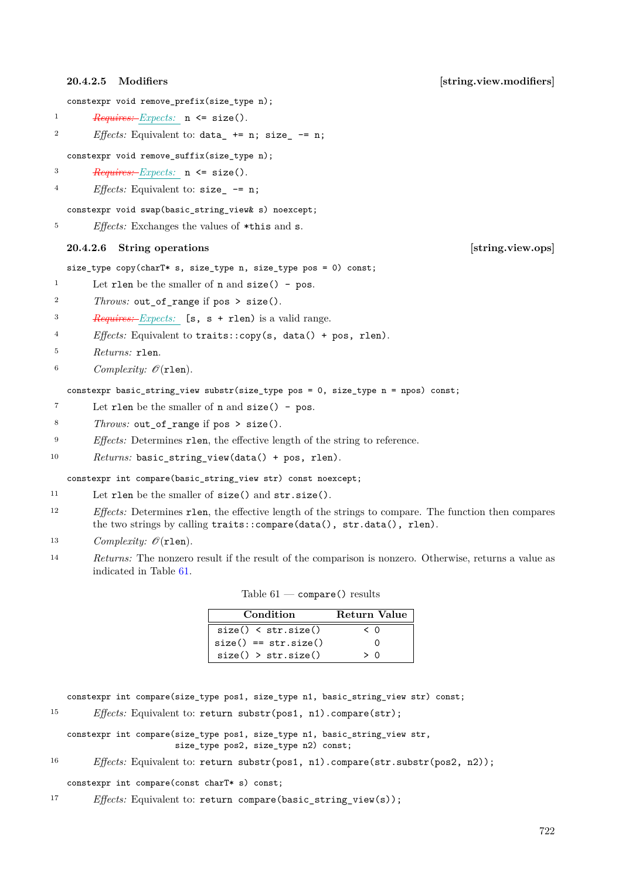### 20.4.2.5 Modifiers [string.view.modifiers]

```
constexpr void remove_prefix(size_type n);
```

1 ~~*Requires:*~~ *Expects:* `n <= size()`.

2 *Effects:* Equivalent to: `data_ += n; size_ -= n;`

```
constexpr void remove_suffix(size_type n);
```

3 ~~*Requires:*~~ *Expects:* `n <= size()`.

4 *Effects:* Equivalent to: `size_ -= n;`

```
constexpr void swap(basic_string_view& s) noexcept;
```

5 *Effects:* Exchanges the values of `*this` and `s`.

### 20.4.2.6 String operations [string.view.ops]

```
size_type copy(charT* s, size_type n, size_type pos = 0) const;
```

1 Let `rlen` be the smaller of `n` and `size() - pos`.

2 *Throws:* `out_of_range` if `pos > size()`.

3 ~~*Requires:*~~ *Expects:* `[s, s + rlen)` is a valid range.

4 *Effects:* Equivalent to `traits::copy(s, data() + pos, rlen)`.

5 *Returns:* `rlen`.

6 *Complexity:* $\mathcal{O}$(`rlen`).

```
constexpr basic_string_view substr(size_type pos = 0, size_type n = npos) const;
```

7 Let `rlen` be the smaller of `n` and `size() - pos`.

8 *Throws:* `out_of_range` if `pos > size()`.

9 *Effects:* Determines `rlen`, the effective length of the string to reference.

10 *Returns:* `basic_string_view(data() + pos, rlen)`.

```
constexpr int compare(basic_string_view str) const noexcept;
```

11 Let `rlen` be the smaller of `size()` and `str.size()`.

12 *Effects:* Determines `rlen`, the effective length of the strings to compare. The function then compares the two strings by calling `traits::compare(data(), str.data(), rlen)`.

13 *Complexity:* $\mathcal{O}$(`rlen`).

14 *Returns:* The nonzero result if the result of the comparison is nonzero. Otherwise, returns a value as indicated in Table 61.

Table 61 — `compare()` results

| Condition | Return Value |
|---|---|
| `size() < str.size()` | `< 0` |
| `size() == str.size()` | `0` |
| `size() > str.size()` | `> 0` |

```
constexpr int compare(size_type pos1, size_type n1, basic_string_view str) const;
```

15 *Effects:* Equivalent to: `return substr(pos1, n1).compare(str);`

```
constexpr int compare(size_type pos1, size_type n1, basic_string_view str,
                      size_type pos2, size_type n2) const;
```

16 *Effects:* Equivalent to: `return substr(pos1, n1).compare(str.substr(pos2, n2));`

```
constexpr int compare(const charT* s) const;
```

17 *Effects:* Equivalent to: `return compare(basic_string_view(s));`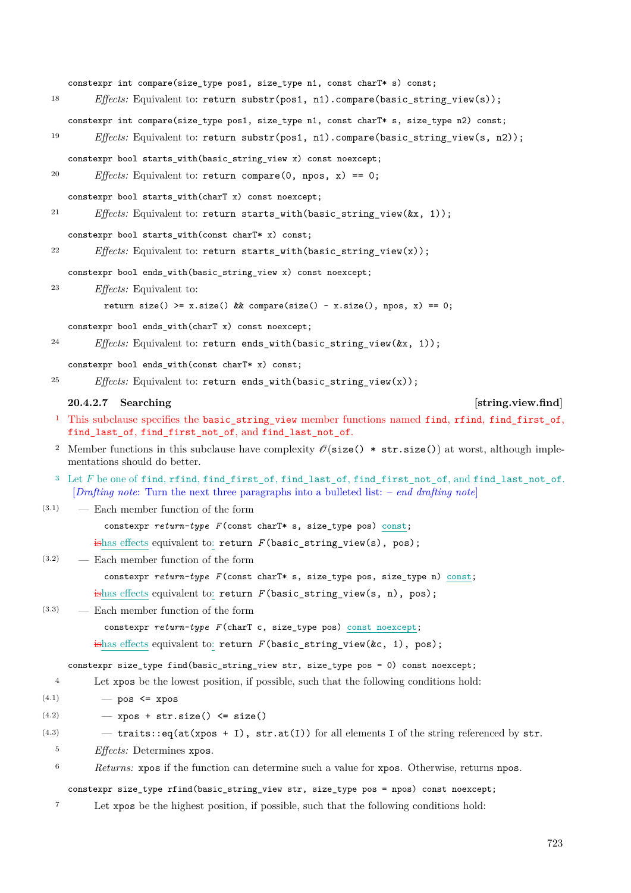```
constexpr int compare(size_type pos1, size_type n1, const charT* s) const;
```

18 *Effects:* Equivalent to: `return substr(pos1, n1).compare(basic_string_view(s));`

```
constexpr int compare(size_type pos1, size_type n1, const charT* s, size_type n2) const;
```

19 *Effects:* Equivalent to: `return substr(pos1, n1).compare(basic_string_view(s, n2));`

```
constexpr bool starts_with(basic_string_view x) const noexcept;
```

20 *Effects:* Equivalent to: `return compare(0, npos, x) == 0;`

```
constexpr bool starts_with(charT x) const noexcept;
```

21 *Effects:* Equivalent to: `return starts_with(basic_string_view(&x, 1));`

```
constexpr bool starts_with(const charT* x) const;
```

22 *Effects:* Equivalent to: `return starts_with(basic_string_view(x));`

```
constexpr bool ends_with(basic_string_view x) const noexcept;
```

23 *Effects:* Equivalent to:

```
return size() >= x.size() && compare(size() - x.size(), npos, x) == 0;
```

```
constexpr bool ends_with(charT x) const noexcept;
```

24 *Effects:* Equivalent to: `return ends_with(basic_string_view(&x, 1));`

```
constexpr bool ends_with(const charT* x) const;
```

25 *Effects:* Equivalent to: `return ends_with(basic_string_view(x));`

### 20.4.2.7 Searching [string.view.find]

1 This subclause specifies the `basic_string_view` member functions named `find`, `rfind`, `find_first_of`, `find_last_of`, `find_first_not_of`, and `find_last_not_of`.

2 Member functions in this subclause have complexity $\mathcal{O}$(`size() * str.size()`) at worst, although implementations should do better.

3 Let *F* be one of `find`, `rfind`, `find_first_of`, `find_last_of`, `find_first_not_of`, and `find_last_not_of`. [*Drafting note*: Turn the next three paragraphs into a bulleted list: – *end drafting note*]

- (3.1) Each member function of the form

  ```
  constexpr return-type F(const charT* s, size_type pos) const;
  ```

  ~~is~~has effects equivalent to: `return F(basic_string_view(s), pos);`

- (3.2) Each member function of the form

  ```
  constexpr return-type F(const charT* s, size_type pos, size_type n) const;
  ```

  ~~is~~has effects equivalent to: `return F(basic_string_view(s, n), pos);`

- (3.3) Each member function of the form

  ```
  constexpr return-type F(charT c, size_type pos) const noexcept;
  ```

  ~~is~~has effects equivalent to: `return F(basic_string_view(&c, 1), pos);`

```
constexpr size_type find(basic_string_view str, size_type pos = 0) const noexcept;
```

4 Let `xpos` be the lowest position, if possible, such that the following conditions hold:

- (4.1) `pos <= xpos`
- (4.2) `xpos + str.size() <= size()`
- (4.3) `traits::eq(at(xpos + I), str.at(I))` for all elements `I` of the string referenced by `str`.

5 *Effects:* Determines `xpos`.

6 *Returns:* `xpos` if the function can determine such a value for `xpos`. Otherwise, returns `npos`.

```
constexpr size_type rfind(basic_string_view str, size_type pos = npos) const noexcept;
```

7 Let `xpos` be the highest position, if possible, such that the following conditions hold: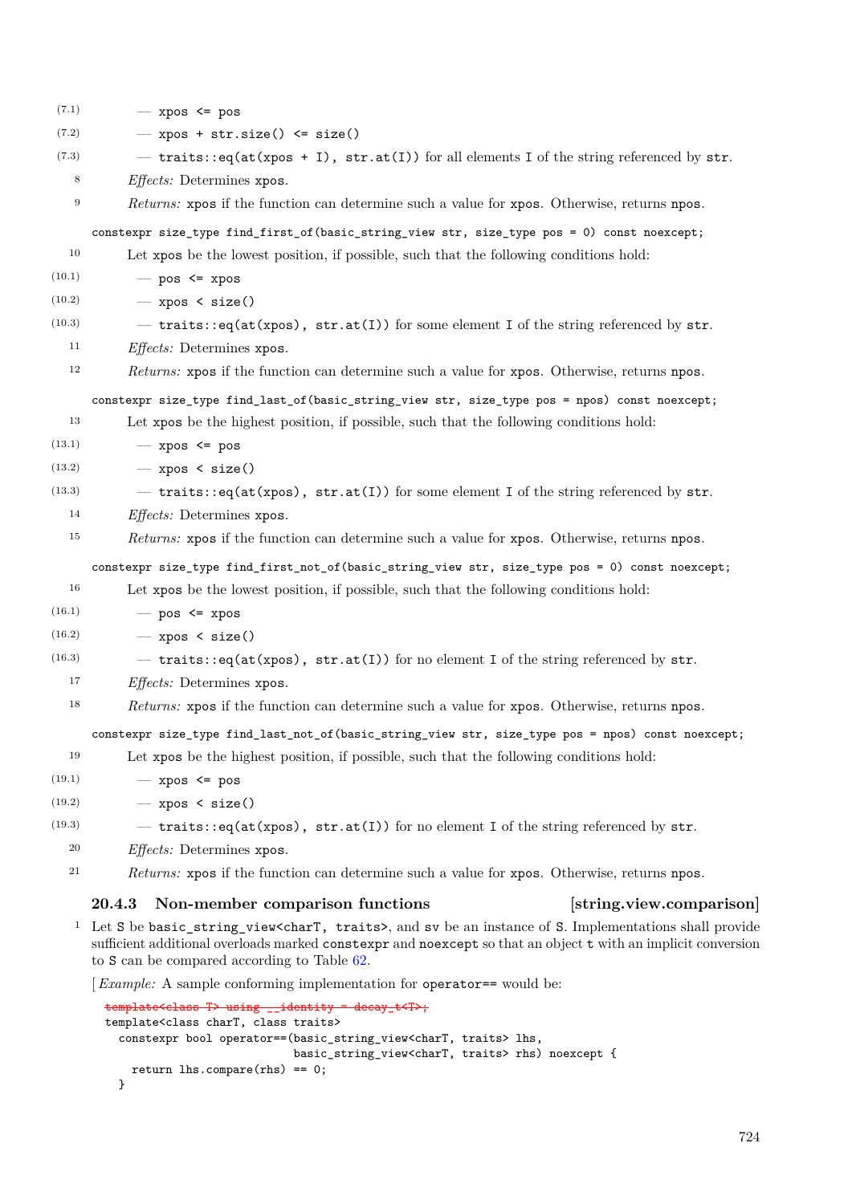(7.1) — `xpos <= pos`

(7.2) — `xpos + str.size() <= size()`

(7.3) — `traits::eq(at(xpos + I), str.at(I))` for all elements `I` of the string referenced by `str`.

8 *Effects:* Determines `xpos`.

9 *Returns:* `xpos` if the function can determine such a value for `xpos`. Otherwise, returns `npos`.

```
constexpr size_type find_first_of(basic_string_view str, size_type pos = 0) const noexcept;
```

10 Let `xpos` be the lowest position, if possible, such that the following conditions hold:

(10.1) — `pos <= xpos`

(10.2) — `xpos < size()`

(10.3) — `traits::eq(at(xpos), str.at(I))` for some element `I` of the string referenced by `str`.

11 *Effects:* Determines `xpos`.

12 *Returns:* `xpos` if the function can determine such a value for `xpos`. Otherwise, returns `npos`.

```
constexpr size_type find_last_of(basic_string_view str, size_type pos = npos) const noexcept;
```

13 Let `xpos` be the highest position, if possible, such that the following conditions hold:

(13.1) — `xpos <= pos`

(13.2) — `xpos < size()`

(13.3) — `traits::eq(at(xpos), str.at(I))` for some element `I` of the string referenced by `str`.

14 *Effects:* Determines `xpos`.

15 *Returns:* `xpos` if the function can determine such a value for `xpos`. Otherwise, returns `npos`.

```
constexpr size_type find_first_not_of(basic_string_view str, size_type pos = 0) const noexcept;
```

16 Let `xpos` be the lowest position, if possible, such that the following conditions hold:

(16.1) — `pos <= xpos`

(16.2) — `xpos < size()`

(16.3) — `traits::eq(at(xpos), str.at(I))` for no element `I` of the string referenced by `str`.

17 *Effects:* Determines `xpos`.

18 *Returns:* `xpos` if the function can determine such a value for `xpos`. Otherwise, returns `npos`.

```
constexpr size_type find_last_not_of(basic_string_view str, size_type pos = npos) const noexcept;
```

19 Let `xpos` be the highest position, if possible, such that the following conditions hold:

(19.1) — `xpos <= pos`

(19.2) — `xpos < size()`

(19.3) — `traits::eq(at(xpos), str.at(I))` for no element `I` of the string referenced by `str`.

20 *Effects:* Determines `xpos`.

21 *Returns:* `xpos` if the function can determine such a value for `xpos`. Otherwise, returns `npos`.

### 20.4.3 Non-member comparison functions [string.view.comparison]

1 Let `S` be `basic_string_view<charT, traits>`, and `sv` be an instance of `S`. Implementations shall provide sufficient additional overloads marked `constexpr` and `noexcept` so that an object `t` with an implicit conversion to `S` can be compared according to Table 62.

[*Example:* A sample conforming implementation for `operator==` would be:

```
template<class T> using __identity = decay_t<T>;
template<class charT, class traits>
  constexpr bool operator==(basic_string_view<charT, traits> lhs,
                            basic_string_view<charT, traits> rhs) noexcept {
    return lhs.compare(rhs) == 0;
  }
```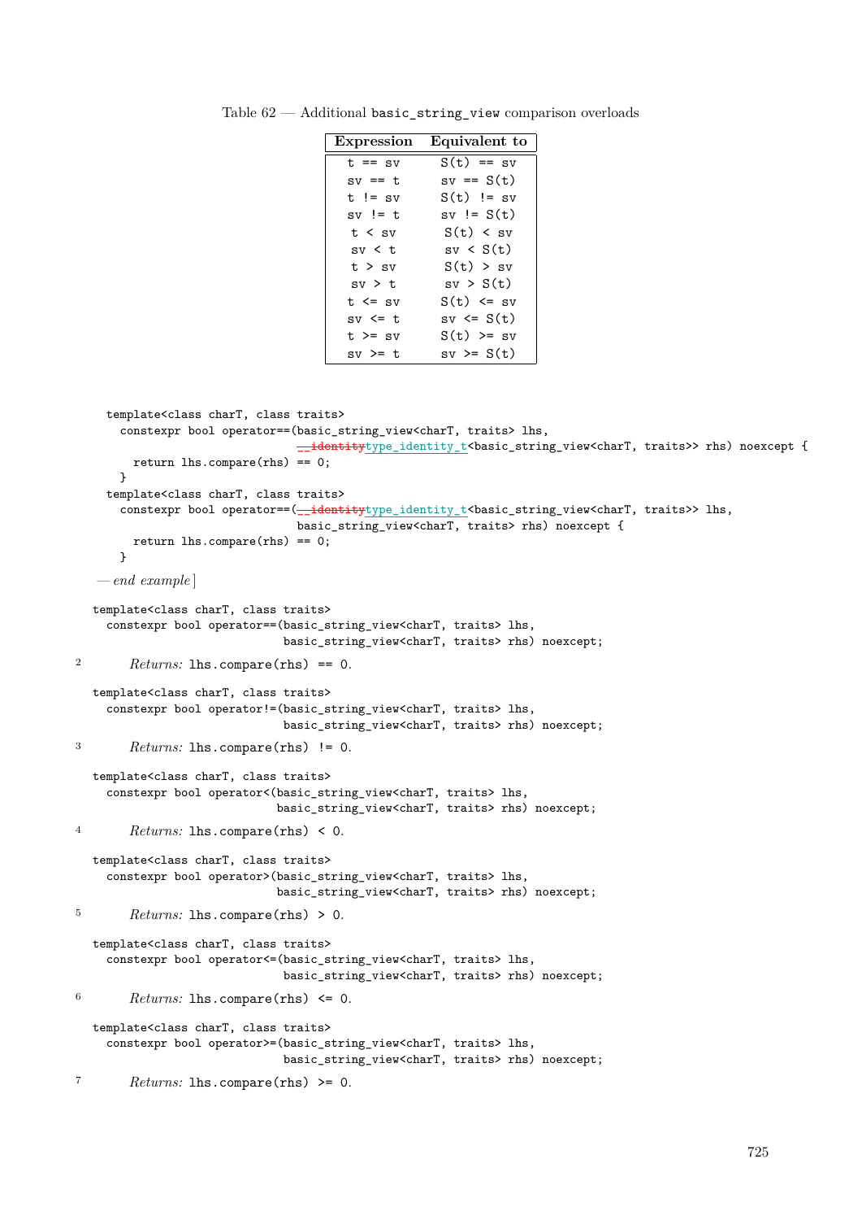Table 62 — Additional `basic_string_view` comparison overloads

| Expression | Equivalent to |
|---|---|
| `t == sv` | `S(t) == sv` |
| `sv == t` | `sv == S(t)` |
| `t != sv` | `S(t) != sv` |
| `sv != t` | `sv != S(t)` |
| `t < sv` | `S(t) < sv` |
| `sv < t` | `sv < S(t)` |
| `t > sv` | `S(t) > sv` |
| `sv > t` | `sv > S(t)` |
| `t <= sv` | `S(t) <= sv` |
| `sv <= t` | `sv <= S(t)` |
| `t >= sv` | `S(t) >= sv` |
| `sv >= t` | `sv >= S(t)` |

```
template<class charT, class traits>
  constexpr bool operator==(basic_string_view<charT, traits> lhs,
                            __identitytype_identity_t<basic_string_view<charT, traits>> rhs) noexcept {
    return lhs.compare(rhs) == 0;
  }
template<class charT, class traits>
  constexpr bool operator==(__identitytype_identity_t<basic_string_view<charT, traits>> lhs,
                            basic_string_view<charT, traits> rhs) noexcept {
    return lhs.compare(rhs) == 0;
  }
```

— *end example*]

```
template<class charT, class traits>
  constexpr bool operator==(basic_string_view<charT, traits> lhs,
                            basic_string_view<charT, traits> rhs) noexcept;
```

2 *Returns:* `lhs.compare(rhs) == 0`.

```
template<class charT, class traits>
  constexpr bool operator!=(basic_string_view<charT, traits> lhs,
                            basic_string_view<charT, traits> rhs) noexcept;
```

3 *Returns:* `lhs.compare(rhs) != 0`.

```
template<class charT, class traits>
  constexpr bool operator<(basic_string_view<charT, traits> lhs,
                           basic_string_view<charT, traits> rhs) noexcept;
```

4 *Returns:* `lhs.compare(rhs) < 0`.

```
template<class charT, class traits>
  constexpr bool operator>(basic_string_view<charT, traits> lhs,
                           basic_string_view<charT, traits> rhs) noexcept;
```

5 *Returns:* `lhs.compare(rhs) > 0`.

```
template<class charT, class traits>
  constexpr bool operator<=(basic_string_view<charT, traits> lhs,
                            basic_string_view<charT, traits> rhs) noexcept;
```

6 *Returns:* `lhs.compare(rhs) <= 0`.

```
template<class charT, class traits>
  constexpr bool operator>=(basic_string_view<charT, traits> lhs,
                            basic_string_view<charT, traits> rhs) noexcept;
```

7 *Returns:* `lhs.compare(rhs) >= 0`.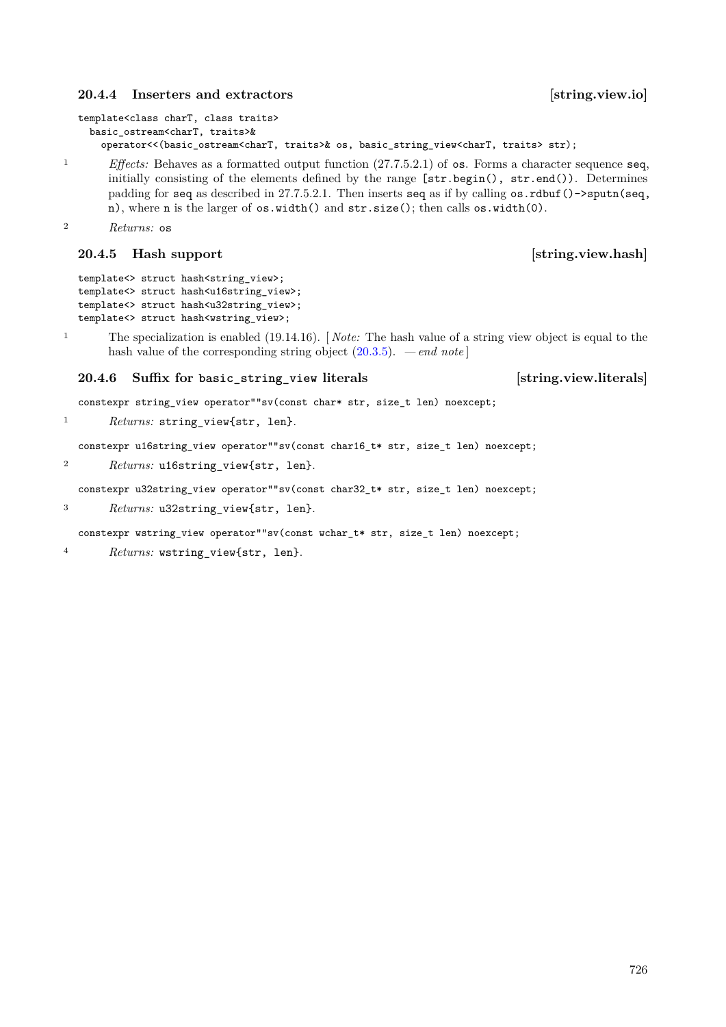### 20.4.4 Inserters and extractors [string.view.io]

```
template<class charT, class traits>
  basic_ostream<charT, traits>&
    operator<<(basic_ostream<charT, traits>& os, basic_string_view<charT, traits> str);
```

1 *Effects:* Behaves as a formatted output function (27.7.5.2.1) of `os`. Forms a character sequence `seq`, initially consisting of the elements defined by the range `[str.begin(), str.end())`. Determines padding for `seq` as described in 27.7.5.2.1. Then inserts `seq` as if by calling `os.rdbuf()->sputn(seq, n)`, where `n` is the larger of `os.width()` and `str.size()`; then calls `os.width(0)`.

2 *Returns:* `os`

### 20.4.5 Hash support [string.view.hash]

```
template<> struct hash<string_view>;
template<> struct hash<u16string_view>;
template<> struct hash<u32string_view>;
template<> struct hash<wstring_view>;
```

1 The specialization is enabled (19.14.16). [ *Note:* The hash value of a string view object is equal to the hash value of the corresponding string object (20.3.5). — *end note* ]

### 20.4.6 Suffix for `basic_string_view` literals [string.view.literals]

```
constexpr string_view operator""sv(const char* str, size_t len) noexcept;
```

1 *Returns:* `string_view{str, len}`.

```
constexpr u16string_view operator""sv(const char16_t* str, size_t len) noexcept;
```

2 *Returns:* `u16string_view{str, len}`.

```
constexpr u32string_view operator""sv(const char32_t* str, size_t len) noexcept;
```

3 *Returns:* `u32string_view{str, len}`.

```
constexpr wstring_view operator""sv(const wchar_t* str, size_t len) noexcept;
```

4 *Returns:* `wstring_view{str, len}`.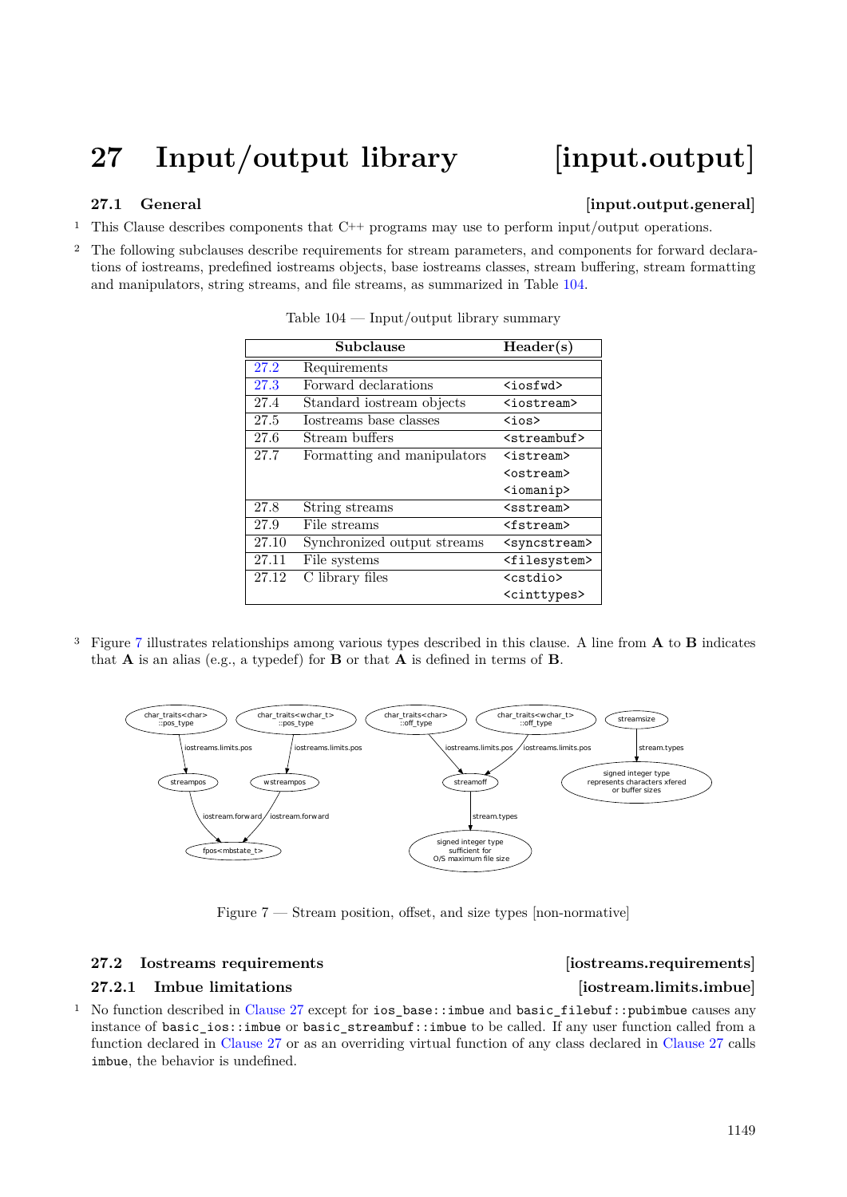# 27 Input/output library [input.output]

## 27.1 General [input.output.general]

1 This Clause describes components that C++ programs may use to perform input/output operations.

2 The following subclauses describe requirements for stream parameters, and components for forward declarations of iostreams, predefined iostreams objects, base iostreams classes, stream buffering, stream formatting and manipulators, string streams, and file streams, as summarized in Table 104.

Table 104 — Input/output library summary

| | Subclause | Header(s) |
|---|---|---|
| 27.2 | Requirements | |
| 27.3 | Forward declarations | `<iosfwd>` |
| 27.4 | Standard iostream objects | `<iostream>` |
| 27.5 | Iostreams base classes | `<ios>` |
| 27.6 | Stream buffers | `<streambuf>` |
| 27.7 | Formatting and manipulators | `<istream>` `<ostream>` `<iomanip>` |
| 27.8 | String streams | `<sstream>` |
| 27.9 | File streams | `<fstream>` |
| 27.10 | Synchronized output streams | `<syncstream>` |
| 27.11 | File systems | `<filesystem>` |
| 27.12 | C library files | `<cstdio>` `<cinttypes>` |

3 Figure 7 illustrates relationships among various types described in this clause. A line from **A** to **B** indicates that **A** is an alias (e.g., a typedef) for **B** or that **A** is defined in terms of **B**.

Figure 7 — Stream position, offset, and size types [non-normative]

## 27.2 Iostreams requirements [iostreams.requirements]

### 27.2.1 Imbue limitations [iostream.limits.imbue]

1 No function described in Clause 27 except for `ios_base::imbue` and `basic_filebuf::pubimbue` causes any instance of `basic_ios::imbue` or `basic_streambuf::imbue` to be called. If any user function called from a function declared in Clause 27 or as an overriding virtual function of any class declared in Clause 27 calls `imbue`, the behavior is undefined.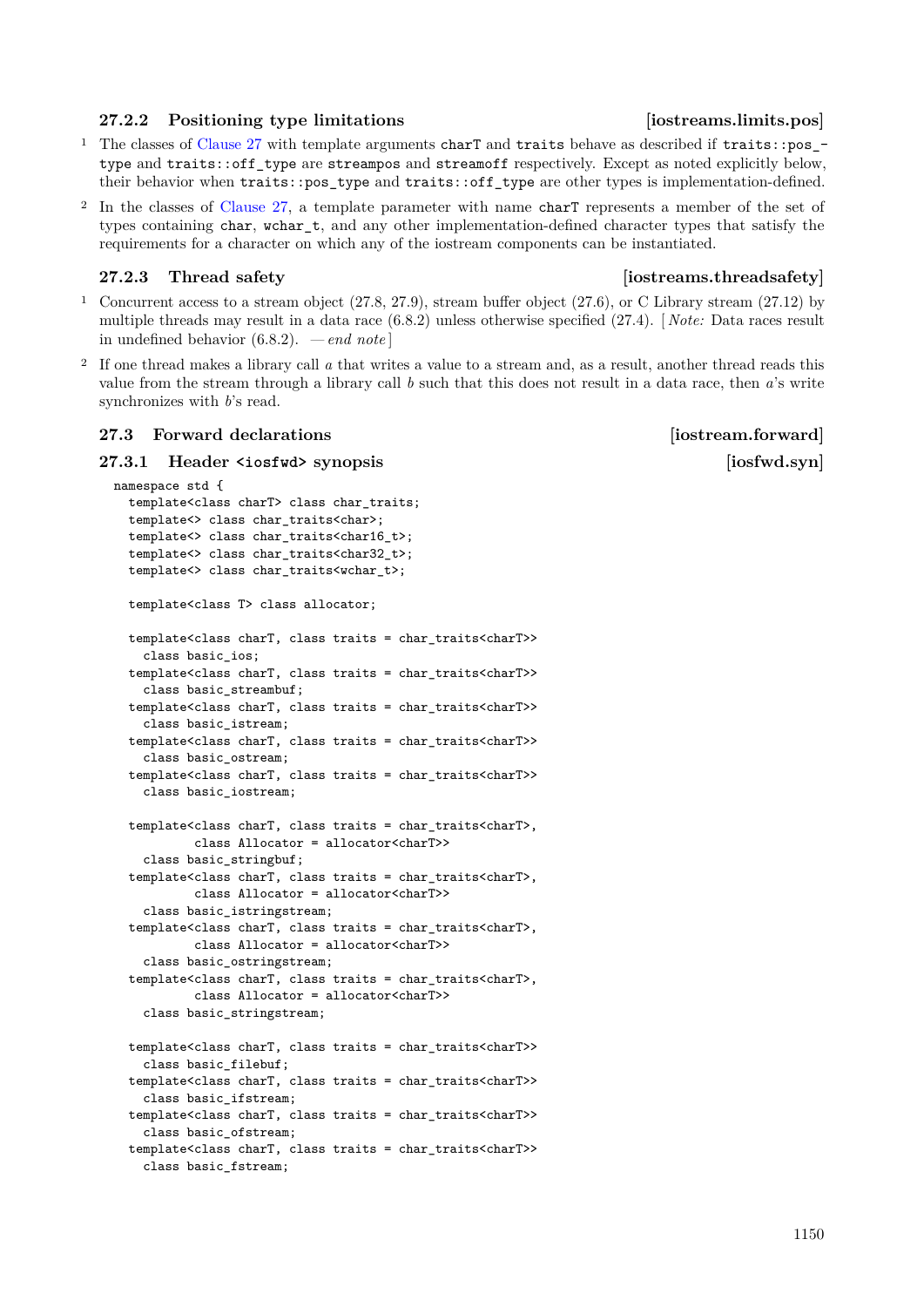### 27.2.2 Positioning type limitations [iostreams.limits.pos]

1 The classes of Clause 27 with template arguments `charT` and `traits` behave as described if `traits::pos_type` and `traits::off_type` are `streampos` and `streamoff` respectively. Except as noted explicitly below, their behavior when `traits::pos_type` and `traits::off_type` are other types is implementation-defined.

2 In the classes of Clause 27, a template parameter with name `charT` represents a member of the set of types containing `char`, `wchar_t`, and any other implementation-defined character types that satisfy the requirements for a character on which any of the iostream components can be instantiated.

### 27.2.3 Thread safety [iostreams.threadsafety]

1 Concurrent access to a stream object (27.8, 27.9), stream buffer object (27.6), or C Library stream (27.12) by multiple threads may result in a data race (6.8.2) unless otherwise specified (27.4). [ *Note:* Data races result in undefined behavior (6.8.2). — *end note* ]

2 If one thread makes a library call *a* that writes a value to a stream and, as a result, another thread reads this value from the stream through a library call *b* such that this does not result in a data race, then *a*'s write synchronizes with *b*'s read.

## 27.3 Forward declarations [iostream.forward]

### 27.3.1 Header `<iosfwd>` synopsis [iosfwd.syn]

```
namespace std {
  template<class charT> class char_traits;
  template<> class char_traits<char>;
  template<> class char_traits<char16_t>;
  template<> class char_traits<char32_t>;
  template<> class char_traits<wchar_t>;

  template<class T> class allocator;

  template<class charT, class traits = char_traits<charT>>
    class basic_ios;
  template<class charT, class traits = char_traits<charT>>
    class basic_streambuf;
  template<class charT, class traits = char_traits<charT>>
    class basic_istream;
  template<class charT, class traits = char_traits<charT>>
    class basic_ostream;
  template<class charT, class traits = char_traits<charT>>
    class basic_iostream;

  template<class charT, class traits = char_traits<charT>,
           class Allocator = allocator<charT>>
    class basic_stringbuf;
  template<class charT, class traits = char_traits<charT>,
           class Allocator = allocator<charT>>
    class basic_istringstream;
  template<class charT, class traits = char_traits<charT>,
           class Allocator = allocator<charT>>
    class basic_ostringstream;
  template<class charT, class traits = char_traits<charT>,
           class Allocator = allocator<charT>>
    class basic_stringstream;

  template<class charT, class traits = char_traits<charT>>
    class basic_filebuf;
  template<class charT, class traits = char_traits<charT>>
    class basic_ifstream;
  template<class charT, class traits = char_traits<charT>>
    class basic_ofstream;
  template<class charT, class traits = char_traits<charT>>
    class basic_fstream;
```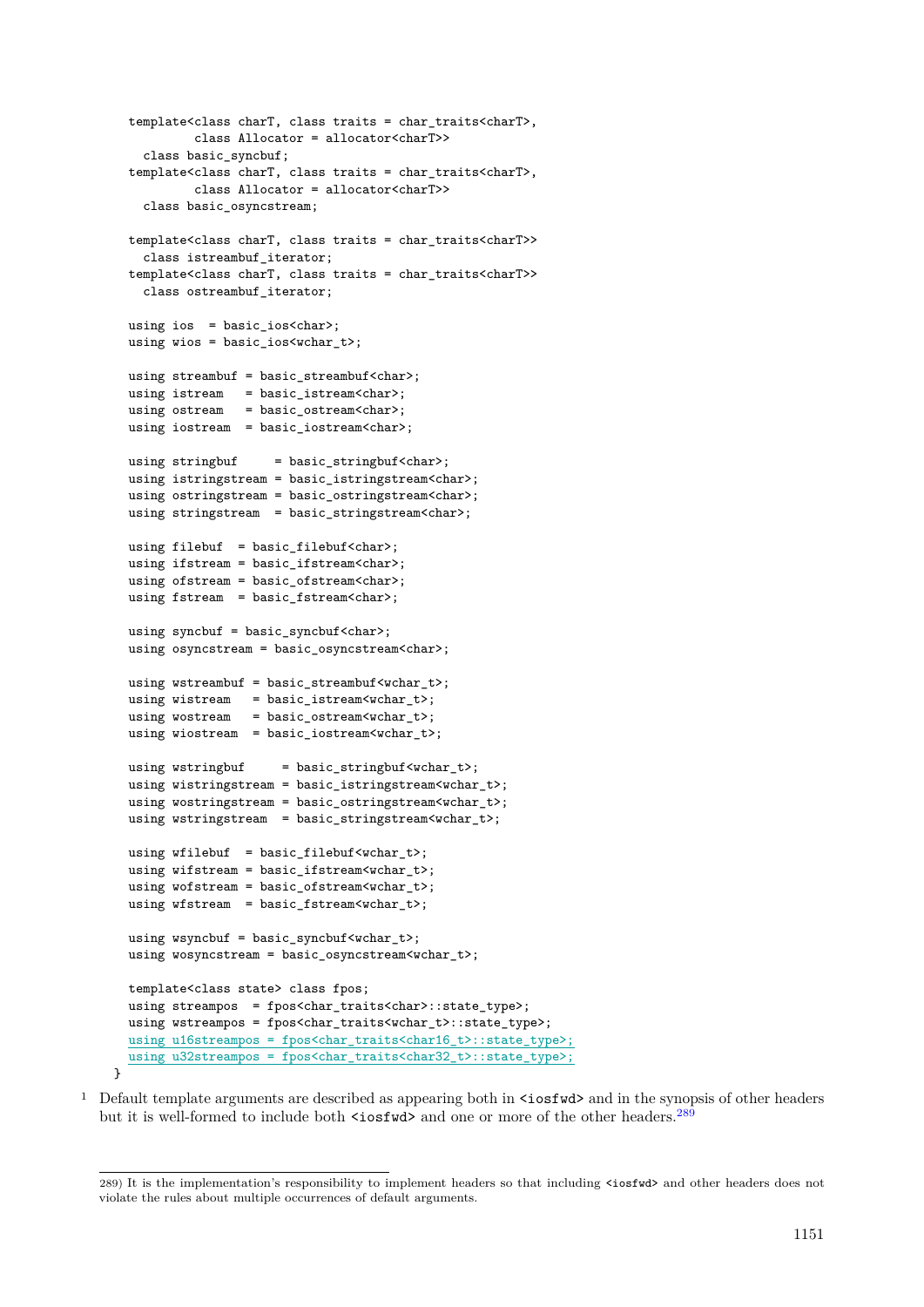```cpp
  template<class charT, class traits = char_traits<charT>,
           class Allocator = allocator<charT>>
    class basic_syncbuf;
  template<class charT, class traits = char_traits<charT>,
           class Allocator = allocator<charT>>
    class basic_osyncstream;

  template<class charT, class traits = char_traits<charT>>
    class istreambuf_iterator;
  template<class charT, class traits = char_traits<charT>>
    class ostreambuf_iterator;

  using ios  = basic_ios<char>;
  using wios = basic_ios<wchar_t>;

  using streambuf = basic_streambuf<char>;
  using istream   = basic_istream<char>;
  using ostream   = basic_ostream<char>;
  using iostream  = basic_iostream<char>;

  using stringbuf     = basic_stringbuf<char>;
  using istringstream = basic_istringstream<char>;
  using ostringstream = basic_ostringstream<char>;
  using stringstream  = basic_stringstream<char>;

  using filebuf  = basic_filebuf<char>;
  using ifstream = basic_ifstream<char>;
  using ofstream = basic_ofstream<char>;
  using fstream  = basic_fstream<char>;

  using syncbuf = basic_syncbuf<char>;
  using osyncstream = basic_osyncstream<char>;

  using wstreambuf = basic_streambuf<wchar_t>;
  using wistream   = basic_istream<wchar_t>;
  using wostream   = basic_ostream<wchar_t>;
  using wiostream  = basic_iostream<wchar_t>;

  using wstringbuf     = basic_stringbuf<wchar_t>;
  using wistringstream = basic_istringstream<wchar_t>;
  using wostringstream = basic_ostringstream<wchar_t>;
  using wstringstream  = basic_stringstream<wchar_t>;

  using wfilebuf  = basic_filebuf<wchar_t>;
  using wifstream = basic_ifstream<wchar_t>;
  using wofstream = basic_ofstream<wchar_t>;
  using wfstream  = basic_fstream<wchar_t>;

  using wsyncbuf = basic_syncbuf<wchar_t>;
  using wosyncstream = basic_osyncstream<wchar_t>;

  template<class state> class fpos;
  using streampos  = fpos<char_traits<char>::state_type>;
  using wstreampos = fpos<char_traits<wchar_t>::state_type>;
  using u16streampos = fpos<char_traits<char16_t>::state_type>;
  using u32streampos = fpos<char_traits<char32_t>::state_type>;
}
```

1 Default template arguments are described as appearing both in `<iosfwd>` and in the synopsis of other headers but it is well-formed to include both `<iosfwd>` and one or more of the other headers.[289]

289) It is the implementation's responsibility to implement headers so that including `<iosfwd>` and other headers does not violate the rules about multiple occurrences of default arguments.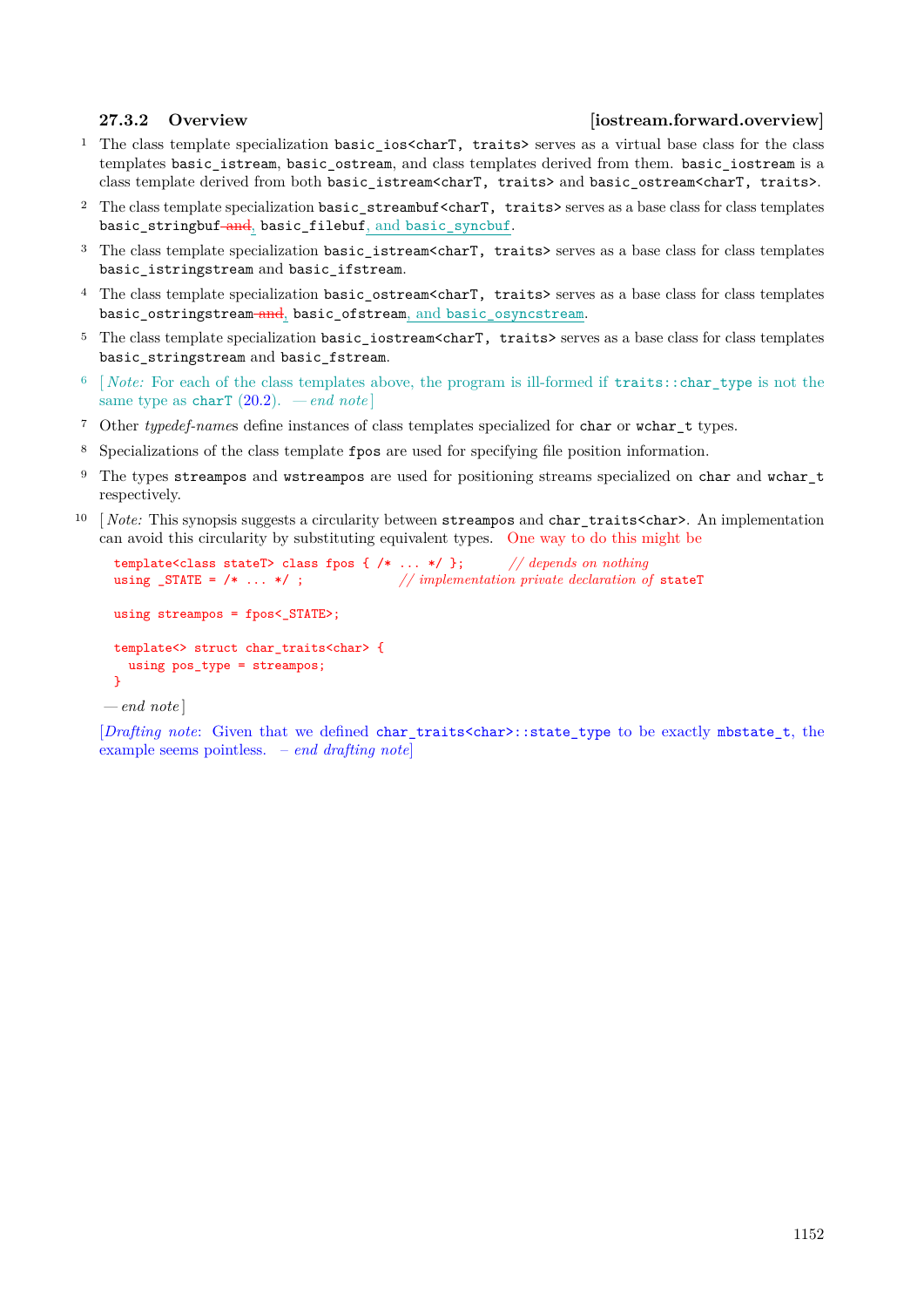### 27.3.2 Overview [iostream.forward.overview]

1 The class template specialization `basic_ios<charT, traits>` serves as a virtual base class for the class templates `basic_istream`, `basic_ostream`, and class templates derived from them. `basic_iostream` is a class template derived from both `basic_istream<charT, traits>` and `basic_ostream<charT, traits>`.

2 The class template specialization `basic_streambuf<charT, traits>` serves as a base class for class templates `basic_stringbuf` ~~and~~, `basic_filebuf`, and `basic_syncbuf`.

3 The class template specialization `basic_istream<charT, traits>` serves as a base class for class templates `basic_istringstream` and `basic_ifstream`.

4 The class template specialization `basic_ostream<charT, traits>` serves as a base class for class templates `basic_ostringstream` ~~and~~, `basic_ofstream`, and `basic_osyncstream`.

5 The class template specialization `basic_iostream<charT, traits>` serves as a base class for class templates `basic_stringstream` and `basic_fstream`.

6 [ *Note:* For each of the class templates above, the program is ill-formed if `traits::char_type` is not the same type as `charT` (20.2). — *end note* ]

7 Other *typedef-names* define instances of class templates specialized for `char` or `wchar_t` types.

8 Specializations of the class template `fpos` are used for specifying file position information.

9 The types `streampos` and `wstreampos` are used for positioning streams specialized on `char` and `wchar_t` respectively.

10 [ *Note:* This synopsis suggests a circularity between `streampos` and `char_traits<char>`. An implementation can avoid this circularity by substituting equivalent types. One way to do this might be

```
template<class stateT> class fpos { /* ... */ };       // depends on nothing
using _STATE = /* ... */ ;              // implementation private declaration of stateT

using streampos = fpos<_STATE>;

template<> struct char_traits<char> {
  using pos_type = streampos;
}
```

— *end note* ]

[*Drafting note*: Given that we defined `char_traits<char>::state_type` to be exactly `mbstate_t`, the example seems pointless. – *end drafting note*]